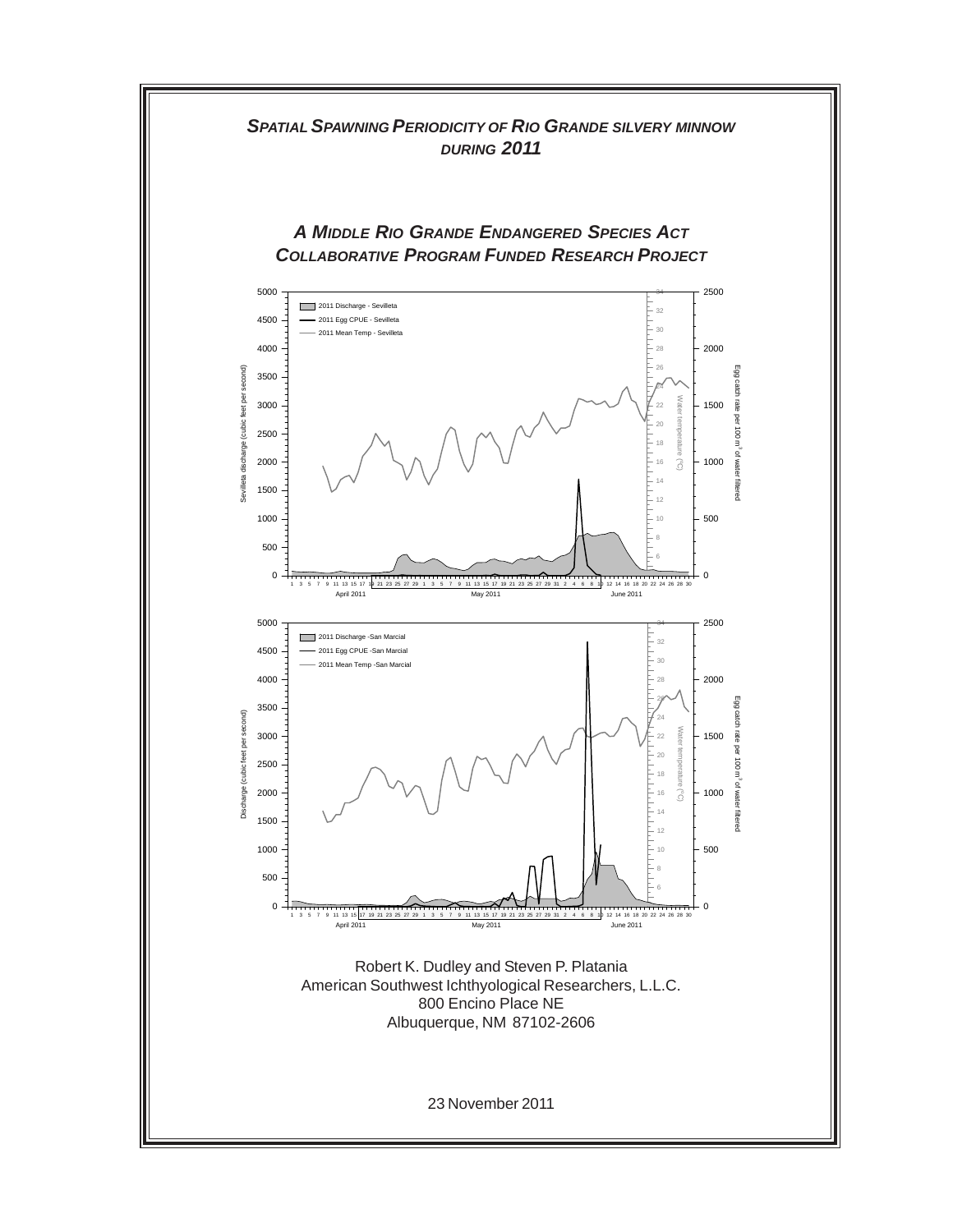# *SPATIAL SPAWNING PERIODICITY OF RIO GRANDE SILVERY MINNOW DURING 2011*

## *A MIDDLE RIO GRANDE ENDANGERED SPECIES ACT COLLABORATIVE PROGRAM FUNDED RESEARCH PROJECT*

Robert K. Dudley and Steven P. Platania
American Southwest Ichthyological Researchers, L.L.C.
800 Encino Place NE
Albuquerque, NM 87102-2606

23 November 2011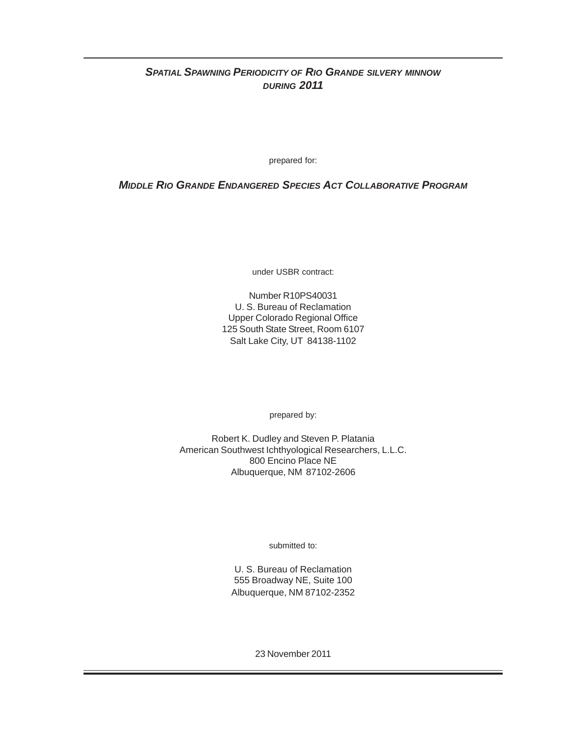# *SPATIAL SPAWNING PERIODICITY OF RIO GRANDE SILVERY MINNOW DURING 2011*

prepared for:

***MIDDLE RIO GRANDE ENDANGERED SPECIES ACT COLLABORATIVE PROGRAM***

under USBR contract:

Number R10PS40031
U. S. Bureau of Reclamation
Upper Colorado Regional Office
125 South State Street, Room 6107
Salt Lake City, UT 84138-1102

prepared by:

Robert K. Dudley and Steven P. Platania
American Southwest Ichthyological Researchers, L.L.C.
800 Encino Place NE
Albuquerque, NM 87102-2606

submitted to:

U. S. Bureau of Reclamation
555 Broadway NE, Suite 100
Albuquerque, NM 87102-2352

23 November 2011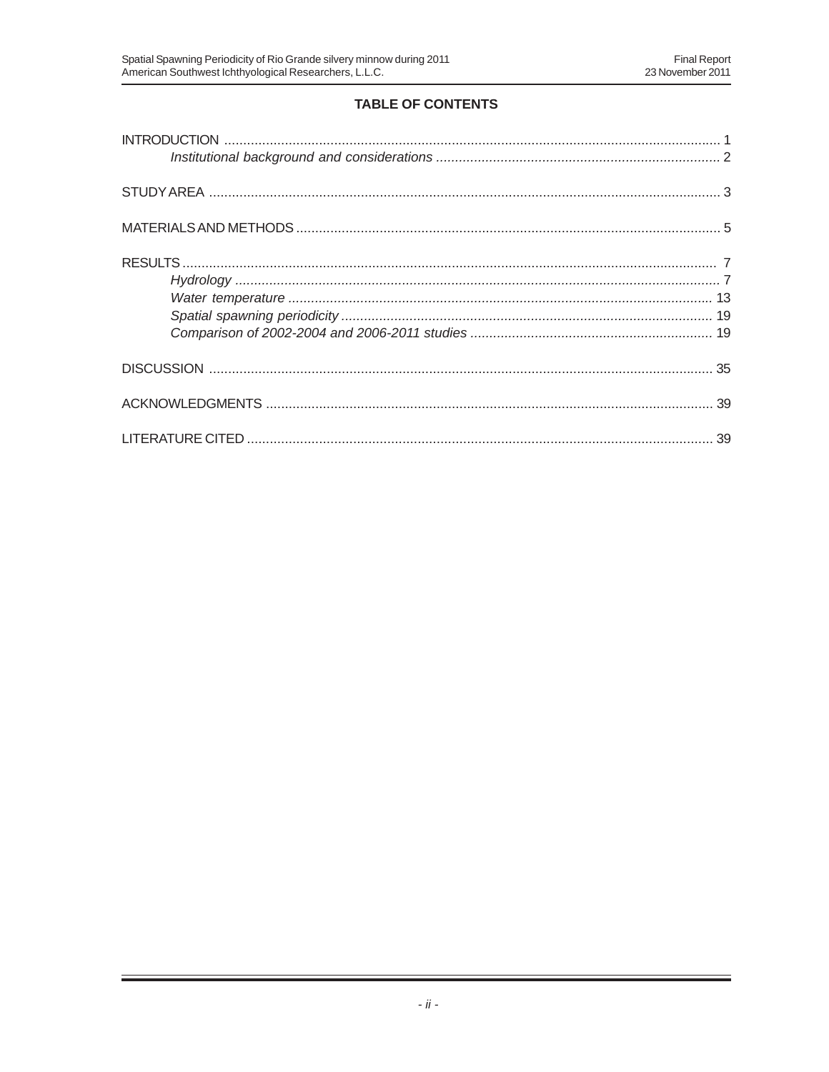## TABLE OF CONTENTS

INTRODUCTION .................................................................................................................................. 1
&nbsp;&nbsp;&nbsp;&nbsp;*Institutional background and considerations* ........................................................................... 2

STUDY AREA ..................................................................................................................................... 3

MATERIALS AND METHODS ............................................................................................................... 5

RESULTS ............................................................................................................................................ 7
&nbsp;&nbsp;&nbsp;&nbsp;*Hydrology* ............................................................................................................................... 7
&nbsp;&nbsp;&nbsp;&nbsp;*Water temperature* ................................................................................................................ 13
&nbsp;&nbsp;&nbsp;&nbsp;*Spatial spawning periodicity* ................................................................................................. 19
&nbsp;&nbsp;&nbsp;&nbsp;*Comparison of 2002-2004 and 2006-2011 studies* ................................................................ 19

DISCUSSION .................................................................................................................................... 35

ACKNOWLEDGMENTS ..................................................................................................................... 39

LITERATURE CITED .......................................................................................................................... 39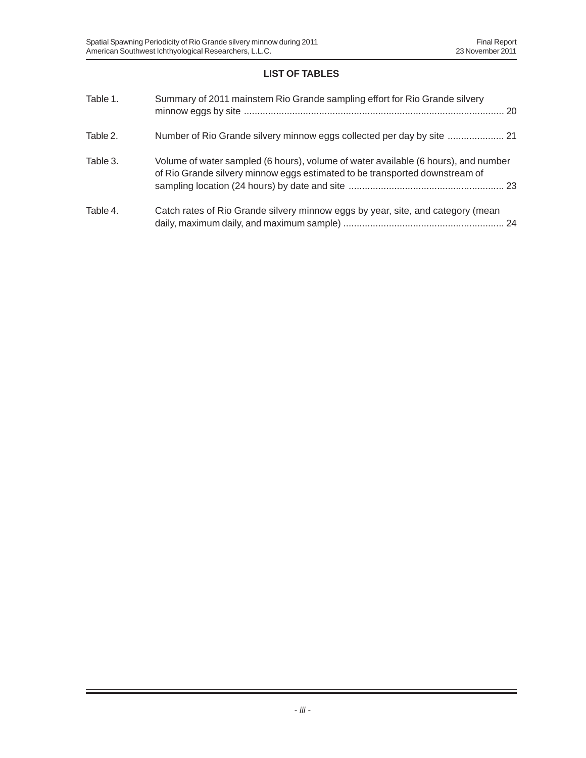## LIST OF TABLES

| | | |
|---|---|---|
| Table 1. | Summary of 2011 mainstem Rio Grande sampling effort for Rio Grande silvery minnow eggs by site | 20 |
| Table 2. | Number of Rio Grande silvery minnow eggs collected per day by site | 21 |
| Table 3. | Volume of water sampled (6 hours), volume of water available (6 hours), and number of Rio Grande silvery minnow eggs estimated to be transported downstream of sampling location (24 hours) by date and site | 23 |
| Table 4. | Catch rates of Rio Grande silvery minnow eggs by year, site, and category (mean daily, maximum daily, and maximum sample) | 24 |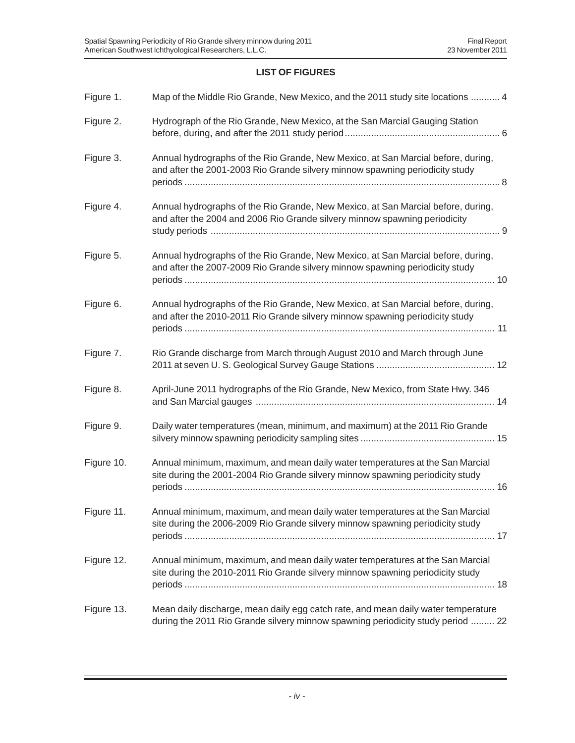## LIST OF FIGURES

| | | |
|---|---|---|
| Figure 1. | Map of the Middle Rio Grande, New Mexico, and the 2011 study site locations | 4 |
| Figure 2. | Hydrograph of the Rio Grande, New Mexico, at the San Marcial Gauging Station before, during, and after the 2011 study period | 6 |
| Figure 3. | Annual hydrographs of the Rio Grande, New Mexico, at San Marcial before, during, and after the 2001-2003 Rio Grande silvery minnow spawning periodicity study periods | 8 |
| Figure 4. | Annual hydrographs of the Rio Grande, New Mexico, at San Marcial before, during, and after the 2004 and 2006 Rio Grande silvery minnow spawning periodicity study periods | 9 |
| Figure 5. | Annual hydrographs of the Rio Grande, New Mexico, at San Marcial before, during, and after the 2007-2009 Rio Grande silvery minnow spawning periodicity study periods | 10 |
| Figure 6. | Annual hydrographs of the Rio Grande, New Mexico, at San Marcial before, during, and after the 2010-2011 Rio Grande silvery minnow spawning periodicity study periods | 11 |
| Figure 7. | Rio Grande discharge from March through August 2010 and March through June 2011 at seven U. S. Geological Survey Gauge Stations | 12 |
| Figure 8. | April-June 2011 hydrographs of the Rio Grande, New Mexico, from State Hwy. 346 and San Marcial gauges | 14 |
| Figure 9. | Daily water temperatures (mean, minimum, and maximum) at the 2011 Rio Grande silvery minnow spawning periodicity sampling sites | 15 |
| Figure 10. | Annual minimum, maximum, and mean daily water temperatures at the San Marcial site during the 2001-2004 Rio Grande silvery minnow spawning periodicity study periods | 16 |
| Figure 11. | Annual minimum, maximum, and mean daily water temperatures at the San Marcial site during the 2006-2009 Rio Grande silvery minnow spawning periodicity study periods | 17 |
| Figure 12. | Annual minimum, maximum, and mean daily water temperatures at the San Marcial site during the 2010-2011 Rio Grande silvery minnow spawning periodicity study periods | 18 |
| Figure 13. | Mean daily discharge, mean daily egg catch rate, and mean daily water temperature during the 2011 Rio Grande silvery minnow spawning periodicity study period | 22 |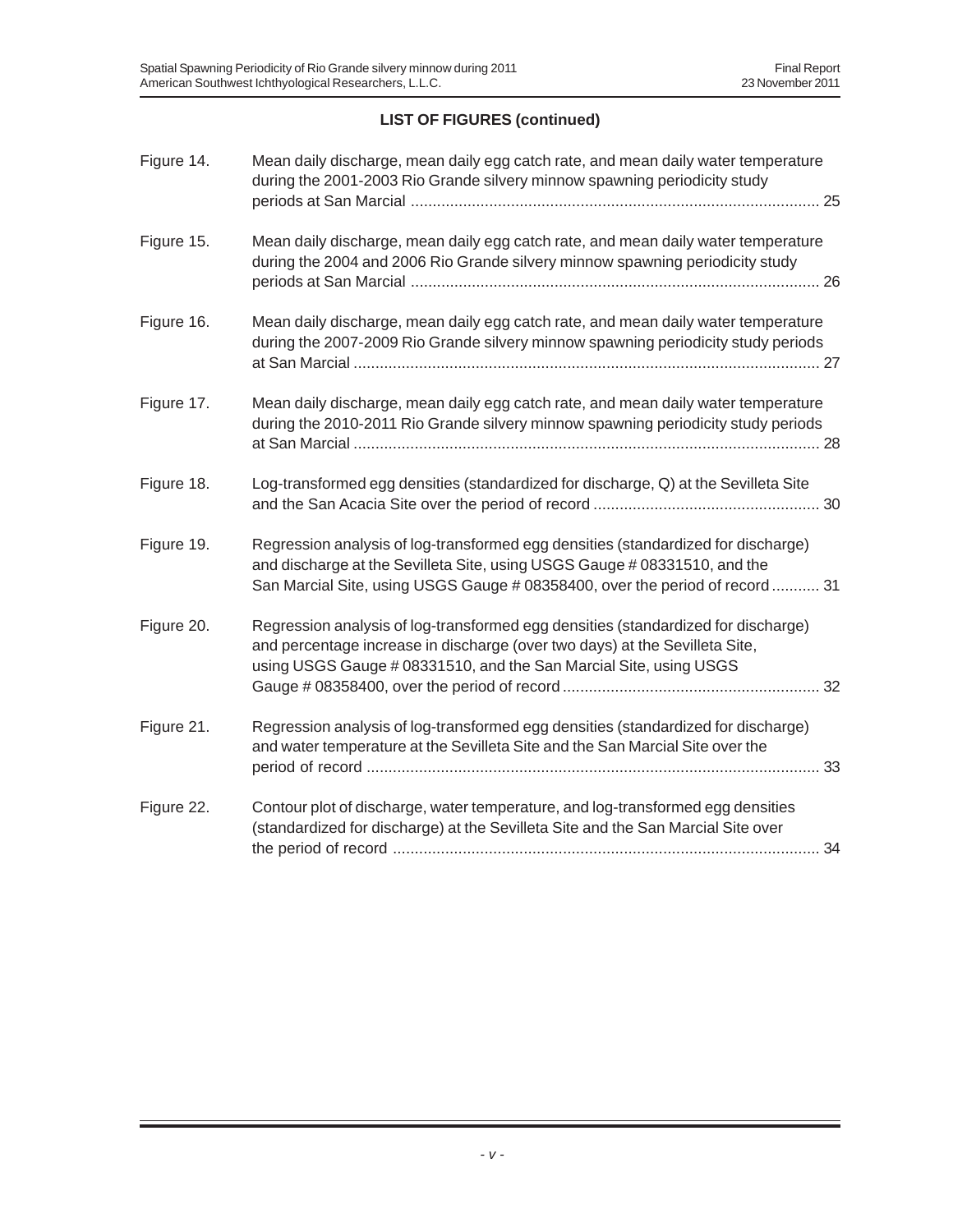## LIST OF FIGURES (continued)

| | | |
|---|---|---|
| Figure 14. | Mean daily discharge, mean daily egg catch rate, and mean daily water temperature during the 2001-2003 Rio Grande silvery minnow spawning periodicity study periods at San Marcial | 25 |
| Figure 15. | Mean daily discharge, mean daily egg catch rate, and mean daily water temperature during the 2004 and 2006 Rio Grande silvery minnow spawning periodicity study periods at San Marcial | 26 |
| Figure 16. | Mean daily discharge, mean daily egg catch rate, and mean daily water temperature during the 2007-2009 Rio Grande silvery minnow spawning periodicity study periods at San Marcial | 27 |
| Figure 17. | Mean daily discharge, mean daily egg catch rate, and mean daily water temperature during the 2010-2011 Rio Grande silvery minnow spawning periodicity study periods at San Marcial | 28 |
| Figure 18. | Log-transformed egg densities (standardized for discharge, Q) at the Sevilleta Site and the San Acacia Site over the period of record | 30 |
| Figure 19. | Regression analysis of log-transformed egg densities (standardized for discharge) and discharge at the Sevilleta Site, using USGS Gauge # 08331510, and the San Marcial Site, using USGS Gauge # 08358400, over the period of record | 31 |
| Figure 20. | Regression analysis of log-transformed egg densities (standardized for discharge) and percentage increase in discharge (over two days) at the Sevilleta Site, using USGS Gauge # 08331510, and the San Marcial Site, using USGS Gauge # 08358400, over the period of record | 32 |
| Figure 21. | Regression analysis of log-transformed egg densities (standardized for discharge) and water temperature at the Sevilleta Site and the San Marcial Site over the period of record | 33 |
| Figure 22. | Contour plot of discharge, water temperature, and log-transformed egg densities (standardized for discharge) at the Sevilleta Site and the San Marcial Site over the period of record | 34 |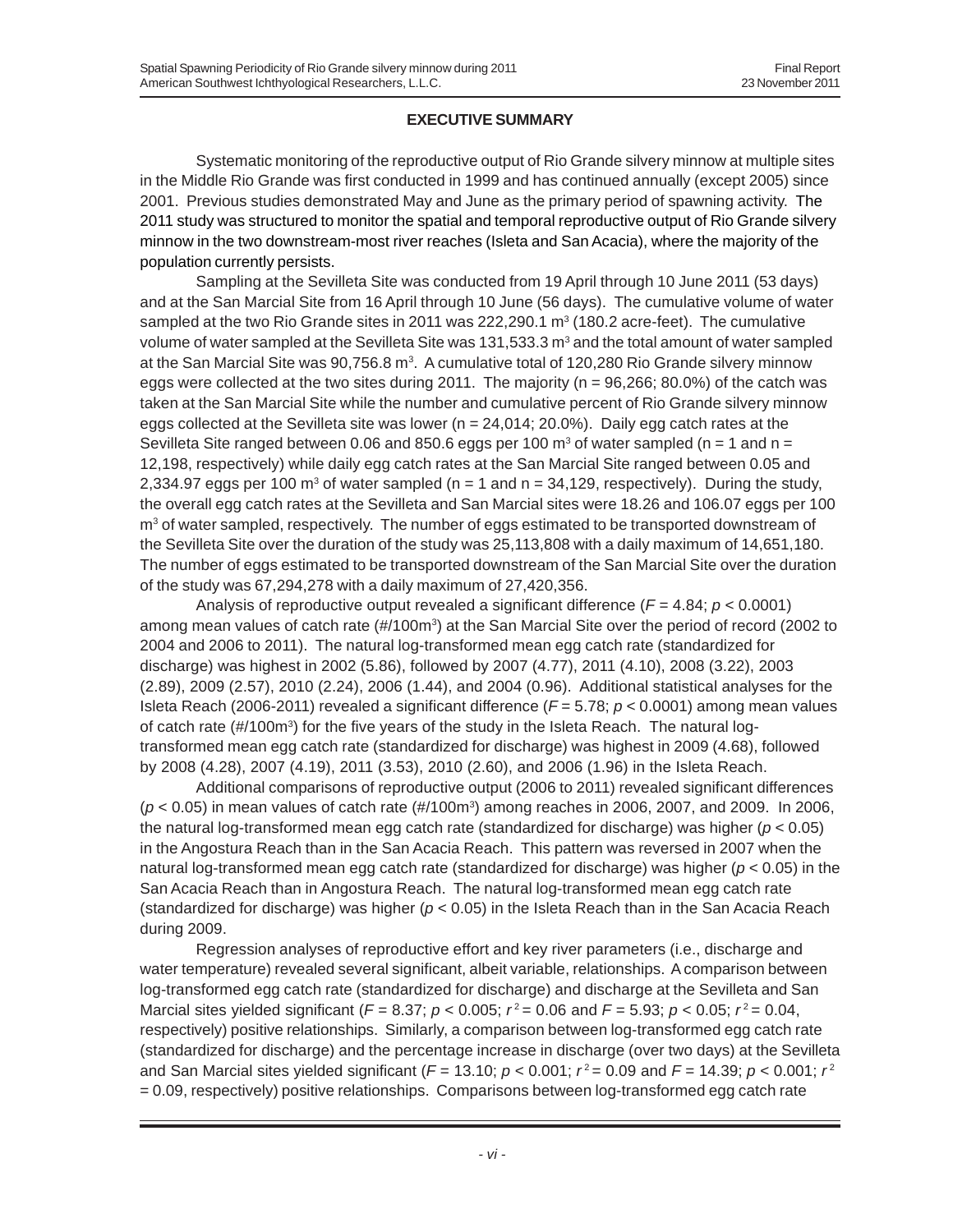## EXECUTIVE SUMMARY

Systematic monitoring of the reproductive output of Rio Grande silvery minnow at multiple sites in the Middle Rio Grande was first conducted in 1999 and has continued annually (except 2005) since 2001. Previous studies demonstrated May and June as the primary period of spawning activity. The 2011 study was structured to monitor the spatial and temporal reproductive output of Rio Grande silvery minnow in the two downstream-most river reaches (Isleta and San Acacia), where the majority of the population currently persists.

Sampling at the Sevilleta Site was conducted from 19 April through 10 June 2011 (53 days) and at the San Marcial Site from 16 April through 10 June (56 days). The cumulative volume of water sampled at the two Rio Grande sites in 2011 was 222,290.1 $m^3$ (180.2 acre-feet). The cumulative volume of water sampled at the Sevilleta Site was 131,533.3 $m^3$ and the total amount of water sampled at the San Marcial Site was 90,756.8 $m^3$. A cumulative total of 120,280 Rio Grande silvery minnow eggs were collected at the two sites during 2011. The majority (n = 96,266; 80.0%) of the catch was taken at the San Marcial Site while the number and cumulative percent of Rio Grande silvery minnow eggs collected at the Sevilleta site was lower (n = 24,014; 20.0%). Daily egg catch rates at the Sevilleta Site ranged between 0.06 and 850.6 eggs per 100 $m^3$ of water sampled (n = 1 and n = 12,198, respectively) while daily egg catch rates at the San Marcial Site ranged between 0.05 and 2,334.97 eggs per 100 $m^3$ of water sampled (n = 1 and n = 34,129, respectively). During the study, the overall egg catch rates at the Sevilleta and San Marcial sites were 18.26 and 106.07 eggs per 100 $m^3$ of water sampled, respectively. The number of eggs estimated to be transported downstream of the Sevilleta Site over the duration of the study was 25,113,808 with a daily maximum of 14,651,180. The number of eggs estimated to be transported downstream of the San Marcial Site over the duration of the study was 67,294,278 with a daily maximum of 27,420,356.

Analysis of reproductive output revealed a significant difference ($F = 4.84$; $p < 0.0001$) among mean values of catch rate (#/100$m^3$) at the San Marcial Site over the period of record (2002 to 2004 and 2006 to 2011). The natural log-transformed mean egg catch rate (standardized for discharge) was highest in 2002 (5.86), followed by 2007 (4.77), 2011 (4.10), 2008 (3.22), 2003 (2.89), 2009 (2.57), 2010 (2.24), 2006 (1.44), and 2004 (0.96). Additional statistical analyses for the Isleta Reach (2006-2011) revealed a significant difference ($F = 5.78$; $p < 0.0001$) among mean values of catch rate (#/100$m^3$) for the five years of the study in the Isleta Reach. The natural log-transformed mean egg catch rate (standardized for discharge) was highest in 2009 (4.68), followed by 2008 (4.28), 2007 (4.19), 2011 (3.53), 2010 (2.60), and 2006 (1.96) in the Isleta Reach.

Additional comparisons of reproductive output (2006 to 2011) revealed significant differences ($p < 0.05$) in mean values of catch rate (#/100$m^3$) among reaches in 2006, 2007, and 2009. In 2006, the natural log-transformed mean egg catch rate (standardized for discharge) was higher ($p < 0.05$) in the Angostura Reach than in the San Acacia Reach. This pattern was reversed in 2007 when the natural log-transformed mean egg catch rate (standardized for discharge) was higher ($p < 0.05$) in the San Acacia Reach than in Angostura Reach. The natural log-transformed mean egg catch rate (standardized for discharge) was higher ($p < 0.05$) in the Isleta Reach than in the San Acacia Reach during 2009.

Regression analyses of reproductive effort and key river parameters (i.e., discharge and water temperature) revealed several significant, albeit variable, relationships. A comparison between log-transformed egg catch rate (standardized for discharge) and discharge at the Sevilleta and San Marcial sites yielded significant ($F = 8.37$; $p < 0.005$; $r^2 = 0.06$ and $F = 5.93$; $p < 0.05$; $r^2 = 0.04$, respectively) positive relationships. Similarly, a comparison between log-transformed egg catch rate (standardized for discharge) and the percentage increase in discharge (over two days) at the Sevilleta and San Marcial sites yielded significant ($F = 13.10$; $p < 0.001$; $r^2 = 0.09$ and $F = 14.39$; $p < 0.001$; $r^2 = 0.09$, respectively) positive relationships. Comparisons between log-transformed egg catch rate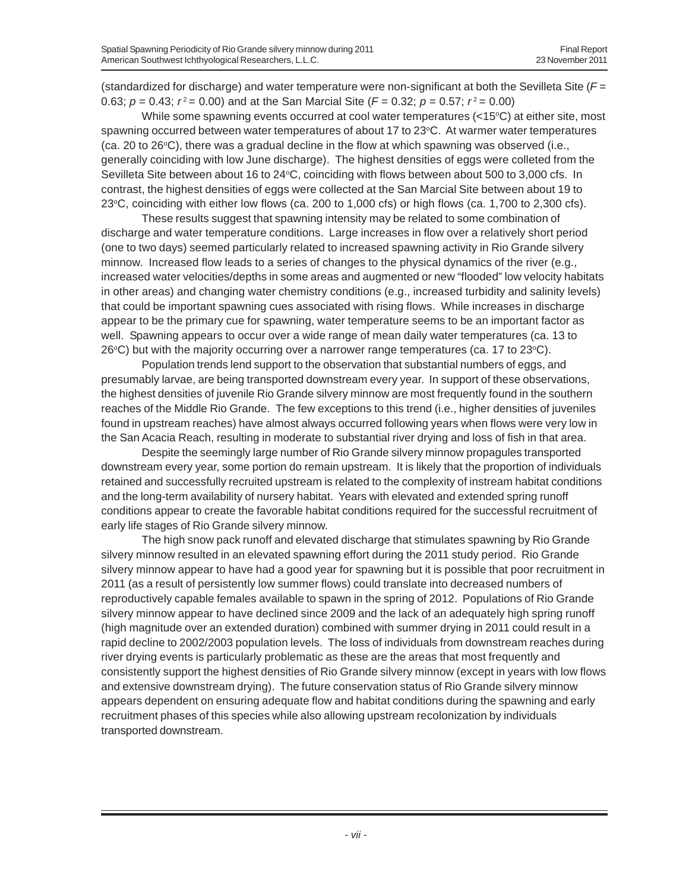(standardized for discharge) and water temperature were non-significant at both the Sevilleta Site ($F$ = 0.63; $p$ = 0.43; $r^2$ = 0.00) and at the San Marcial Site ($F$ = 0.32; $p$ = 0.57; $r^2$ = 0.00)

While some spawning events occurred at cool water temperatures (<15°C) at either site, most spawning occurred between water temperatures of about 17 to 23°C. At warmer water temperatures (ca. 20 to 26°C), there was a gradual decline in the flow at which spawning was observed (i.e., generally coinciding with low June discharge). The highest densities of eggs were colleted from the Sevilleta Site between about 16 to 24°C, coinciding with flows between about 500 to 3,000 cfs. In contrast, the highest densities of eggs were collected at the San Marcial Site between about 19 to 23°C, coinciding with either low flows (ca. 200 to 1,000 cfs) or high flows (ca. 1,700 to 2,300 cfs).

These results suggest that spawning intensity may be related to some combination of discharge and water temperature conditions. Large increases in flow over a relatively short period (one to two days) seemed particularly related to increased spawning activity in Rio Grande silvery minnow. Increased flow leads to a series of changes to the physical dynamics of the river (e.g., increased water velocities/depths in some areas and augmented or new "flooded" low velocity habitats in other areas) and changing water chemistry conditions (e.g., increased turbidity and salinity levels) that could be important spawning cues associated with rising flows. While increases in discharge appear to be the primary cue for spawning, water temperature seems to be an important factor as well. Spawning appears to occur over a wide range of mean daily water temperatures (ca. 13 to 26°C) but with the majority occurring over a narrower range temperatures (ca. 17 to 23°C).

Population trends lend support to the observation that substantial numbers of eggs, and presumably larvae, are being transported downstream every year. In support of these observations, the highest densities of juvenile Rio Grande silvery minnow are most frequently found in the southern reaches of the Middle Rio Grande. The few exceptions to this trend (i.e., higher densities of juveniles found in upstream reaches) have almost always occurred following years when flows were very low in the San Acacia Reach, resulting in moderate to substantial river drying and loss of fish in that area.

Despite the seemingly large number of Rio Grande silvery minnow propagules transported downstream every year, some portion do remain upstream. It is likely that the proportion of individuals retained and successfully recruited upstream is related to the complexity of instream habitat conditions and the long-term availability of nursery habitat. Years with elevated and extended spring runoff conditions appear to create the favorable habitat conditions required for the successful recruitment of early life stages of Rio Grande silvery minnow.

The high snow pack runoff and elevated discharge that stimulates spawning by Rio Grande silvery minnow resulted in an elevated spawning effort during the 2011 study period. Rio Grande silvery minnow appear to have had a good year for spawning but it is possible that poor recruitment in 2011 (as a result of persistently low summer flows) could translate into decreased numbers of reproductively capable females available to spawn in the spring of 2012. Populations of Rio Grande silvery minnow appear to have declined since 2009 and the lack of an adequately high spring runoff (high magnitude over an extended duration) combined with summer drying in 2011 could result in a rapid decline to 2002/2003 population levels. The loss of individuals from downstream reaches during river drying events is particularly problematic as these are the areas that most frequently and consistently support the highest densities of Rio Grande silvery minnow (except in years with low flows and extensive downstream drying). The future conservation status of Rio Grande silvery minnow appears dependent on ensuring adequate flow and habitat conditions during the spawning and early recruitment phases of this species while also allowing upstream recolonization by individuals transported downstream.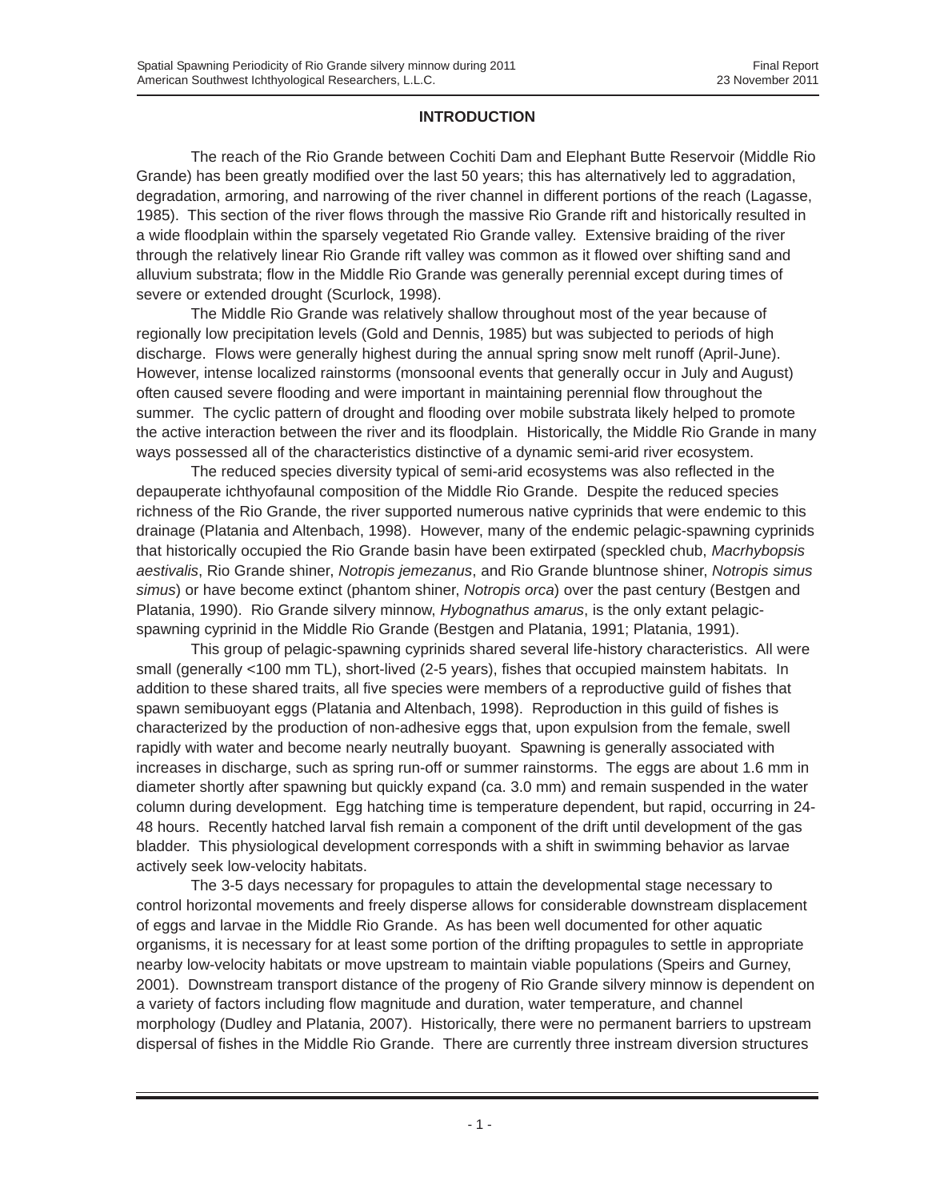## INTRODUCTION

The reach of the Rio Grande between Cochiti Dam and Elephant Butte Reservoir (Middle Rio Grande) has been greatly modified over the last 50 years; this has alternatively led to aggradation, degradation, armoring, and narrowing of the river channel in different portions of the reach (Lagasse, 1985). This section of the river flows through the massive Rio Grande rift and historically resulted in a wide floodplain within the sparsely vegetated Rio Grande valley. Extensive braiding of the river through the relatively linear Rio Grande rift valley was common as it flowed over shifting sand and alluvium substrata; flow in the Middle Rio Grande was generally perennial except during times of severe or extended drought (Scurlock, 1998).

The Middle Rio Grande was relatively shallow throughout most of the year because of regionally low precipitation levels (Gold and Dennis, 1985) but was subjected to periods of high discharge. Flows were generally highest during the annual spring snow melt runoff (April-June). However, intense localized rainstorms (monsoonal events that generally occur in July and August) often caused severe flooding and were important in maintaining perennial flow throughout the summer. The cyclic pattern of drought and flooding over mobile substrata likely helped to promote the active interaction between the river and its floodplain. Historically, the Middle Rio Grande in many ways possessed all of the characteristics distinctive of a dynamic semi-arid river ecosystem.

The reduced species diversity typical of semi-arid ecosystems was also reflected in the depauperate ichthyofaunal composition of the Middle Rio Grande. Despite the reduced species richness of the Rio Grande, the river supported numerous native cyprinids that were endemic to this drainage (Platania and Altenbach, 1998). However, many of the endemic pelagic-spawning cyprinids that historically occupied the Rio Grande basin have been extirpated (speckled chub, *Macrhybopsis aestivalis*, Rio Grande shiner, *Notropis jemezanus*, and Rio Grande bluntnose shiner, *Notropis simus simus*) or have become extinct (phantom shiner, *Notropis orca*) over the past century (Bestgen and Platania, 1990). Rio Grande silvery minnow, *Hybognathus amarus*, is the only extant pelagic-spawning cyprinid in the Middle Rio Grande (Bestgen and Platania, 1991; Platania, 1991).

This group of pelagic-spawning cyprinids shared several life-history characteristics. All were small (generally <100 mm TL), short-lived (2-5 years), fishes that occupied mainstem habitats. In addition to these shared traits, all five species were members of a reproductive guild of fishes that spawn semibuoyant eggs (Platania and Altenbach, 1998). Reproduction in this guild of fishes is characterized by the production of non-adhesive eggs that, upon expulsion from the female, swell rapidly with water and become nearly neutrally buoyant. Spawning is generally associated with increases in discharge, such as spring run-off or summer rainstorms. The eggs are about 1.6 mm in diameter shortly after spawning but quickly expand (ca. 3.0 mm) and remain suspended in the water column during development. Egg hatching time is temperature dependent, but rapid, occurring in 24-48 hours. Recently hatched larval fish remain a component of the drift until development of the gas bladder. This physiological development corresponds with a shift in swimming behavior as larvae actively seek low-velocity habitats.

The 3-5 days necessary for propagules to attain the developmental stage necessary to control horizontal movements and freely disperse allows for considerable downstream displacement of eggs and larvae in the Middle Rio Grande. As has been well documented for other aquatic organisms, it is necessary for at least some portion of the drifting propagules to settle in appropriate nearby low-velocity habitats or move upstream to maintain viable populations (Speirs and Gurney, 2001). Downstream transport distance of the progeny of Rio Grande silvery minnow is dependent on a variety of factors including flow magnitude and duration, water temperature, and channel morphology (Dudley and Platania, 2007). Historically, there were no permanent barriers to upstream dispersal of fishes in the Middle Rio Grande. There are currently three instream diversion structures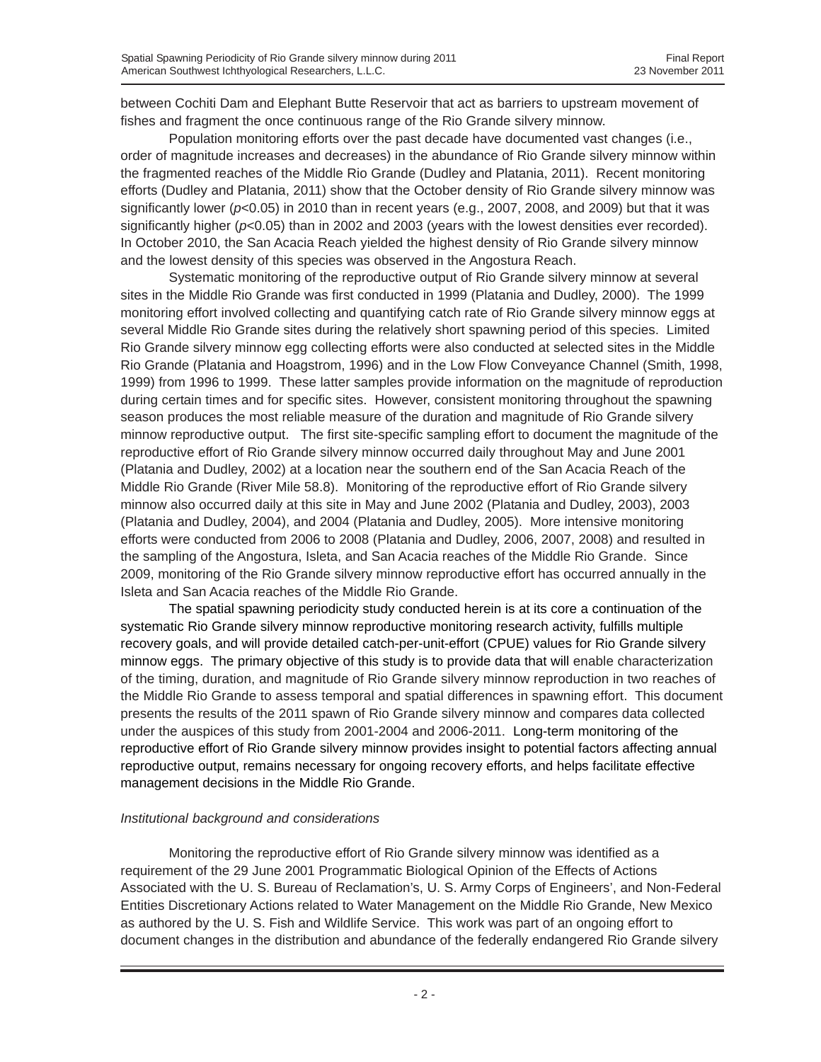between Cochiti Dam and Elephant Butte Reservoir that act as barriers to upstream movement of fishes and fragment the once continuous range of the Rio Grande silvery minnow.

Population monitoring efforts over the past decade have documented vast changes (i.e., order of magnitude increases and decreases) in the abundance of Rio Grande silvery minnow within the fragmented reaches of the Middle Rio Grande (Dudley and Platania, 2011). Recent monitoring efforts (Dudley and Platania, 2011) show that the October density of Rio Grande silvery minnow was significantly lower ($p<0.05$) in 2010 than in recent years (e.g., 2007, 2008, and 2009) but that it was significantly higher ($p<0.05$) than in 2002 and 2003 (years with the lowest densities ever recorded). In October 2010, the San Acacia Reach yielded the highest density of Rio Grande silvery minnow and the lowest density of this species was observed in the Angostura Reach.

Systematic monitoring of the reproductive output of Rio Grande silvery minnow at several sites in the Middle Rio Grande was first conducted in 1999 (Platania and Dudley, 2000). The 1999 monitoring effort involved collecting and quantifying catch rate of Rio Grande silvery minnow eggs at several Middle Rio Grande sites during the relatively short spawning period of this species. Limited Rio Grande silvery minnow egg collecting efforts were also conducted at selected sites in the Middle Rio Grande (Platania and Hoagstrom, 1996) and in the Low Flow Conveyance Channel (Smith, 1998, 1999) from 1996 to 1999. These latter samples provide information on the magnitude of reproduction during certain times and for specific sites. However, consistent monitoring throughout the spawning season produces the most reliable measure of the duration and magnitude of Rio Grande silvery minnow reproductive output. The first site-specific sampling effort to document the magnitude of the reproductive effort of Rio Grande silvery minnow occurred daily throughout May and June 2001 (Platania and Dudley, 2002) at a location near the southern end of the San Acacia Reach of the Middle Rio Grande (River Mile 58.8). Monitoring of the reproductive effort of Rio Grande silvery minnow also occurred daily at this site in May and June 2002 (Platania and Dudley, 2003), 2003 (Platania and Dudley, 2004), and 2004 (Platania and Dudley, 2005). More intensive monitoring efforts were conducted from 2006 to 2008 (Platania and Dudley, 2006, 2007, 2008) and resulted in the sampling of the Angostura, Isleta, and San Acacia reaches of the Middle Rio Grande. Since 2009, monitoring of the Rio Grande silvery minnow reproductive effort has occurred annually in the Isleta and San Acacia reaches of the Middle Rio Grande.

The spatial spawning periodicity study conducted herein is at its core a continuation of the systematic Rio Grande silvery minnow reproductive monitoring research activity, fulfills multiple recovery goals, and will provide detailed catch-per-unit-effort (CPUE) values for Rio Grande silvery minnow eggs. The primary objective of this study is to provide data that will enable characterization of the timing, duration, and magnitude of Rio Grande silvery minnow reproduction in two reaches of the Middle Rio Grande to assess temporal and spatial differences in spawning effort. This document presents the results of the 2011 spawn of Rio Grande silvery minnow and compares data collected under the auspices of this study from 2001-2004 and 2006-2011. Long-term monitoring of the reproductive effort of Rio Grande silvery minnow provides insight to potential factors affecting annual reproductive output, remains necessary for ongoing recovery efforts, and helps facilitate effective management decisions in the Middle Rio Grande.

*Institutional background and considerations*

Monitoring the reproductive effort of Rio Grande silvery minnow was identified as a requirement of the 29 June 2001 Programmatic Biological Opinion of the Effects of Actions Associated with the U. S. Bureau of Reclamation's, U. S. Army Corps of Engineers', and Non-Federal Entities Discretionary Actions related to Water Management on the Middle Rio Grande, New Mexico as authored by the U. S. Fish and Wildlife Service. This work was part of an ongoing effort to document changes in the distribution and abundance of the federally endangered Rio Grande silvery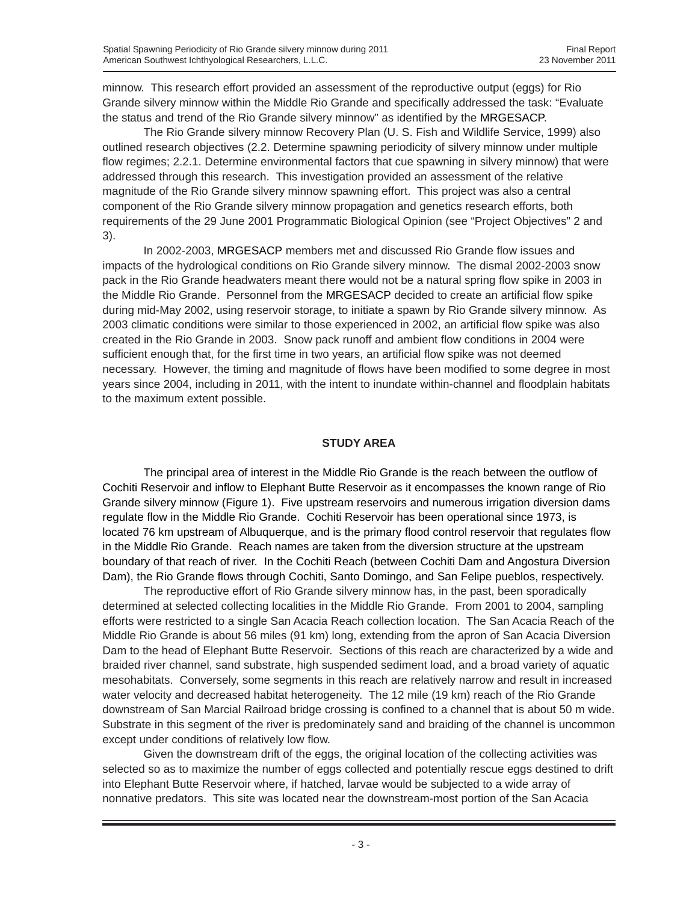minnow. This research effort provided an assessment of the reproductive output (eggs) for Rio Grande silvery minnow within the Middle Rio Grande and specifically addressed the task: "Evaluate the status and trend of the Rio Grande silvery minnow" as identified by the MRGESACP.

The Rio Grande silvery minnow Recovery Plan (U. S. Fish and Wildlife Service, 1999) also outlined research objectives (2.2. Determine spawning periodicity of silvery minnow under multiple flow regimes; 2.2.1. Determine environmental factors that cue spawning in silvery minnow) that were addressed through this research. This investigation provided an assessment of the relative magnitude of the Rio Grande silvery minnow spawning effort. This project was also a central component of the Rio Grande silvery minnow propagation and genetics research efforts, both requirements of the 29 June 2001 Programmatic Biological Opinion (see "Project Objectives" 2 and 3).

In 2002-2003, MRGESACP members met and discussed Rio Grande flow issues and impacts of the hydrological conditions on Rio Grande silvery minnow. The dismal 2002-2003 snow pack in the Rio Grande headwaters meant there would not be a natural spring flow spike in 2003 in the Middle Rio Grande. Personnel from the MRGESACP decided to create an artificial flow spike during mid-May 2002, using reservoir storage, to initiate a spawn by Rio Grande silvery minnow. As 2003 climatic conditions were similar to those experienced in 2002, an artificial flow spike was also created in the Rio Grande in 2003. Snow pack runoff and ambient flow conditions in 2004 were sufficient enough that, for the first time in two years, an artificial flow spike was not deemed necessary. However, the timing and magnitude of flows have been modified to some degree in most years since 2004, including in 2011, with the intent to inundate within-channel and floodplain habitats to the maximum extent possible.

## STUDY AREA

The principal area of interest in the Middle Rio Grande is the reach between the outflow of Cochiti Reservoir and inflow to Elephant Butte Reservoir as it encompasses the known range of Rio Grande silvery minnow (Figure 1). Five upstream reservoirs and numerous irrigation diversion dams regulate flow in the Middle Rio Grande. Cochiti Reservoir has been operational since 1973, is located 76 km upstream of Albuquerque, and is the primary flood control reservoir that regulates flow in the Middle Rio Grande. Reach names are taken from the diversion structure at the upstream boundary of that reach of river. In the Cochiti Reach (between Cochiti Dam and Angostura Diversion Dam), the Rio Grande flows through Cochiti, Santo Domingo, and San Felipe pueblos, respectively.

The reproductive effort of Rio Grande silvery minnow has, in the past, been sporadically determined at selected collecting localities in the Middle Rio Grande. From 2001 to 2004, sampling efforts were restricted to a single San Acacia Reach collection location. The San Acacia Reach of the Middle Rio Grande is about 56 miles (91 km) long, extending from the apron of San Acacia Diversion Dam to the head of Elephant Butte Reservoir. Sections of this reach are characterized by a wide and braided river channel, sand substrate, high suspended sediment load, and a broad variety of aquatic mesohabitats. Conversely, some segments in this reach are relatively narrow and result in increased water velocity and decreased habitat heterogeneity. The 12 mile (19 km) reach of the Rio Grande downstream of San Marcial Railroad bridge crossing is confined to a channel that is about 50 m wide. Substrate in this segment of the river is predominately sand and braiding of the channel is uncommon except under conditions of relatively low flow.

Given the downstream drift of the eggs, the original location of the collecting activities was selected so as to maximize the number of eggs collected and potentially rescue eggs destined to drift into Elephant Butte Reservoir where, if hatched, larvae would be subjected to a wide array of nonnative predators. This site was located near the downstream-most portion of the San Acacia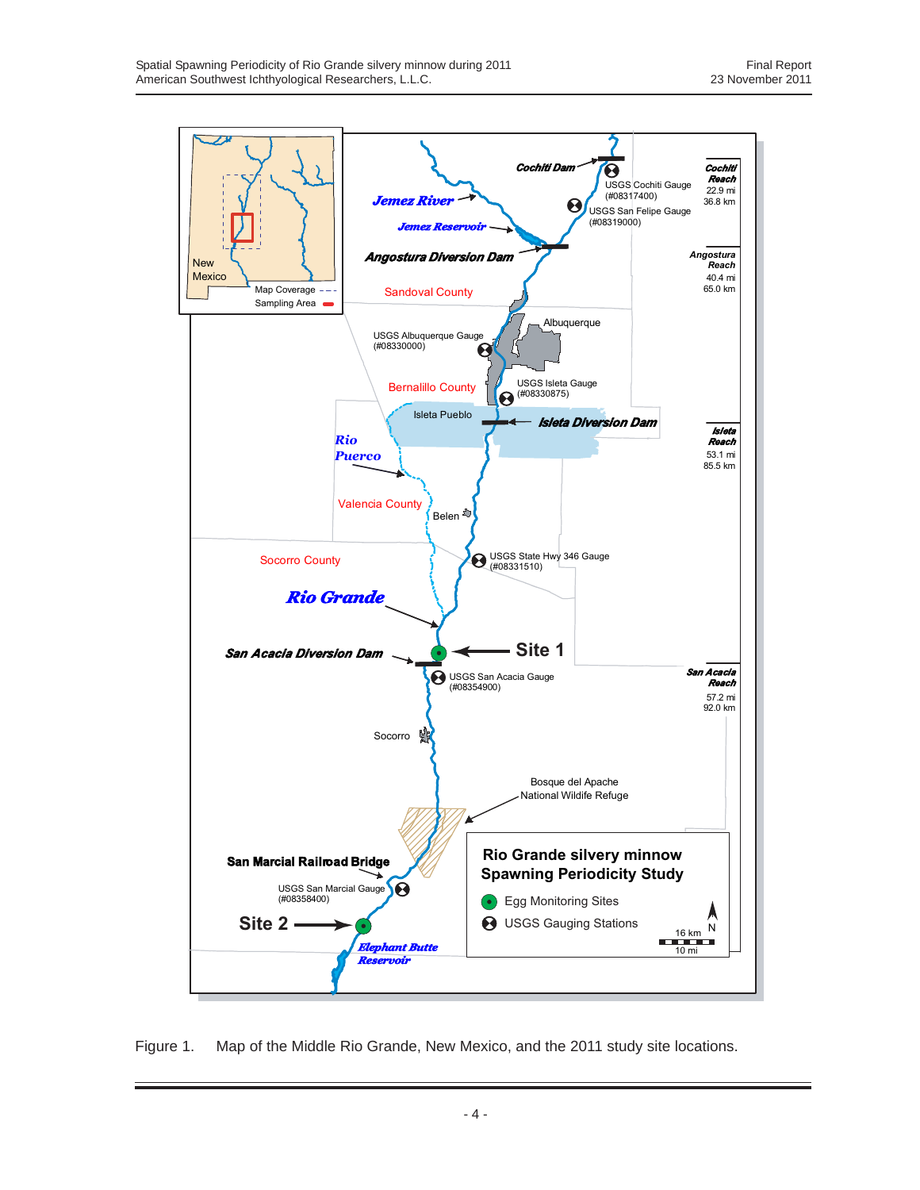Figure 1. Map of the Middle Rio Grande, New Mexico, and the 2011 study site locations.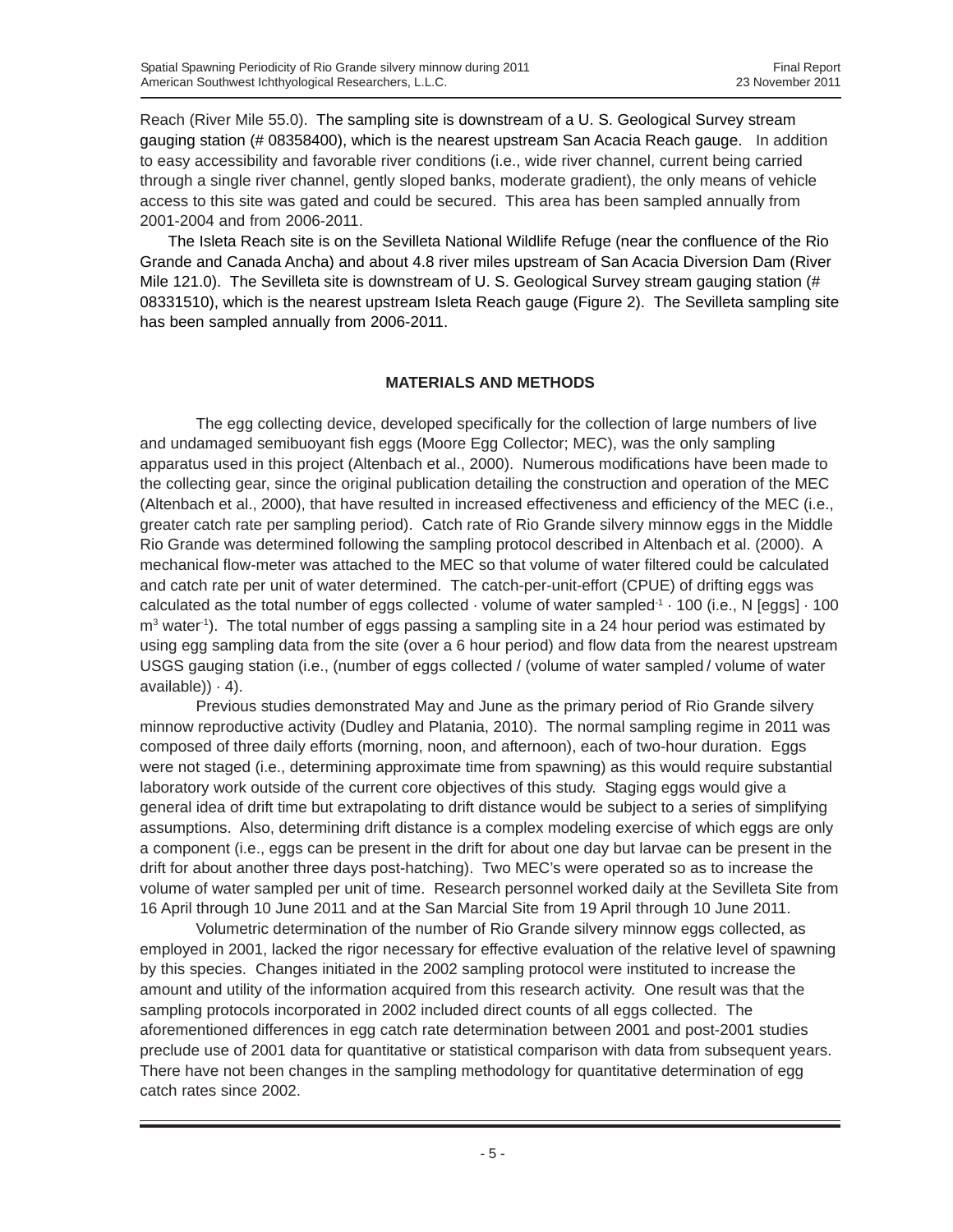Reach (River Mile 55.0). The sampling site is downstream of a U. S. Geological Survey stream gauging station (# 08358400), which is the nearest upstream San Acacia Reach gauge. In addition to easy accessibility and favorable river conditions (i.e., wide river channel, current being carried through a single river channel, gently sloped banks, moderate gradient), the only means of vehicle access to this site was gated and could be secured. This area has been sampled annually from 2001-2004 and from 2006-2011.

The Isleta Reach site is on the Sevilleta National Wildlife Refuge (near the confluence of the Rio Grande and Canada Ancha) and about 4.8 river miles upstream of San Acacia Diversion Dam (River Mile 121.0). The Sevilleta site is downstream of U. S. Geological Survey stream gauging station (# 08331510), which is the nearest upstream Isleta Reach gauge (Figure 2). The Sevilleta sampling site has been sampled annually from 2006-2011.

## MATERIALS AND METHODS

The egg collecting device, developed specifically for the collection of large numbers of live and undamaged semibuoyant fish eggs (Moore Egg Collector; MEC), was the only sampling apparatus used in this project (Altenbach et al., 2000). Numerous modifications have been made to the collecting gear, since the original publication detailing the construction and operation of the MEC (Altenbach et al., 2000), that have resulted in increased effectiveness and efficiency of the MEC (i.e., greater catch rate per sampling period). Catch rate of Rio Grande silvery minnow eggs in the Middle Rio Grande was determined following the sampling protocol described in Altenbach et al. (2000). A mechanical flow-meter was attached to the MEC so that volume of water filtered could be calculated and catch rate per unit of water determined. The catch-per-unit-effort (CPUE) of drifting eggs was calculated as the total number of eggs collected · volume of water sampled$^{-1}$ · 100 (i.e., N [eggs] · 100 $m^3$ water$^{-1}$). The total number of eggs passing a sampling site in a 24 hour period was estimated by using egg sampling data from the site (over a 6 hour period) and flow data from the nearest upstream USGS gauging station (i.e., (number of eggs collected / (volume of water sampled / volume of water available)) · 4).

Previous studies demonstrated May and June as the primary period of Rio Grande silvery minnow reproductive activity (Dudley and Platania, 2010). The normal sampling regime in 2011 was composed of three daily efforts (morning, noon, and afternoon), each of two-hour duration. Eggs were not staged (i.e., determining approximate time from spawning) as this would require substantial laboratory work outside of the current core objectives of this study. Staging eggs would give a general idea of drift time but extrapolating to drift distance would be subject to a series of simplifying assumptions. Also, determining drift distance is a complex modeling exercise of which eggs are only a component (i.e., eggs can be present in the drift for about one day but larvae can be present in the drift for about another three days post-hatching). Two MEC's were operated so as to increase the volume of water sampled per unit of time. Research personnel worked daily at the Sevilleta Site from 16 April through 10 June 2011 and at the San Marcial Site from 19 April through 10 June 2011.

Volumetric determination of the number of Rio Grande silvery minnow eggs collected, as employed in 2001, lacked the rigor necessary for effective evaluation of the relative level of spawning by this species. Changes initiated in the 2002 sampling protocol were instituted to increase the amount and utility of the information acquired from this research activity. One result was that the sampling protocols incorporated in 2002 included direct counts of all eggs collected. The aforementioned differences in egg catch rate determination between 2001 and post-2001 studies preclude use of 2001 data for quantitative or statistical comparison with data from subsequent years. There have not been changes in the sampling methodology for quantitative determination of egg catch rates since 2002.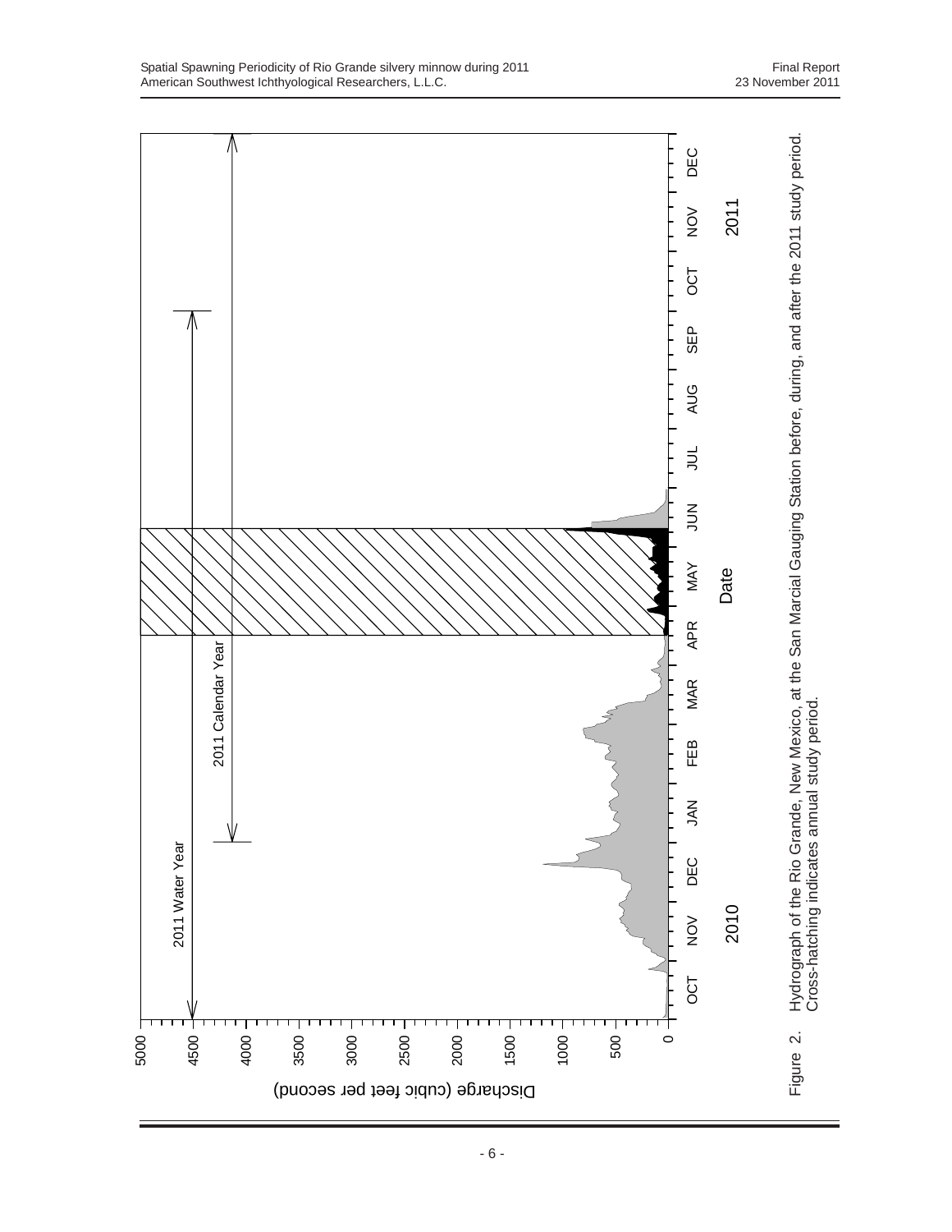Figure 2. Hydrograph of the Rio Grande, New Mexico, at the San Marcial Gauging Station before, during, and after the 2011 study period. Cross-hatching indicates annual study period.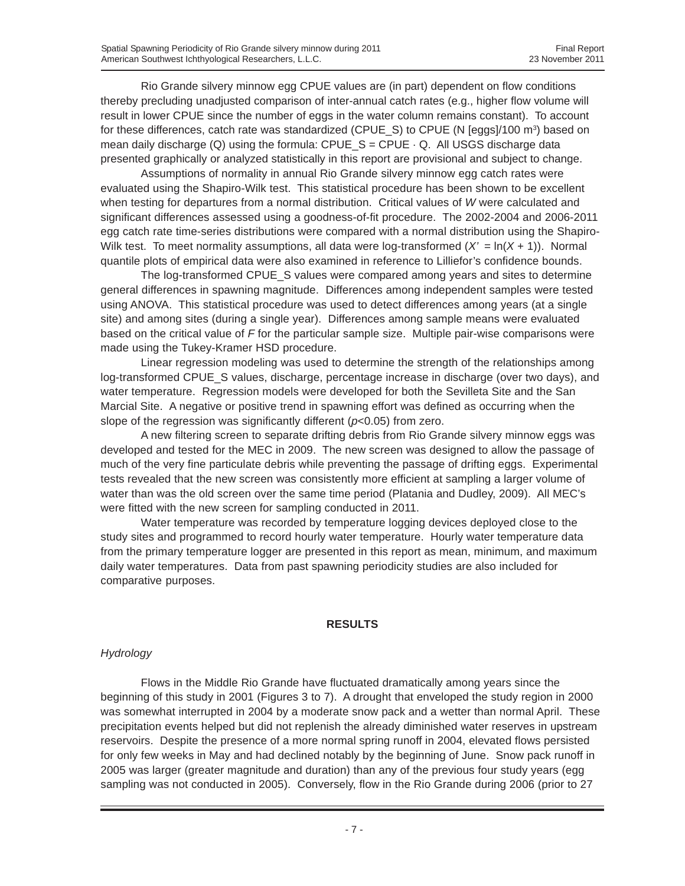Rio Grande silvery minnow egg CPUE values are (in part) dependent on flow conditions thereby precluding unadjusted comparison of inter-annual catch rates (e.g., higher flow volume will result in lower CPUE since the number of eggs in the water column remains constant). To account for these differences, catch rate was standardized (CPUE_S) to CPUE (N [eggs]/100 $m^3$) based on mean daily discharge (Q) using the formula: CPUE_S = CPUE · Q. All USGS discharge data presented graphically or analyzed statistically in this report are provisional and subject to change.

Assumptions of normality in annual Rio Grande silvery minnow egg catch rates were evaluated using the Shapiro-Wilk test. This statistical procedure has been shown to be excellent when testing for departures from a normal distribution. Critical values of $W$ were calculated and significant differences assessed using a goodness-of-fit procedure. The 2002-2004 and 2006-2011 egg catch rate time-series distributions were compared with a normal distribution using the Shapiro-Wilk test. To meet normality assumptions, all data were log-transformed ($X' = \ln(X + 1)$). Normal quantile plots of empirical data were also examined in reference to Lilliefor's confidence bounds.

The log-transformed CPUE_S values were compared among years and sites to determine general differences in spawning magnitude. Differences among independent samples were tested using ANOVA. This statistical procedure was used to detect differences among years (at a single site) and among sites (during a single year). Differences among sample means were evaluated based on the critical value of $F$ for the particular sample size. Multiple pair-wise comparisons were made using the Tukey-Kramer HSD procedure.

Linear regression modeling was used to determine the strength of the relationships among log-transformed CPUE_S values, discharge, percentage increase in discharge (over two days), and water temperature. Regression models were developed for both the Sevilleta Site and the San Marcial Site. A negative or positive trend in spawning effort was defined as occurring when the slope of the regression was significantly different ($p<0.05$) from zero.

A new filtering screen to separate drifting debris from Rio Grande silvery minnow eggs was developed and tested for the MEC in 2009. The new screen was designed to allow the passage of much of the very fine particulate debris while preventing the passage of drifting eggs. Experimental tests revealed that the new screen was consistently more efficient at sampling a larger volume of water than was the old screen over the same time period (Platania and Dudley, 2009). All MEC's were fitted with the new screen for sampling conducted in 2011.

Water temperature was recorded by temperature logging devices deployed close to the study sites and programmed to record hourly water temperature. Hourly water temperature data from the primary temperature logger are presented in this report as mean, minimum, and maximum daily water temperatures. Data from past spawning periodicity studies are also included for comparative purposes.

## RESULTS

*Hydrology*

Flows in the Middle Rio Grande have fluctuated dramatically among years since the beginning of this study in 2001 (Figures 3 to 7). A drought that enveloped the study region in 2000 was somewhat interrupted in 2004 by a moderate snow pack and a wetter than normal April. These precipitation events helped but did not replenish the already diminished water reserves in upstream reservoirs. Despite the presence of a more normal spring runoff in 2004, elevated flows persisted for only few weeks in May and had declined notably by the beginning of June. Snow pack runoff in 2005 was larger (greater magnitude and duration) than any of the previous four study years (egg sampling was not conducted in 2005). Conversely, flow in the Rio Grande during 2006 (prior to 27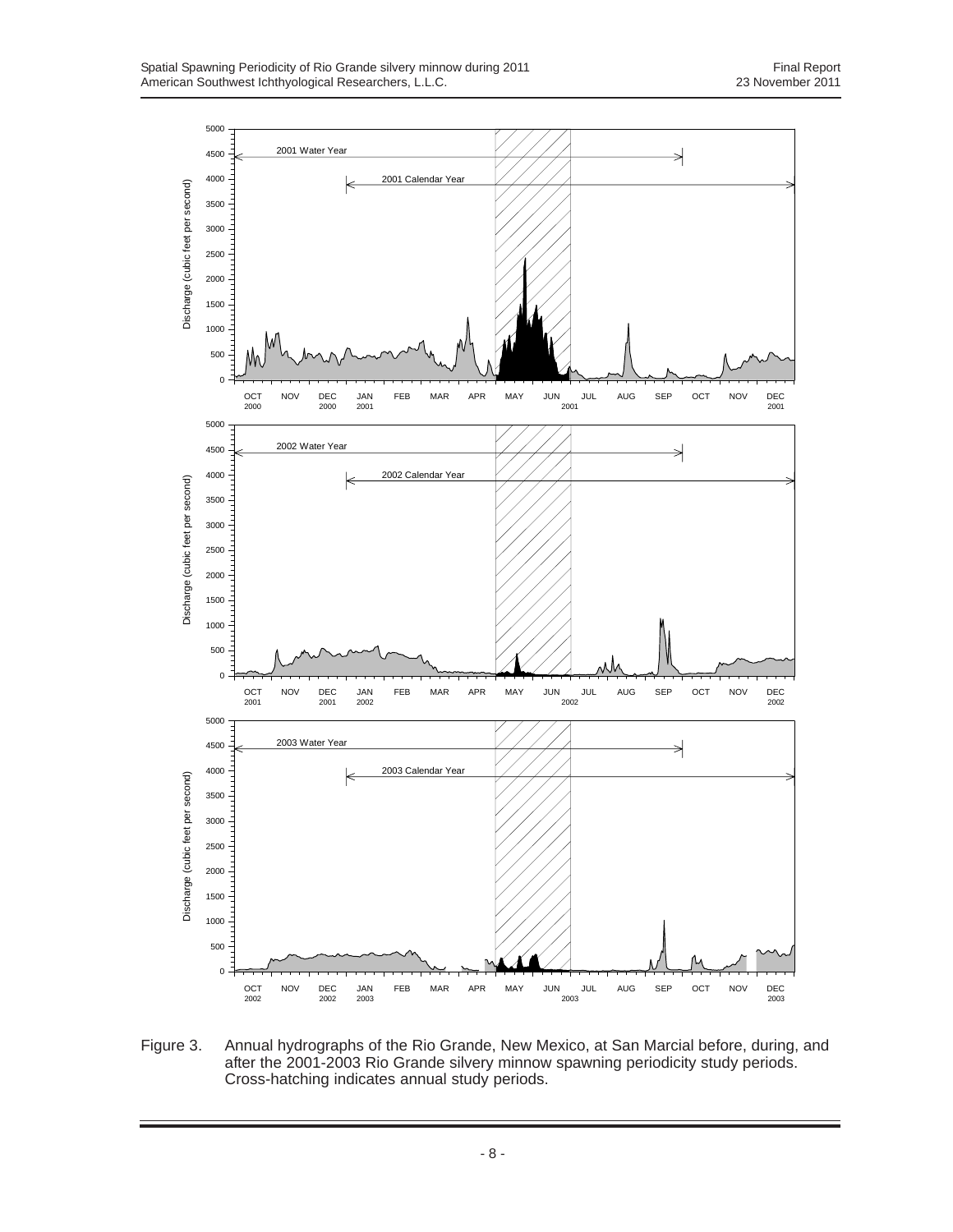Figure 3. Annual hydrographs of the Rio Grande, New Mexico, at San Marcial before, during, and after the 2001-2003 Rio Grande silvery minnow spawning periodicity study periods. Cross-hatching indicates annual study periods.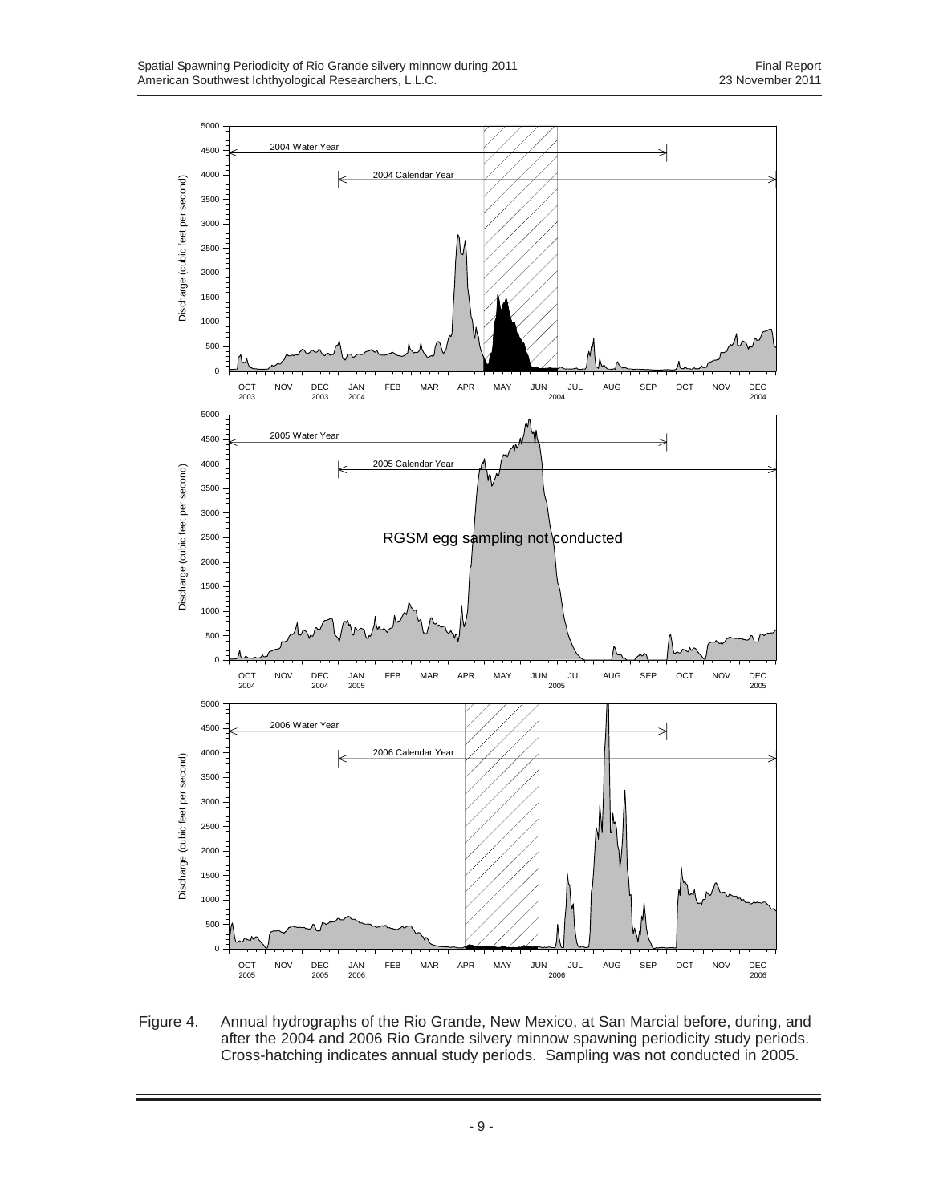Figure 4. Annual hydrographs of the Rio Grande, New Mexico, at San Marcial before, during, and after the 2004 and 2006 Rio Grande silvery minnow spawning periodicity study periods. Cross-hatching indicates annual study periods. Sampling was not conducted in 2005.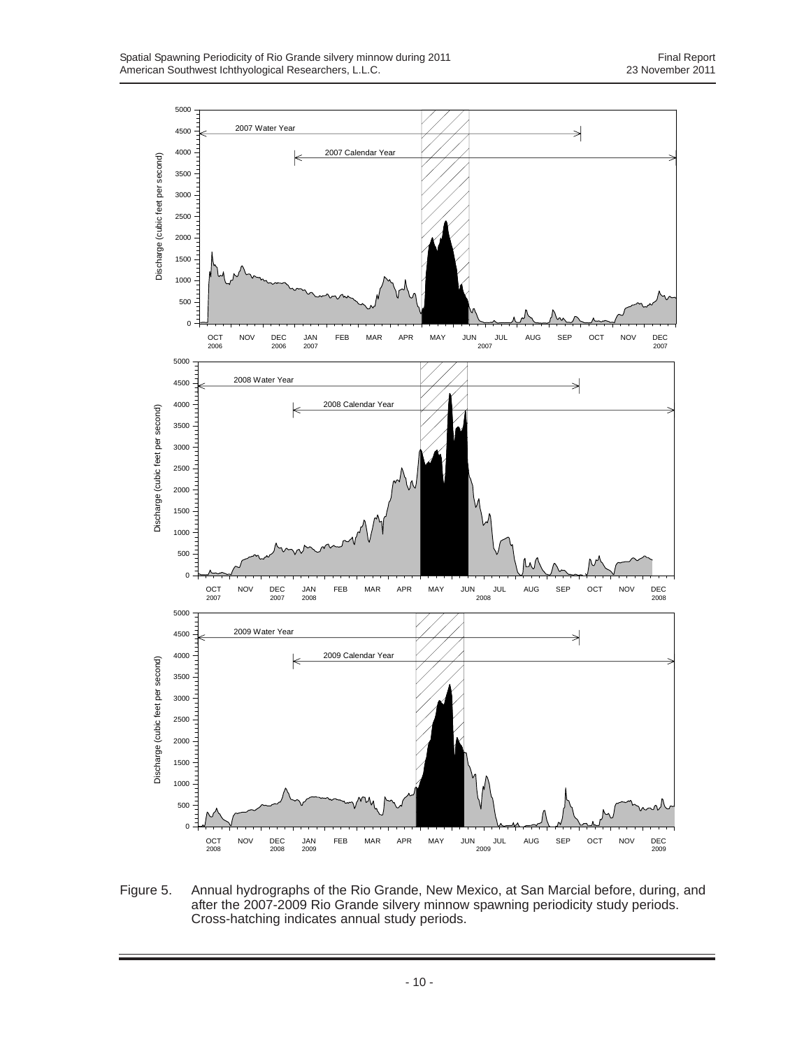Figure 5. Annual hydrographs of the Rio Grande, New Mexico, at San Marcial before, during, and after the 2007-2009 Rio Grande silvery minnow spawning periodicity study periods. Cross-hatching indicates annual study periods.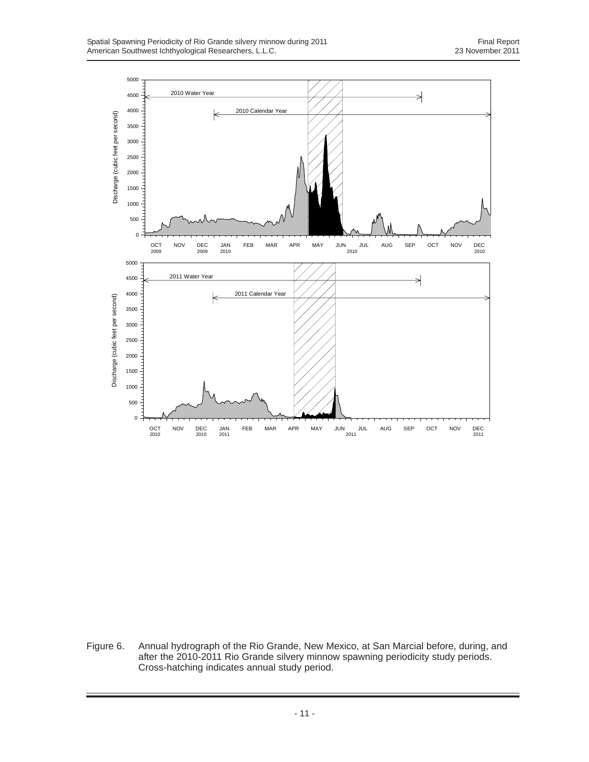Figure 6. Annual hydrograph of the Rio Grande, New Mexico, at San Marcial before, during, and after the 2010-2011 Rio Grande silvery minnow spawning periodicity study periods. Cross-hatching indicates annual study period.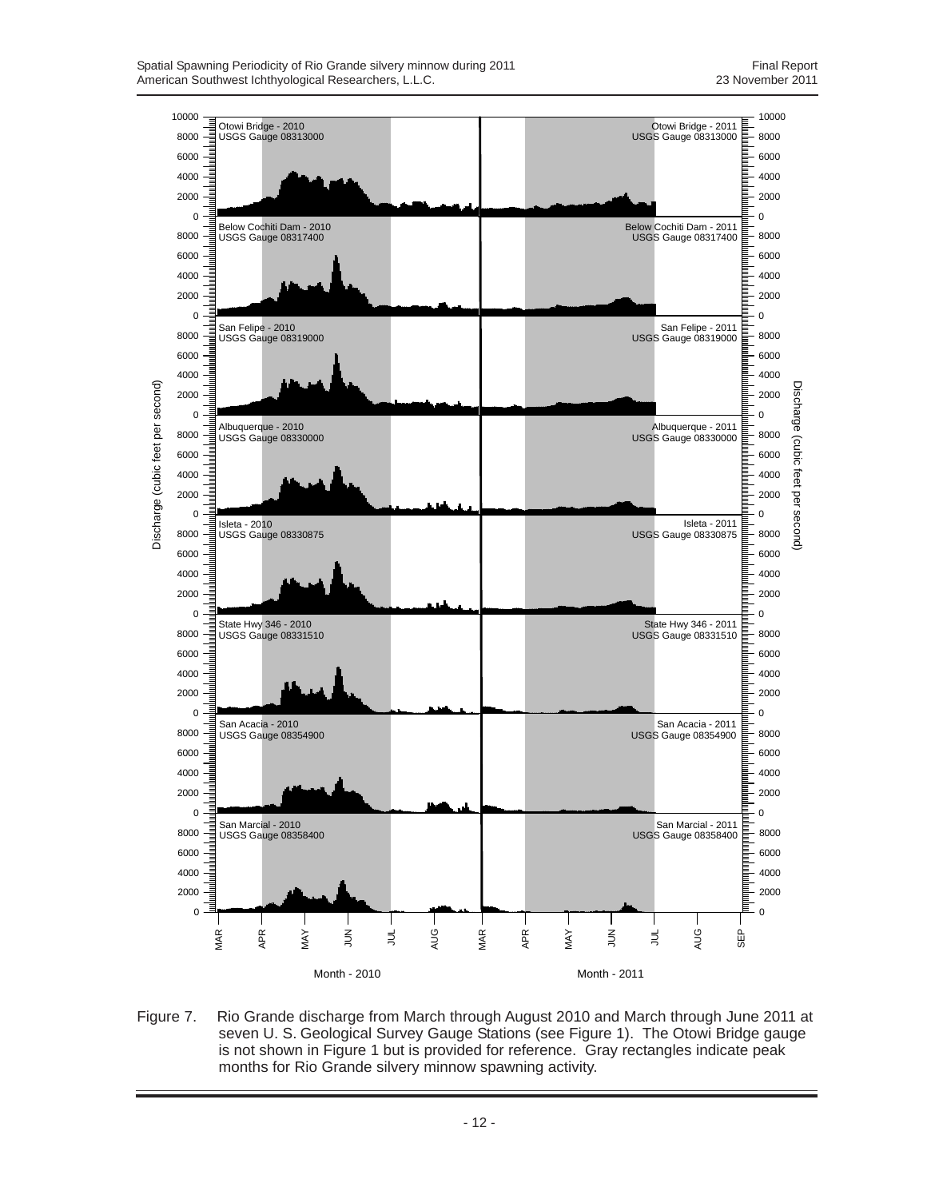Figure 7. Rio Grande discharge from March through August 2010 and March through June 2011 at seven U. S. Geological Survey Gauge Stations (see Figure 1). The Otowi Bridge gauge is not shown in Figure 1 but is provided for reference. Gray rectangles indicate peak months for Rio Grande silvery minnow spawning activity.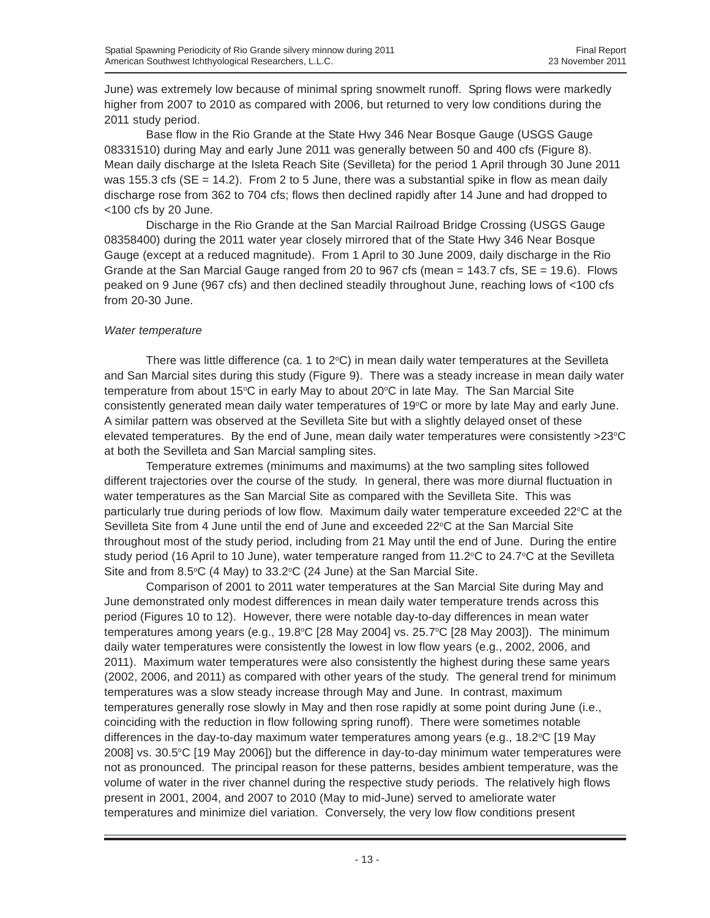June) was extremely low because of minimal spring snowmelt runoff. Spring flows were markedly higher from 2007 to 2010 as compared with 2006, but returned to very low conditions during the 2011 study period.

Base flow in the Rio Grande at the State Hwy 346 Near Bosque Gauge (USGS Gauge 08331510) during May and early June 2011 was generally between 50 and 400 cfs (Figure 8). Mean daily discharge at the Isleta Reach Site (Sevilleta) for the period 1 April through 30 June 2011 was 155.3 cfs (SE = 14.2). From 2 to 5 June, there was a substantial spike in flow as mean daily discharge rose from 362 to 704 cfs; flows then declined rapidly after 14 June and had dropped to <100 cfs by 20 June.

Discharge in the Rio Grande at the San Marcial Railroad Bridge Crossing (USGS Gauge 08358400) during the 2011 water year closely mirrored that of the State Hwy 346 Near Bosque Gauge (except at a reduced magnitude). From 1 April to 30 June 2009, daily discharge in the Rio Grande at the San Marcial Gauge ranged from 20 to 967 cfs (mean = 143.7 cfs, SE = 19.6). Flows peaked on 9 June (967 cfs) and then declined steadily throughout June, reaching lows of <100 cfs from 20-30 June.

*Water temperature*

There was little difference (ca. 1 to 2°C) in mean daily water temperatures at the Sevilleta and San Marcial sites during this study (Figure 9). There was a steady increase in mean daily water temperature from about 15°C in early May to about 20°C in late May. The San Marcial Site consistently generated mean daily water temperatures of 19°C or more by late May and early June. A similar pattern was observed at the Sevilleta Site but with a slightly delayed onset of these elevated temperatures. By the end of June, mean daily water temperatures were consistently >23°C at both the Sevilleta and San Marcial sampling sites.

Temperature extremes (minimums and maximums) at the two sampling sites followed different trajectories over the course of the study. In general, there was more diurnal fluctuation in water temperatures as the San Marcial Site as compared with the Sevilleta Site. This was particularly true during periods of low flow. Maximum daily water temperature exceeded 22°C at the Sevilleta Site from 4 June until the end of June and exceeded 22°C at the San Marcial Site throughout most of the study period, including from 21 May until the end of June. During the entire study period (16 April to 10 June), water temperature ranged from 11.2°C to 24.7°C at the Sevilleta Site and from 8.5°C (4 May) to 33.2°C (24 June) at the San Marcial Site.

Comparison of 2001 to 2011 water temperatures at the San Marcial Site during May and June demonstrated only modest differences in mean daily water temperature trends across this period (Figures 10 to 12). However, there were notable day-to-day differences in mean water temperatures among years (e.g., 19.8°C [28 May 2004] vs. 25.7°C [28 May 2003]). The minimum daily water temperatures were consistently the lowest in low flow years (e.g., 2002, 2006, and 2011). Maximum water temperatures were also consistently the highest during these same years (2002, 2006, and 2011) as compared with other years of the study. The general trend for minimum temperatures was a slow steady increase through May and June. In contrast, maximum temperatures generally rose slowly in May and then rose rapidly at some point during June (i.e., coinciding with the reduction in flow following spring runoff). There were sometimes notable differences in the day-to-day maximum water temperatures among years (e.g., 18.2°C [19 May 2008] vs. 30.5°C [19 May 2006]) but the difference in day-to-day minimum water temperatures were not as pronounced. The principal reason for these patterns, besides ambient temperature, was the volume of water in the river channel during the respective study periods. The relatively high flows present in 2001, 2004, and 2007 to 2010 (May to mid-June) served to ameliorate water temperatures and minimize diel variation. Conversely, the very low flow conditions present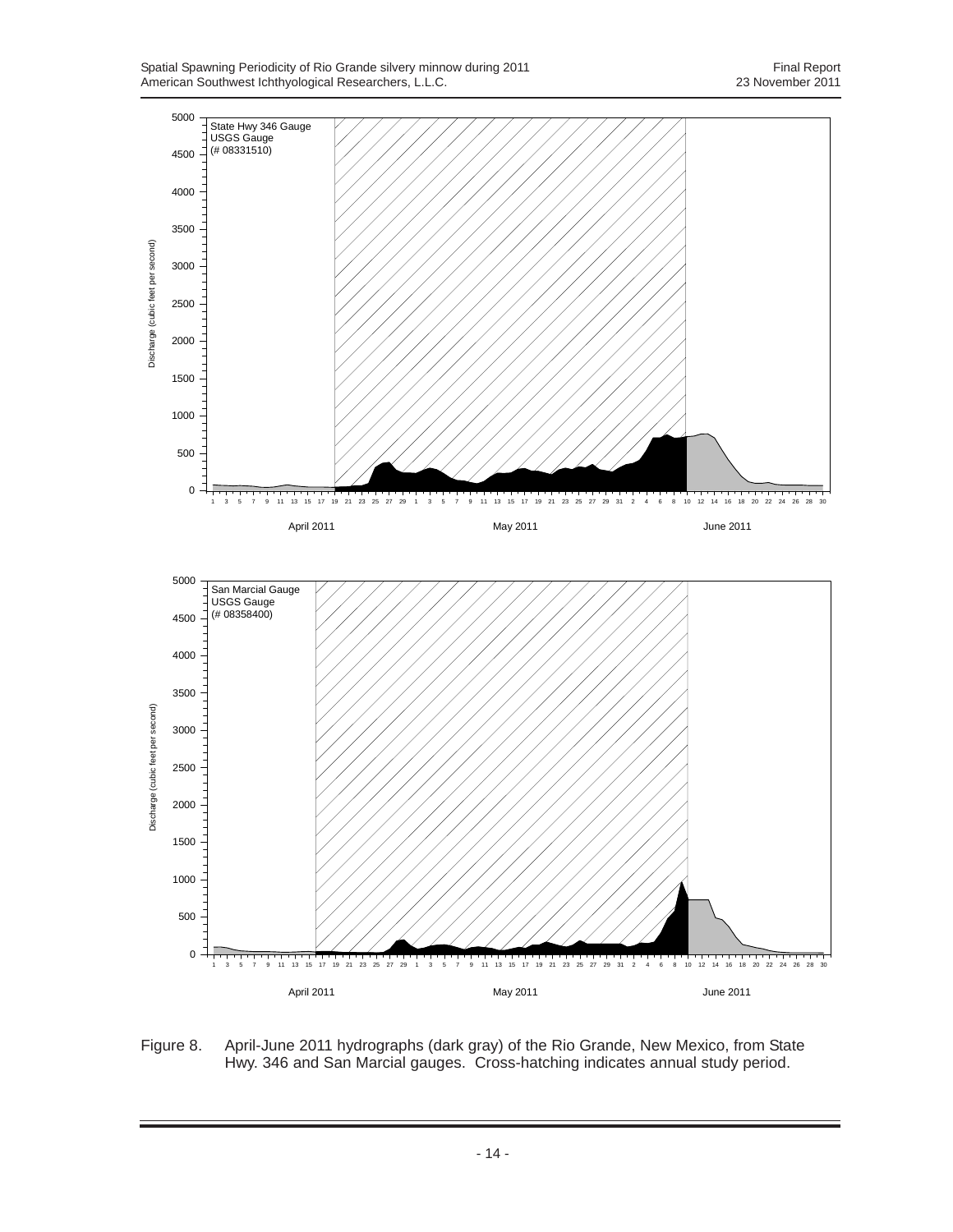Figure 8. April-June 2011 hydrographs (dark gray) of the Rio Grande, New Mexico, from State Hwy. 346 and San Marcial gauges. Cross-hatching indicates annual study period.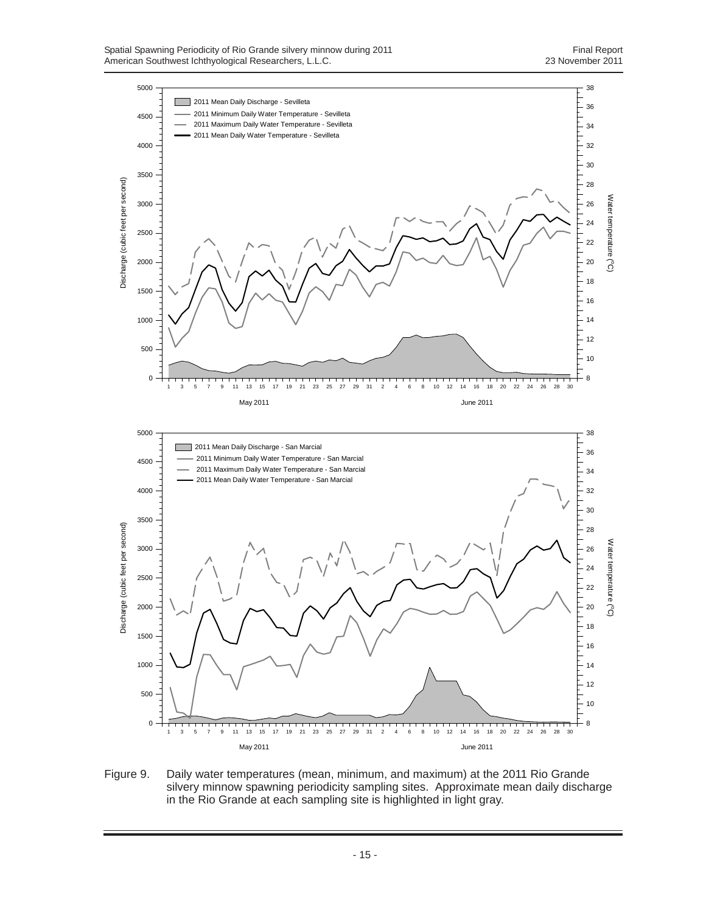Figure 9. Daily water temperatures (mean, minimum, and maximum) at the 2011 Rio Grande silvery minnow spawning periodicity sampling sites. Approximate mean daily discharge in the Rio Grande at each sampling site is highlighted in light gray.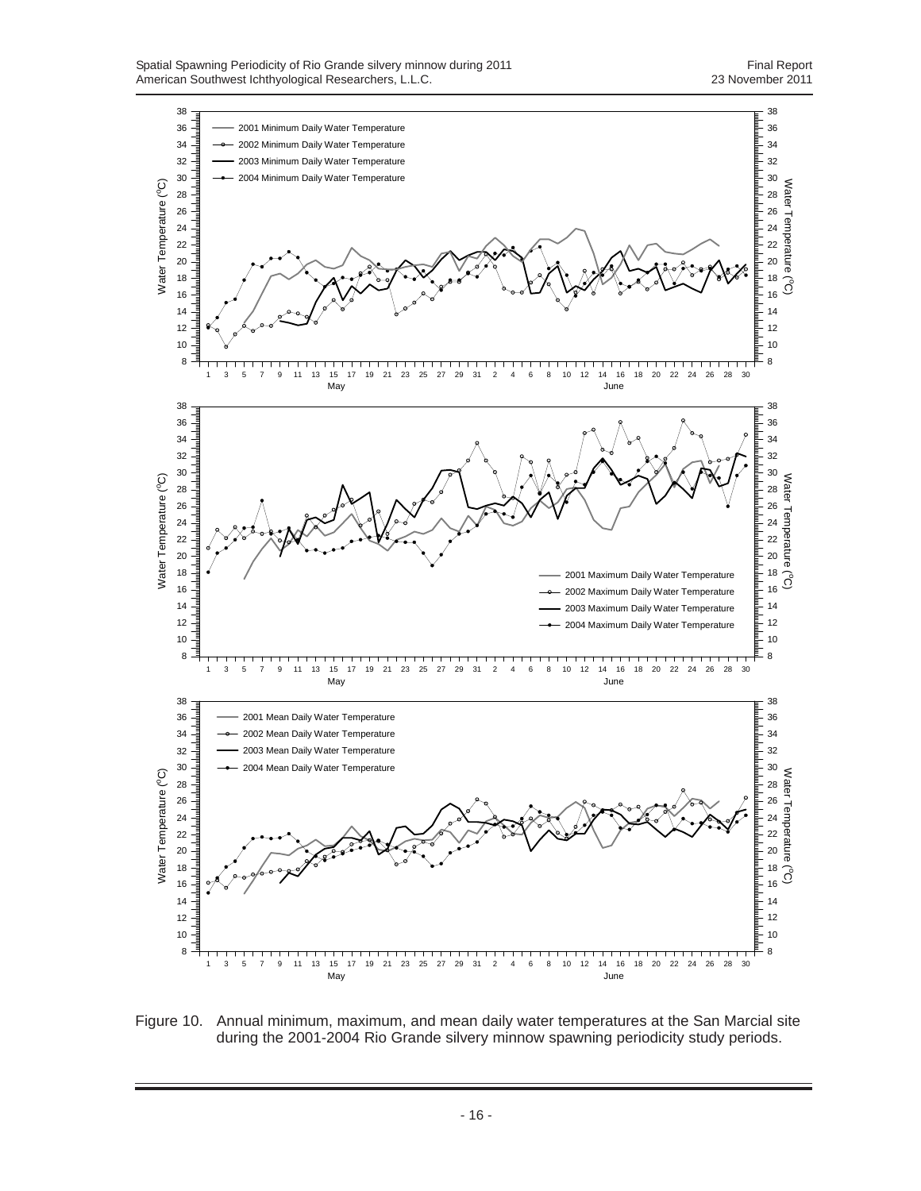Figure 10. Annual minimum, maximum, and mean daily water temperatures at the San Marcial site during the 2001-2004 Rio Grande silvery minnow spawning periodicity study periods.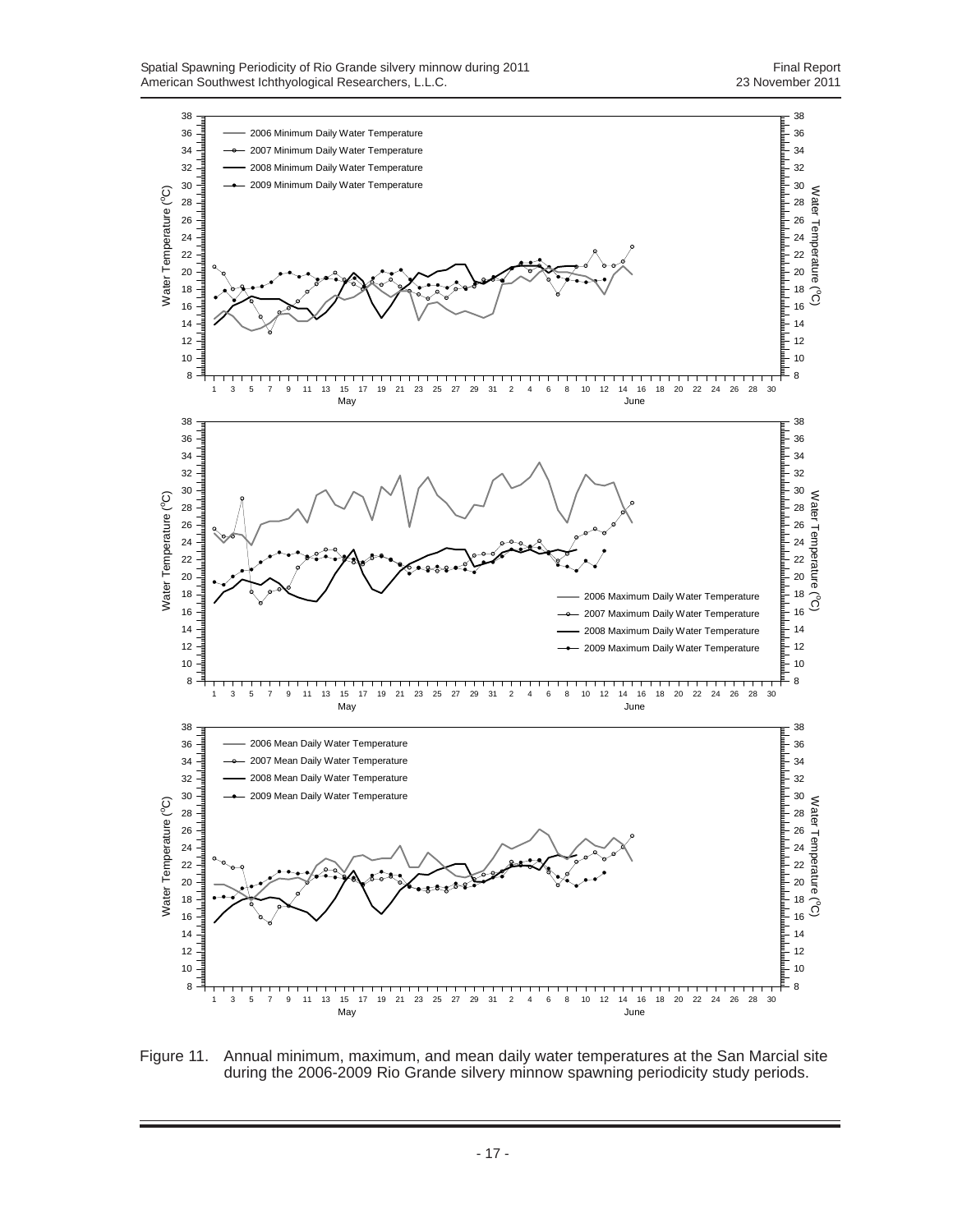Figure 11. Annual minimum, maximum, and mean daily water temperatures at the San Marcial site during the 2006-2009 Rio Grande silvery minnow spawning periodicity study periods.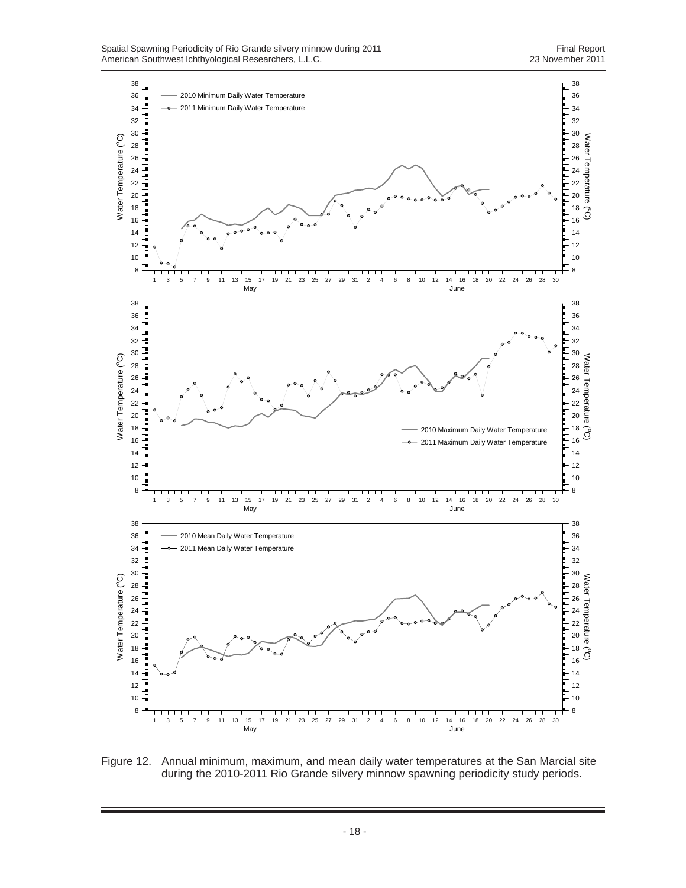Figure 12. Annual minimum, maximum, and mean daily water temperatures at the San Marcial site during the 2010-2011 Rio Grande silvery minnow spawning periodicity study periods.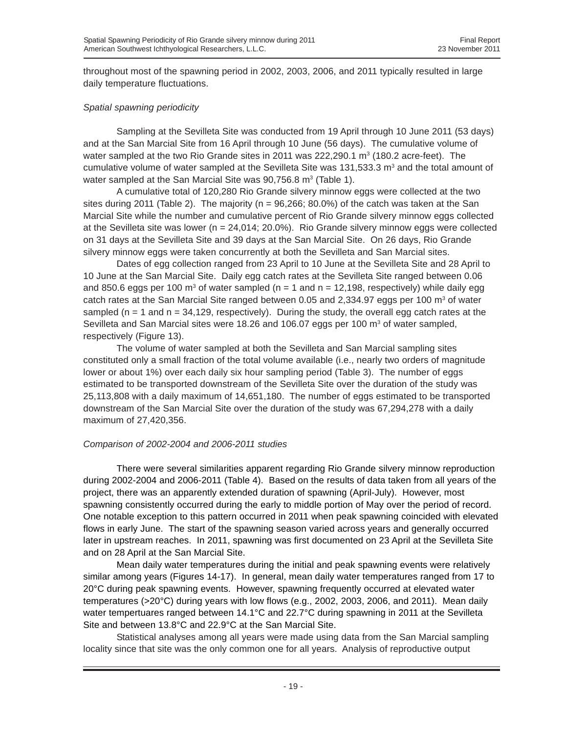throughout most of the spawning period in 2002, 2003, 2006, and 2011 typically resulted in large daily temperature fluctuations.

*Spatial spawning periodicity*

Sampling at the Sevilleta Site was conducted from 19 April through 10 June 2011 (53 days) and at the San Marcial Site from 16 April through 10 June (56 days). The cumulative volume of water sampled at the two Rio Grande sites in 2011 was 222,290.1 $m^3$ (180.2 acre-feet). The cumulative volume of water sampled at the Sevilleta Site was 131,533.3 $m^3$ and the total amount of water sampled at the San Marcial Site was 90,756.8 $m^3$ (Table 1).

A cumulative total of 120,280 Rio Grande silvery minnow eggs were collected at the two sites during 2011 (Table 2). The majority (n = 96,266; 80.0%) of the catch was taken at the San Marcial Site while the number and cumulative percent of Rio Grande silvery minnow eggs collected at the Sevilleta site was lower (n = 24,014; 20.0%). Rio Grande silvery minnow eggs were collected on 31 days at the Sevilleta Site and 39 days at the San Marcial Site. On 26 days, Rio Grande silvery minnow eggs were taken concurrently at both the Sevilleta and San Marcial sites.

Dates of egg collection ranged from 23 April to 10 June at the Sevilleta Site and 28 April to 10 June at the San Marcial Site. Daily egg catch rates at the Sevilleta Site ranged between 0.06 and 850.6 eggs per 100 $m^3$ of water sampled (n = 1 and n = 12,198, respectively) while daily egg catch rates at the San Marcial Site ranged between 0.05 and 2,334.97 eggs per 100 $m^3$ of water sampled (n = 1 and n = 34,129, respectively). During the study, the overall egg catch rates at the Sevilleta and San Marcial sites were 18.26 and 106.07 eggs per 100 $m^3$ of water sampled, respectively (Figure 13).

The volume of water sampled at both the Sevilleta and San Marcial sampling sites constituted only a small fraction of the total volume available (i.e., nearly two orders of magnitude lower or about 1%) over each daily six hour sampling period (Table 3). The number of eggs estimated to be transported downstream of the Sevilleta Site over the duration of the study was 25,113,808 with a daily maximum of 14,651,180. The number of eggs estimated to be transported downstream of the San Marcial Site over the duration of the study was 67,294,278 with a daily maximum of 27,420,356.

*Comparison of 2002-2004 and 2006-2011 studies*

There were several similarities apparent regarding Rio Grande silvery minnow reproduction during 2002-2004 and 2006-2011 (Table 4). Based on the results of data taken from all years of the project, there was an apparently extended duration of spawning (April-July). However, most spawning consistently occurred during the early to middle portion of May over the period of record. One notable exception to this pattern occurred in 2011 when peak spawning coincided with elevated flows in early June. The start of the spawning season varied across years and generally occurred later in upstream reaches. In 2011, spawning was first documented on 23 April at the Sevilleta Site and on 28 April at the San Marcial Site.

Mean daily water temperatures during the initial and peak spawning events were relatively similar among years (Figures 14-17). In general, mean daily water temperatures ranged from 17 to 20°C during peak spawning events. However, spawning frequently occurred at elevated water temperatures (>20°C) during years with low flows (e.g., 2002, 2003, 2006, and 2011). Mean daily water tempertuares ranged between 14.1°C and 22.7°C during spawning in 2011 at the Sevilleta Site and between 13.8°C and 22.9°C at the San Marcial Site.

Statistical analyses among all years were made using data from the San Marcial sampling locality since that site was the only common one for all years. Analysis of reproductive output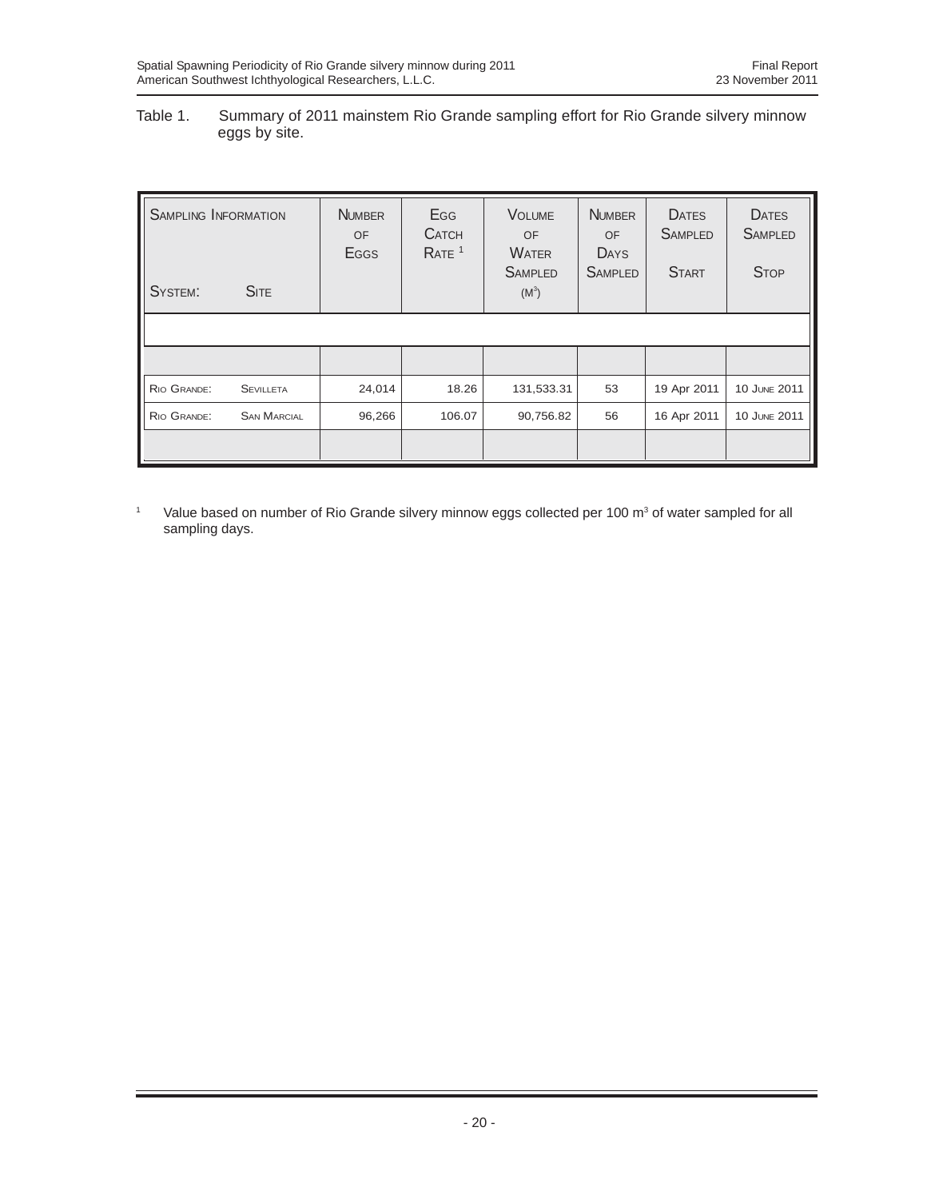Table 1. Summary of 2011 mainstem Rio Grande sampling effort for Rio Grande silvery minnow eggs by site.

| Sampling Information System: Site | | Number of Eggs | Egg Catch Rate [1] | Volume of Water Sampled ($M^3$) | Number of Days Sampled | Dates Sampled Start | Dates Sampled Stop |
|---|---|---|---|---|---|---|---|
| Rio Grande: | Sevilleta | 24,014 | 18.26 | 131,533.31 | 53 | 19 Apr 2011 | 10 June 2011 |
| Rio Grande: | San Marcial | 96,266 | 106.07 | 90,756.82 | 56 | 16 Apr 2011 | 10 June 2011 |

[1] Value based on number of Rio Grande silvery minnow eggs collected per 100 $m^3$ of water sampled for all sampling days.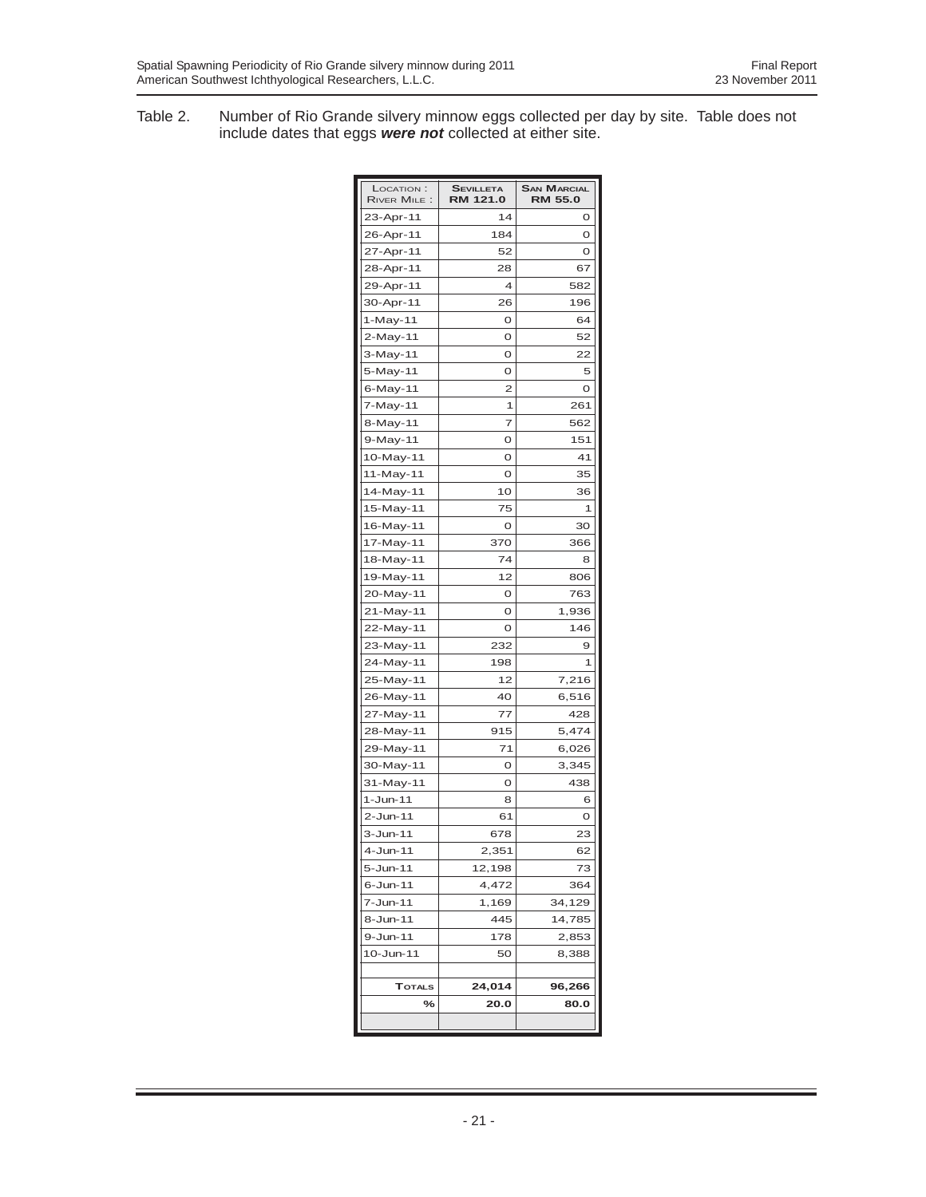Table 2. Number of Rio Grande silvery minnow eggs collected per day by site. Table does not include dates that eggs ***were not*** collected at either site.

| LOCATION : RIVER MILE : | SEVILLETA RM 121.0 | SAN MARCIAL RM 55.0 |
|---|---|---|
| 23-Apr-11 | 14 | 0 |
| 26-Apr-11 | 184 | 0 |
| 27-Apr-11 | 52 | 0 |
| 28-Apr-11 | 28 | 67 |
| 29-Apr-11 | 4 | 582 |
| 30-Apr-11 | 26 | 196 |
| 1-May-11 | 0 | 64 |
| 2-May-11 | 0 | 52 |
| 3-May-11 | 0 | 22 |
| 5-May-11 | 0 | 5 |
| 6-May-11 | 2 | 0 |
| 7-May-11 | 1 | 261 |
| 8-May-11 | 7 | 562 |
| 9-May-11 | 0 | 151 |
| 10-May-11 | 0 | 41 |
| 11-May-11 | 0 | 35 |
| 14-May-11 | 10 | 36 |
| 15-May-11 | 75 | 1 |
| 16-May-11 | 0 | 30 |
| 17-May-11 | 370 | 366 |
| 18-May-11 | 74 | 8 |
| 19-May-11 | 12 | 806 |
| 20-May-11 | 0 | 763 |
| 21-May-11 | 0 | 1,936 |
| 22-May-11 | 0 | 146 |
| 23-May-11 | 232 | 9 |
| 24-May-11 | 198 | 1 |
| 25-May-11 | 12 | 7,216 |
| 26-May-11 | 40 | 6,516 |
| 27-May-11 | 77 | 428 |
| 28-May-11 | 915 | 5,474 |
| 29-May-11 | 71 | 6,026 |
| 30-May-11 | 0 | 3,345 |
| 31-May-11 | 0 | 438 |
| 1-Jun-11 | 8 | 6 |
| 2-Jun-11 | 61 | 0 |
| 3-Jun-11 | 678 | 23 |
| 4-Jun-11 | 2,351 | 62 |
| 5-Jun-11 | 12,198 | 73 |
| 6-Jun-11 | 4,472 | 364 |
| 7-Jun-11 | 1,169 | 34,129 |
| 8-Jun-11 | 445 | 14,785 |
| 9-Jun-11 | 178 | 2,853 |
| 10-Jun-11 | 50 | 8,388 |
| | | |
| **TOTALS** | **24,014** | **96,266** |
| **%** | **20.0** | **80.0** |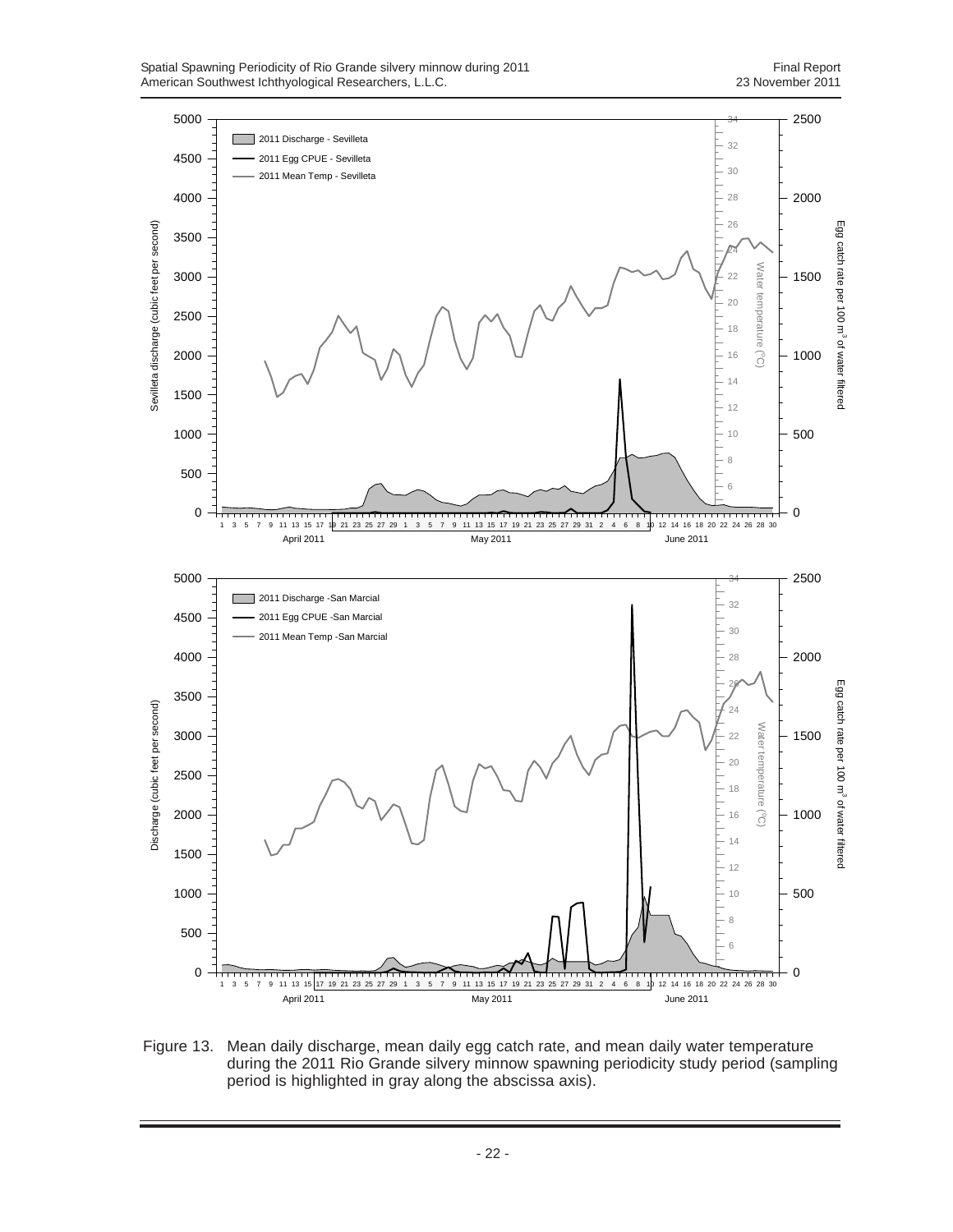Figure 13. Mean daily discharge, mean daily egg catch rate, and mean daily water temperature during the 2011 Rio Grande silvery minnow spawning periodicity study period (sampling period is highlighted in gray along the abscissa axis).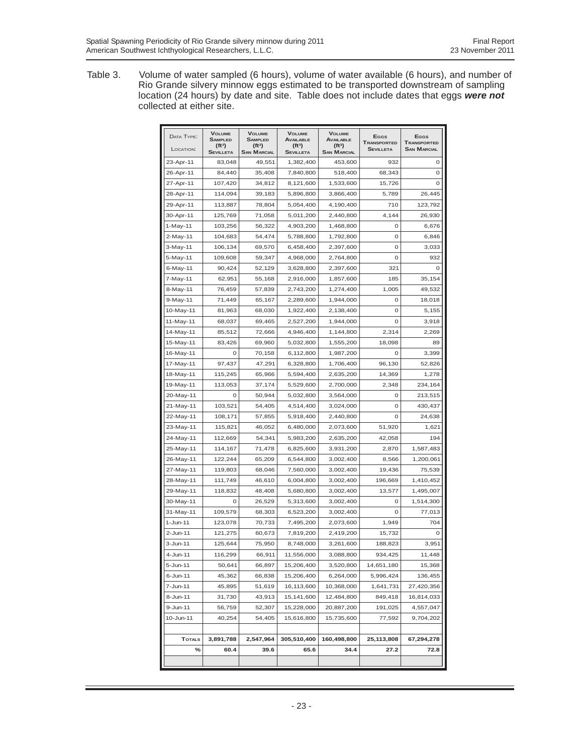Table 3. Volume of water sampled (6 hours), volume of water available (6 hours), and number of Rio Grande silvery minnow eggs estimated to be transported downstream of sampling location (24 hours) by date and site. Table does not include dates that eggs ***were not*** collected at either site.

| Data Type: / Location: | Volume Sampled ($ft^3$) Sevilleta | Volume Sampled ($ft^3$) San Marcial | Volume Available ($ft^3$) Sevilleta | Volume Available ($ft^3$) San Marcial | Eggs Transported Sevilleta | Eggs Transported San Marcial |
|---|---|---|---|---|---|---|
| 23-Apr-11 | 83,048 | 49,551 | 1,382,400 | 453,600 | 932 | 0 |
| 26-Apr-11 | 84,440 | 35,408 | 7,840,800 | 518,400 | 68,343 | 0 |
| 27-Apr-11 | 107,420 | 34,812 | 8,121,600 | 1,533,600 | 15,726 | 0 |
| 28-Apr-11 | 114,094 | 39,183 | 5,896,800 | 3,866,400 | 5,789 | 26,445 |
| 29-Apr-11 | 113,887 | 78,804 | 5,054,400 | 4,190,400 | 710 | 123,792 |
| 30-Apr-11 | 125,769 | 71,058 | 5,011,200 | 2,440,800 | 4,144 | 26,930 |
| 1-May-11 | 103,256 | 56,322 | 4,903,200 | 1,468,800 | 0 | 6,676 |
| 2-May-11 | 104,683 | 54,474 | 5,788,800 | 1,792,800 | 0 | 6,846 |
| 3-May-11 | 106,134 | 69,570 | 6,458,400 | 2,397,600 | 0 | 3,033 |
| 5-May-11 | 109,608 | 59,347 | 4,968,000 | 2,764,800 | 0 | 932 |
| 6-May-11 | 90,424 | 52,129 | 3,628,800 | 2,397,600 | 321 | 0 |
| 7-May-11 | 62,951 | 55,168 | 2,916,000 | 1,857,600 | 185 | 35,154 |
| 8-May-11 | 76,459 | 57,839 | 2,743,200 | 1,274,400 | 1,005 | 49,532 |
| 9-May-11 | 71,449 | 65,167 | 2,289,600 | 1,944,000 | 0 | 18,018 |
| 10-May-11 | 81,963 | 68,030 | 1,922,400 | 2,138,400 | 0 | 5,155 |
| 11-May-11 | 68,037 | 69,465 | 2,527,200 | 1,944,000 | 0 | 3,918 |
| 14-May-11 | 85,512 | 72,666 | 4,946,400 | 1,144,800 | 2,314 | 2,269 |
| 15-May-11 | 83,426 | 69,960 | 5,032,800 | 1,555,200 | 18,098 | 89 |
| 16-May-11 | 0 | 70,158 | 6,112,800 | 1,987,200 | 0 | 3,399 |
| 17-May-11 | 97,437 | 47,291 | 6,328,800 | 1,706,400 | 96,130 | 52,826 |
| 18-May-11 | 115,245 | 65,966 | 5,594,400 | 2,635,200 | 14,369 | 1,278 |
| 19-May-11 | 113,053 | 37,174 | 5,529,600 | 2,700,000 | 2,348 | 234,164 |
| 20-May-11 | 0 | 50,944 | 5,032,800 | 3,564,000 | 0 | 213,515 |
| 21-May-11 | 103,521 | 54,405 | 4,514,400 | 3,024,000 | 0 | 430,437 |
| 22-May-11 | 108,171 | 57,855 | 5,918,400 | 2,440,800 | 0 | 24,638 |
| 23-May-11 | 115,821 | 46,052 | 6,480,000 | 2,073,600 | 51,920 | 1,621 |
| 24-May-11 | 112,669 | 54,341 | 5,983,200 | 2,635,200 | 42,058 | 194 |
| 25-May-11 | 114,167 | 71,478 | 6,825,600 | 3,931,200 | 2,870 | 1,587,483 |
| 26-May-11 | 122,244 | 65,209 | 6,544,800 | 3,002,400 | 8,566 | 1,200,061 |
| 27-May-11 | 119,803 | 68,046 | 7,560,000 | 3,002,400 | 19,436 | 75,539 |
| 28-May-11 | 111,749 | 46,610 | 6,004,800 | 3,002,400 | 196,669 | 1,410,452 |
| 29-May-11 | 118,832 | 48,408 | 5,680,800 | 3,002,400 | 13,577 | 1,495,007 |
| 30-May-11 | 0 | 26,529 | 5,313,600 | 3,002,400 | 0 | 1,514,300 |
| 31-May-11 | 109,579 | 68,303 | 6,523,200 | 3,002,400 | 0 | 77,013 |
| 1-Jun-11 | 123,078 | 70,733 | 7,495,200 | 2,073,600 | 1,949 | 704 |
| 2-Jun-11 | 121,275 | 60,673 | 7,819,200 | 2,419,200 | 15,732 | 0 |
| 3-Jun-11 | 125,644 | 75,950 | 8,748,000 | 3,261,600 | 188,823 | 3,951 |
| 4-Jun-11 | 116,299 | 66,911 | 11,556,000 | 3,088,800 | 934,425 | 11,448 |
| 5-Jun-11 | 50,641 | 66,897 | 15,206,400 | 3,520,800 | 14,651,180 | 15,368 |
| 6-Jun-11 | 45,362 | 66,838 | 15,206,400 | 6,264,000 | 5,996,424 | 136,455 |
| 7-Jun-11 | 45,895 | 51,619 | 16,113,600 | 10,368,000 | 1,641,731 | 27,420,356 |
| 8-Jun-11 | 31,730 | 43,913 | 15,141,600 | 12,484,800 | 849,418 | 16,814,033 |
| 9-Jun-11 | 56,759 | 52,307 | 15,228,000 | 20,887,200 | 191,025 | 4,557,047 |
| 10-Jun-11 | 40,254 | 54,405 | 15,616,800 | 15,735,600 | 77,592 | 9,704,202 |
| | | | | | | |
| **Totals** | **3,891,788** | **2,547,964** | **305,510,400** | **160,498,800** | **25,113,808** | **67,294,278** |
| **%** | **60.4** | **39.6** | **65.6** | **34.4** | **27.2** | **72.8** |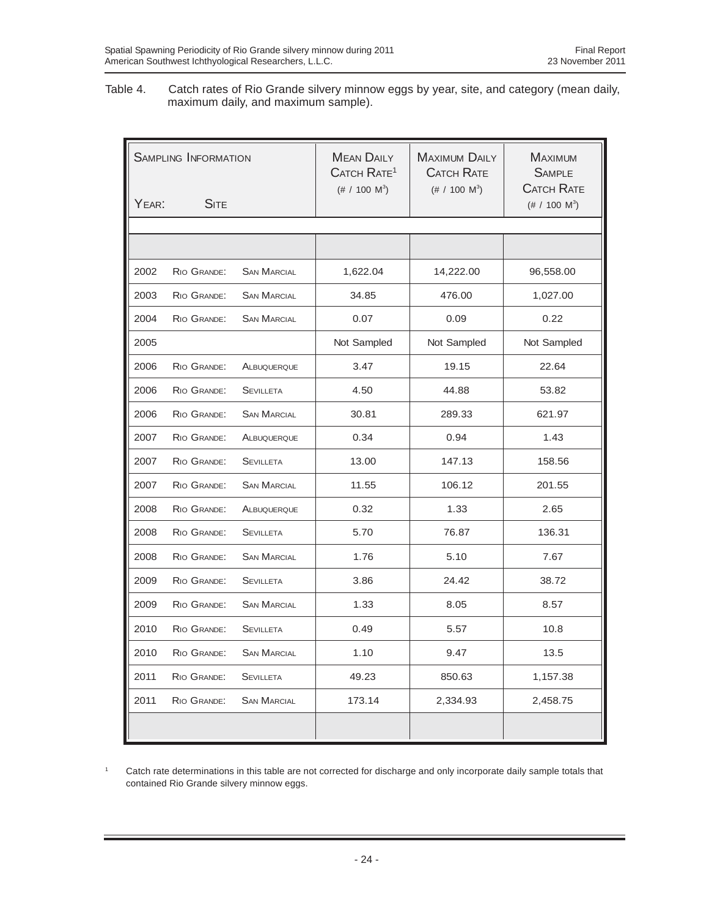Table 4. Catch rates of Rio Grande silvery minnow eggs by year, site, and category (mean daily, maximum daily, and maximum sample).

| Sampling Information Year: | Site | | Mean Daily Catch Rate[1] (# / 100 m³) | Maximum Daily Catch Rate (# / 100 m³) | Maximum Sample Catch Rate (# / 100 m³) |
|---|---|---|---|---|---|
| 2002 | Rio Grande: | San Marcial | 1,622.04 | 14,222.00 | 96,558.00 |
| 2003 | Rio Grande: | San Marcial | 34.85 | 476.00 | 1,027.00 |
| 2004 | Rio Grande: | San Marcial | 0.07 | 0.09 | 0.22 |
| 2005 | | | Not Sampled | Not Sampled | Not Sampled |
| 2006 | Rio Grande: | Albuquerque | 3.47 | 19.15 | 22.64 |
| 2006 | Rio Grande: | Sevilleta | 4.50 | 44.88 | 53.82 |
| 2006 | Rio Grande: | San Marcial | 30.81 | 289.33 | 621.97 |
| 2007 | Rio Grande: | Albuquerque | 0.34 | 0.94 | 1.43 |
| 2007 | Rio Grande: | Sevilleta | 13.00 | 147.13 | 158.56 |
| 2007 | Rio Grande: | San Marcial | 11.55 | 106.12 | 201.55 |
| 2008 | Rio Grande: | Albuquerque | 0.32 | 1.33 | 2.65 |
| 2008 | Rio Grande: | Sevilleta | 5.70 | 76.87 | 136.31 |
| 2008 | Rio Grande: | San Marcial | 1.76 | 5.10 | 7.67 |
| 2009 | Rio Grande: | Sevilleta | 3.86 | 24.42 | 38.72 |
| 2009 | Rio Grande: | San Marcial | 1.33 | 8.05 | 8.57 |
| 2010 | Rio Grande: | Sevilleta | 0.49 | 5.57 | 10.8 |
| 2010 | Rio Grande: | San Marcial | 1.10 | 9.47 | 13.5 |
| 2011 | Rio Grande: | Sevilleta | 49.23 | 850.63 | 1,157.38 |
| 2011 | Rio Grande: | San Marcial | 173.14 | 2,334.93 | 2,458.75 |

[1] Catch rate determinations in this table are not corrected for discharge and only incorporate daily sample totals that contained Rio Grande silvery minnow eggs.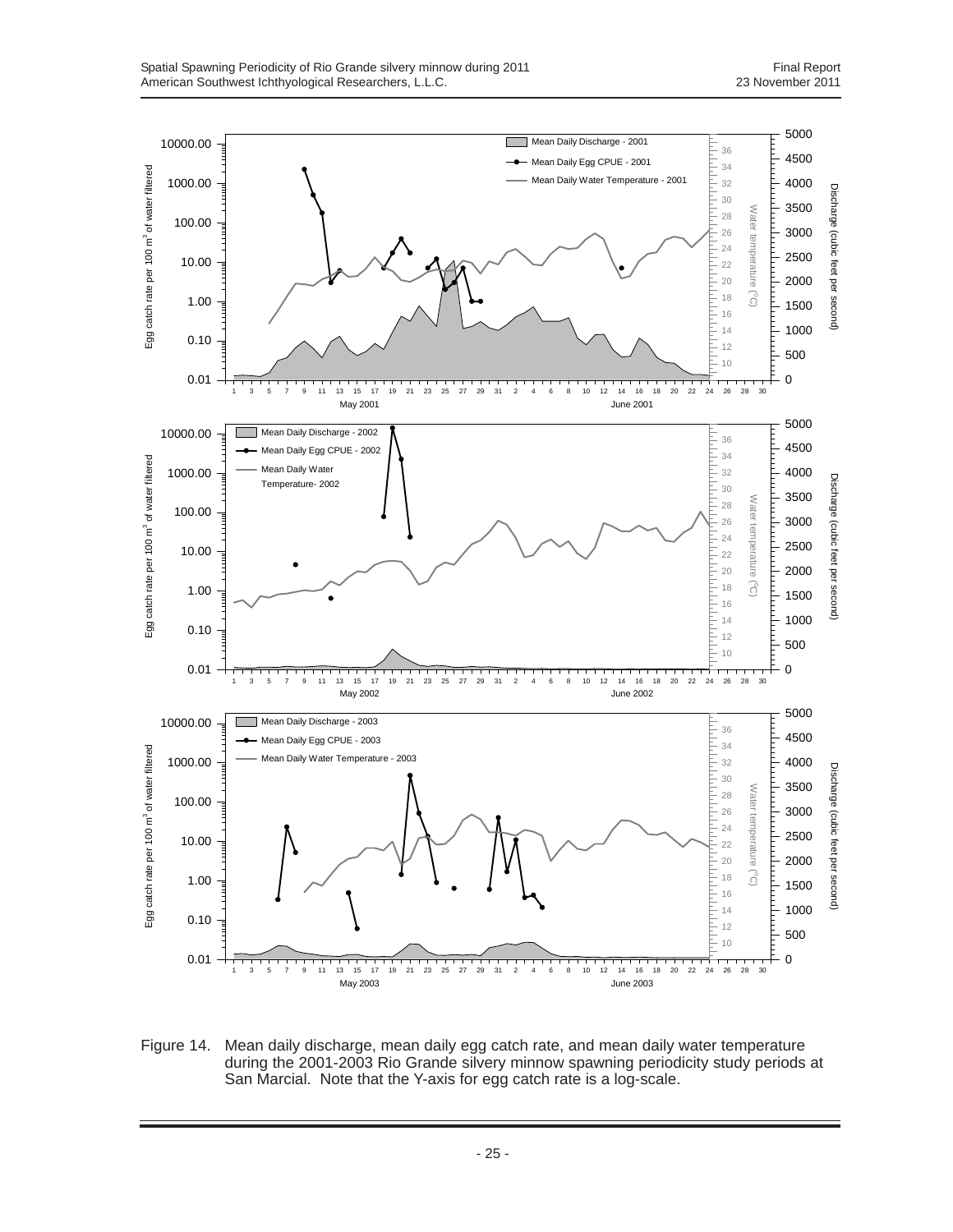Figure 14. Mean daily discharge, mean daily egg catch rate, and mean daily water temperature during the 2001-2003 Rio Grande silvery minnow spawning periodicity study periods at San Marcial. Note that the Y-axis for egg catch rate is a log-scale.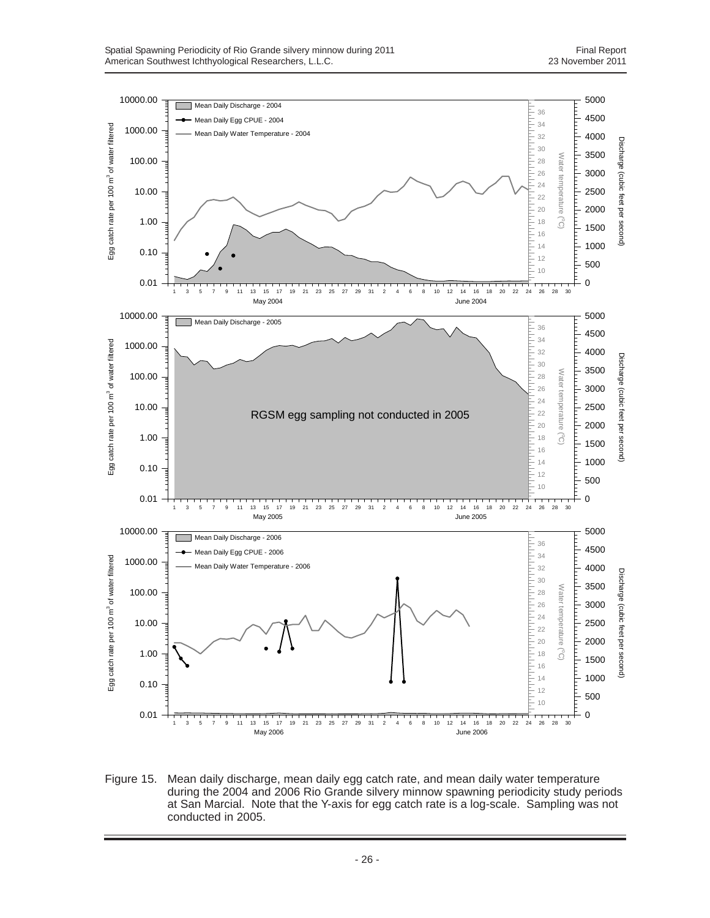Figure 15. Mean daily discharge, mean daily egg catch rate, and mean daily water temperature during the 2004 and 2006 Rio Grande silvery minnow spawning periodicity study periods at San Marcial. Note that the Y-axis for egg catch rate is a log-scale. Sampling was not conducted in 2005.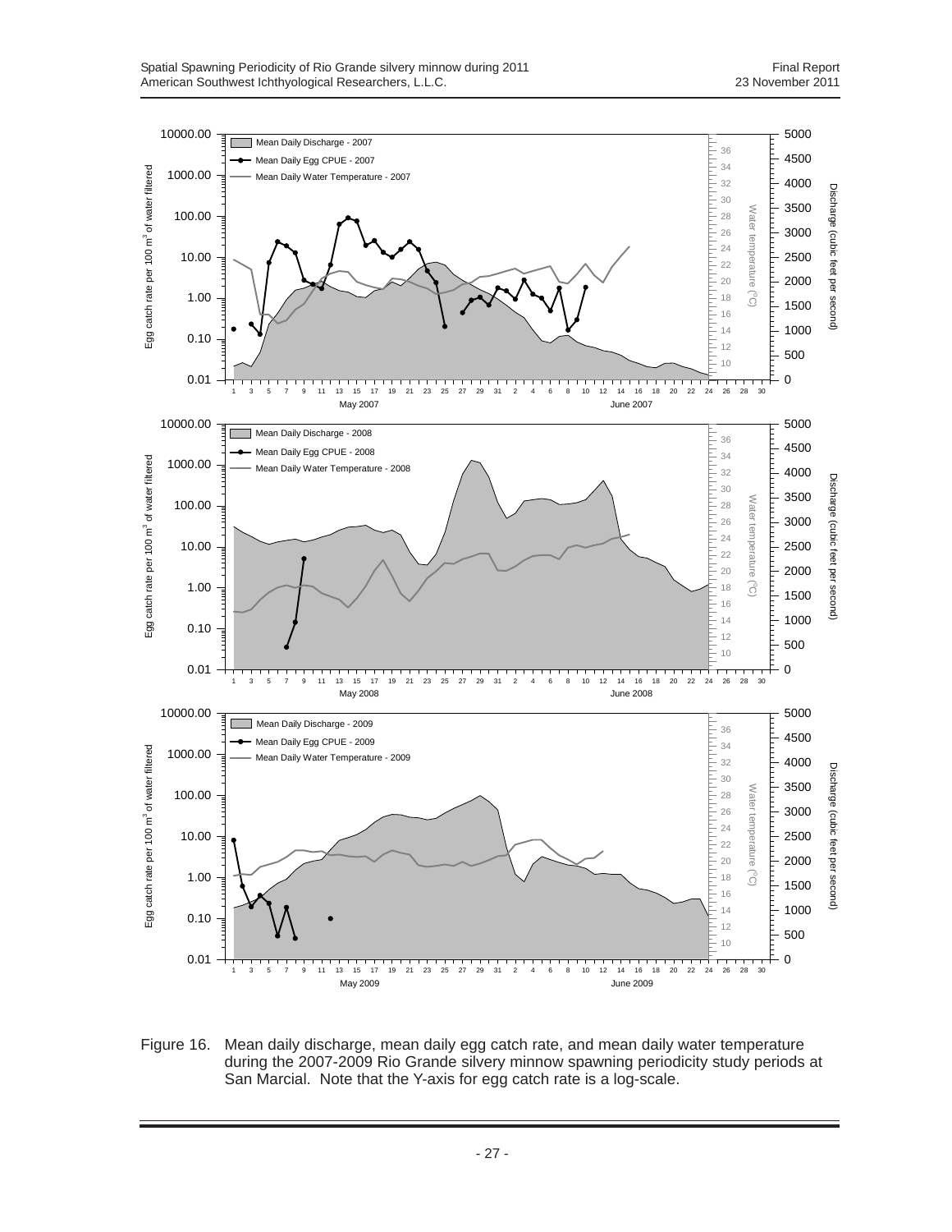Figure 16. Mean daily discharge, mean daily egg catch rate, and mean daily water temperature during the 2007-2009 Rio Grande silvery minnow spawning periodicity study periods at San Marcial. Note that the Y-axis for egg catch rate is a log-scale.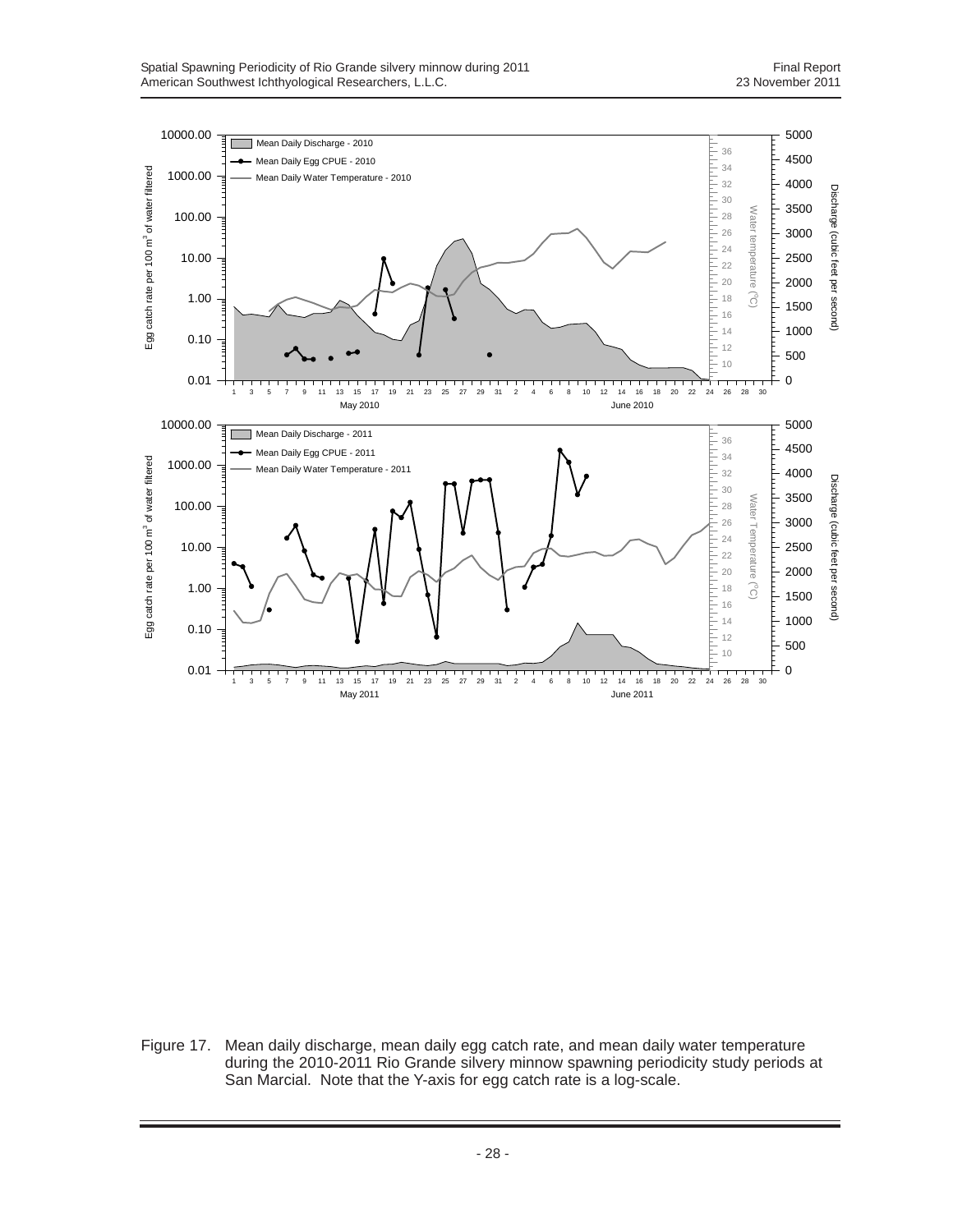Figure 17. Mean daily discharge, mean daily egg catch rate, and mean daily water temperature during the 2010-2011 Rio Grande silvery minnow spawning periodicity study periods at San Marcial. Note that the Y-axis for egg catch rate is a log-scale.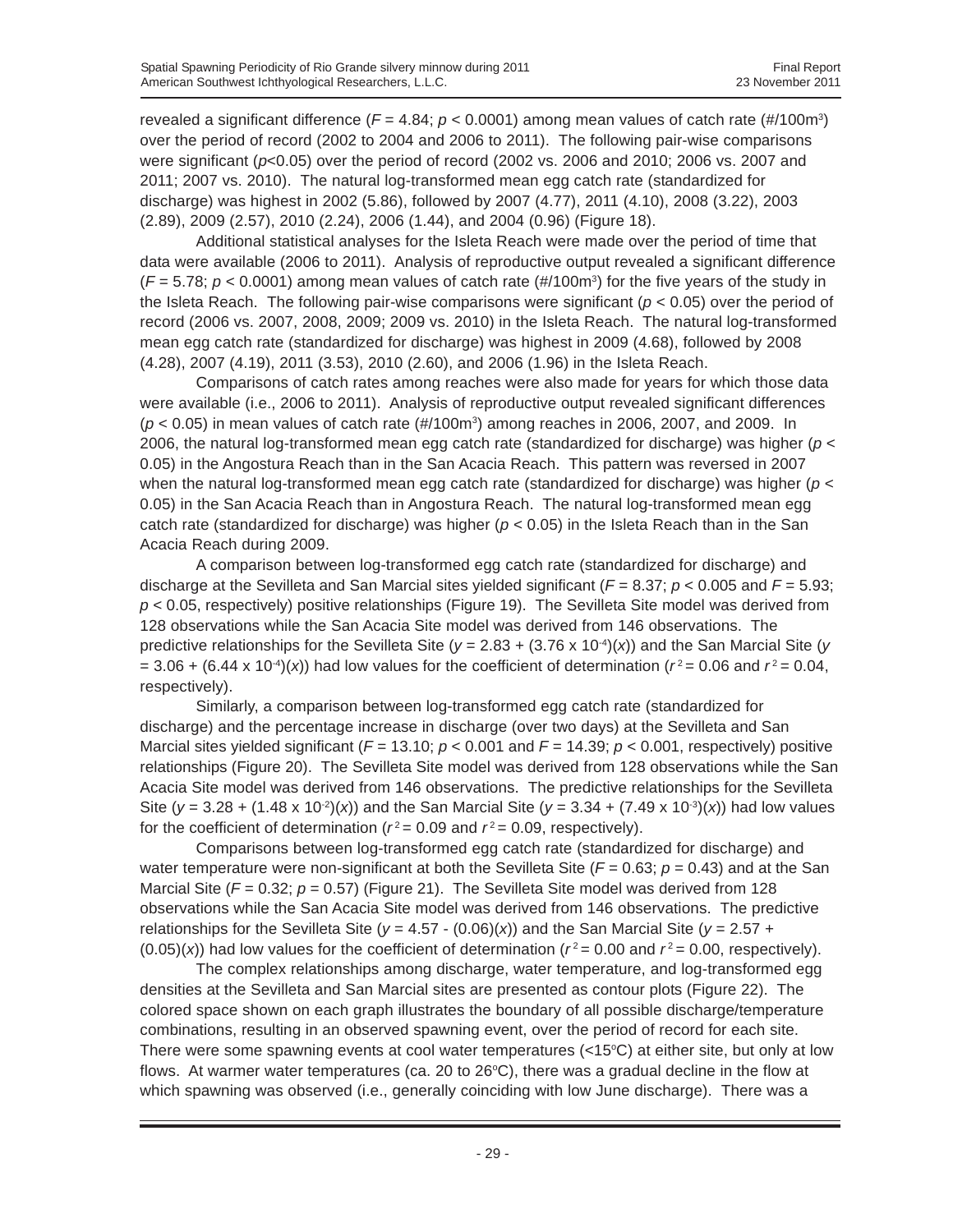revealed a significant difference ($F = 4.84$; $p < 0.0001$) among mean values of catch rate (#/100m$^3$) over the period of record (2002 to 2004 and 2006 to 2011). The following pair-wise comparisons were significant ($p<0.05$) over the period of record (2002 vs. 2006 and 2010; 2006 vs. 2007 and 2011; 2007 vs. 2010). The natural log-transformed mean egg catch rate (standardized for discharge) was highest in 2002 (5.86), followed by 2007 (4.77), 2011 (4.10), 2008 (3.22), 2003 (2.89), 2009 (2.57), 2010 (2.24), 2006 (1.44), and 2004 (0.96) (Figure 18).

Additional statistical analyses for the Isleta Reach were made over the period of time that data were available (2006 to 2011). Analysis of reproductive output revealed a significant difference ($F = 5.78$; $p < 0.0001$) among mean values of catch rate (#/100m$^3$) for the five years of the study in the Isleta Reach. The following pair-wise comparisons were significant ($p < 0.05$) over the period of record (2006 vs. 2007, 2008, 2009; 2009 vs. 2010) in the Isleta Reach. The natural log-transformed mean egg catch rate (standardized for discharge) was highest in 2009 (4.68), followed by 2008 (4.28), 2007 (4.19), 2011 (3.53), 2010 (2.60), and 2006 (1.96) in the Isleta Reach.

Comparisons of catch rates among reaches were also made for years for which those data were available (i.e., 2006 to 2011). Analysis of reproductive output revealed significant differences ($p < 0.05$) in mean values of catch rate (#/100m$^3$) among reaches in 2006, 2007, and 2009. In 2006, the natural log-transformed mean egg catch rate (standardized for discharge) was higher ($p < 0.05$) in the Angostura Reach than in the San Acacia Reach. This pattern was reversed in 2007 when the natural log-transformed mean egg catch rate (standardized for discharge) was higher ($p < 0.05$) in the San Acacia Reach than in Angostura Reach. The natural log-transformed mean egg catch rate (standardized for discharge) was higher ($p < 0.05$) in the Isleta Reach than in the San Acacia Reach during 2009.

A comparison between log-transformed egg catch rate (standardized for discharge) and discharge at the Sevilleta and San Marcial sites yielded significant ($F = 8.37$; $p < 0.005$ and $F = 5.93$; $p < 0.05$, respectively) positive relationships (Figure 19). The Sevilleta Site model was derived from 128 observations while the San Acacia Site model was derived from 146 observations. The predictive relationships for the Sevilleta Site ($y = 2.83 + (3.76 \times 10^{-4})(x)$) and the San Marcial Site ($y = 3.06 + (6.44 \times 10^{-4})(x)$) had low values for the coefficient of determination ($r^2 = 0.06$ and $r^2 = 0.04$, respectively).

Similarly, a comparison between log-transformed egg catch rate (standardized for discharge) and the percentage increase in discharge (over two days) at the Sevilleta and San Marcial sites yielded significant ($F = 13.10$; $p < 0.001$ and $F = 14.39$; $p < 0.001$, respectively) positive relationships (Figure 20). The Sevilleta Site model was derived from 128 observations while the San Acacia Site model was derived from 146 observations. The predictive relationships for the Sevilleta Site ($y = 3.28 + (1.48 \times 10^{-2})(x)$) and the San Marcial Site ($y = 3.34 + (7.49 \times 10^{-3})(x)$) had low values for the coefficient of determination ($r^2 = 0.09$ and $r^2 = 0.09$, respectively).

Comparisons between log-transformed egg catch rate (standardized for discharge) and water temperature were non-significant at both the Sevilleta Site ($F = 0.63$; $p = 0.43$) and at the San Marcial Site ($F = 0.32$; $p = 0.57$) (Figure 21). The Sevilleta Site model was derived from 128 observations while the San Acacia Site model was derived from 146 observations. The predictive relationships for the Sevilleta Site ($y = 4.57 - (0.06)(x)$) and the San Marcial Site ($y = 2.57 + (0.05)(x)$) had low values for the coefficient of determination ($r^2 = 0.00$ and $r^2 = 0.00$, respectively).

The complex relationships among discharge, water temperature, and log-transformed egg densities at the Sevilleta and San Marcial sites are presented as contour plots (Figure 22). The colored space shown on each graph illustrates the boundary of all possible discharge/temperature combinations, resulting in an observed spawning event, over the period of record for each site. There were some spawning events at cool water temperatures (<15°C) at either site, but only at low flows. At warmer water temperatures (ca. 20 to 26°C), there was a gradual decline in the flow at which spawning was observed (i.e., generally coinciding with low June discharge). There was a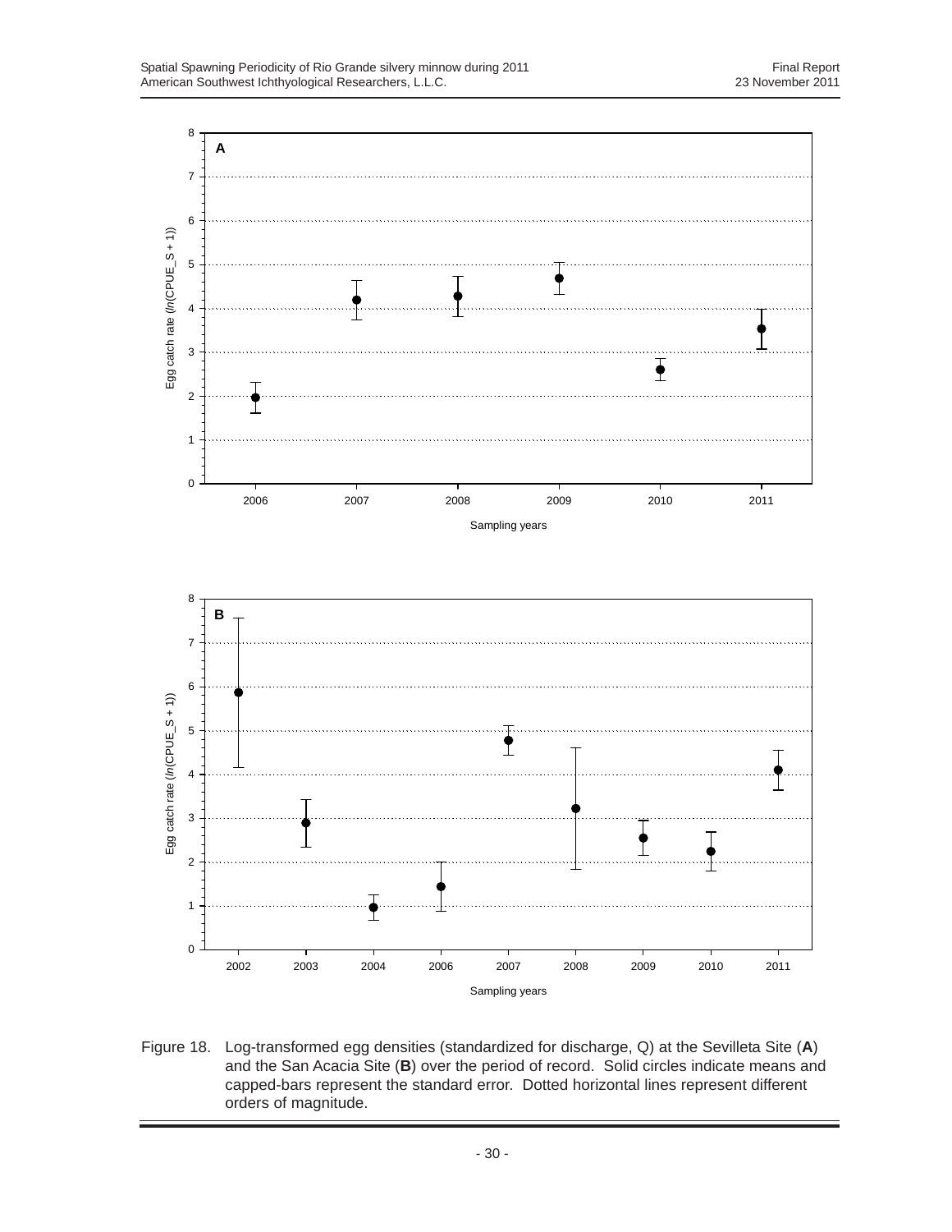Figure 18. Log-transformed egg densities (standardized for discharge, Q) at the Sevilleta Site (**A**) and the San Acacia Site (**B**) over the period of record. Solid circles indicate means and capped-bars represent the standard error. Dotted horizontal lines represent different orders of magnitude.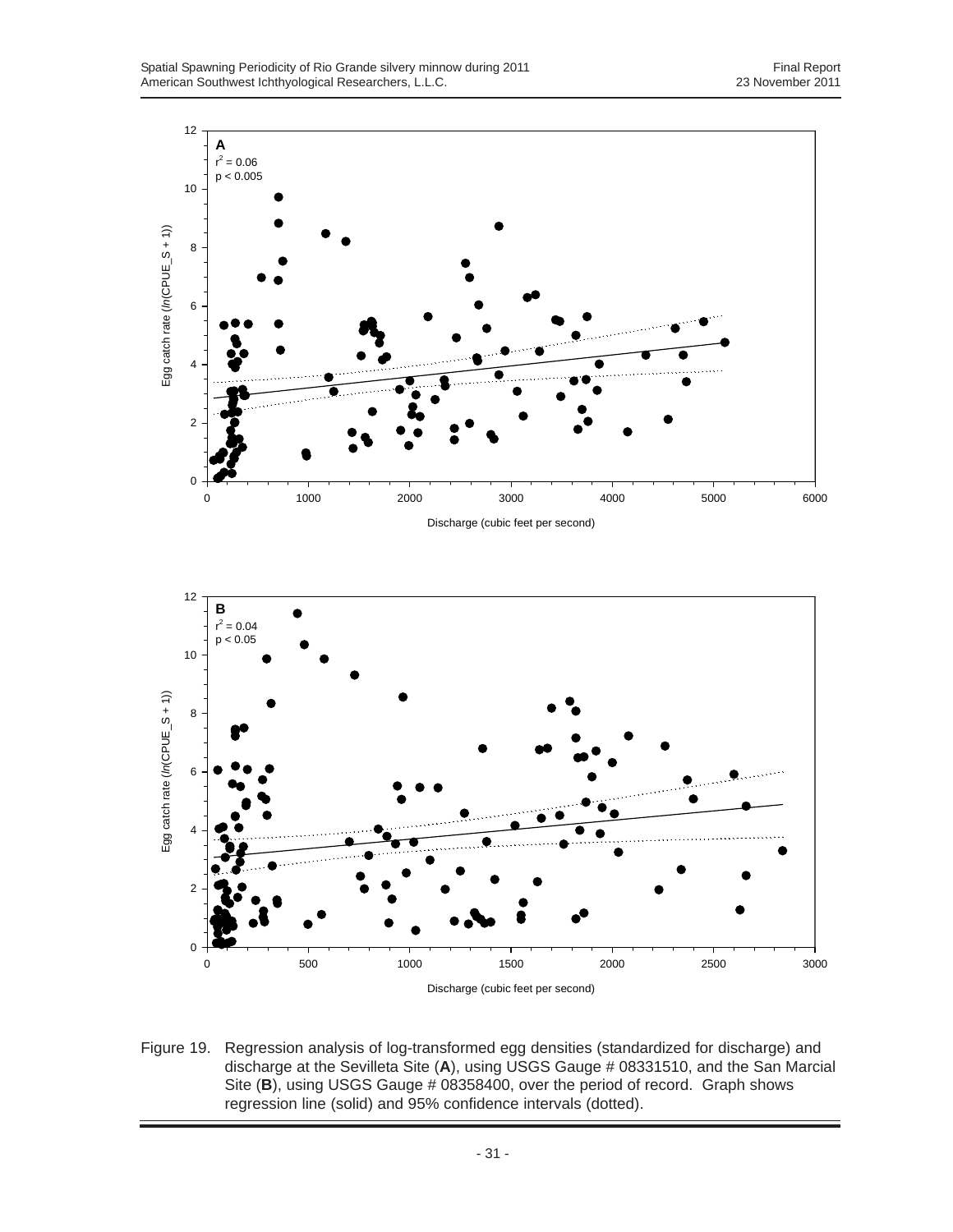Figure 19. Regression analysis of log-transformed egg densities (standardized for discharge) and discharge at the Sevilleta Site (**A**), using USGS Gauge # 08331510, and the San Marcial Site (**B**), using USGS Gauge # 08358400, over the period of record. Graph shows regression line (solid) and 95% confidence intervals (dotted).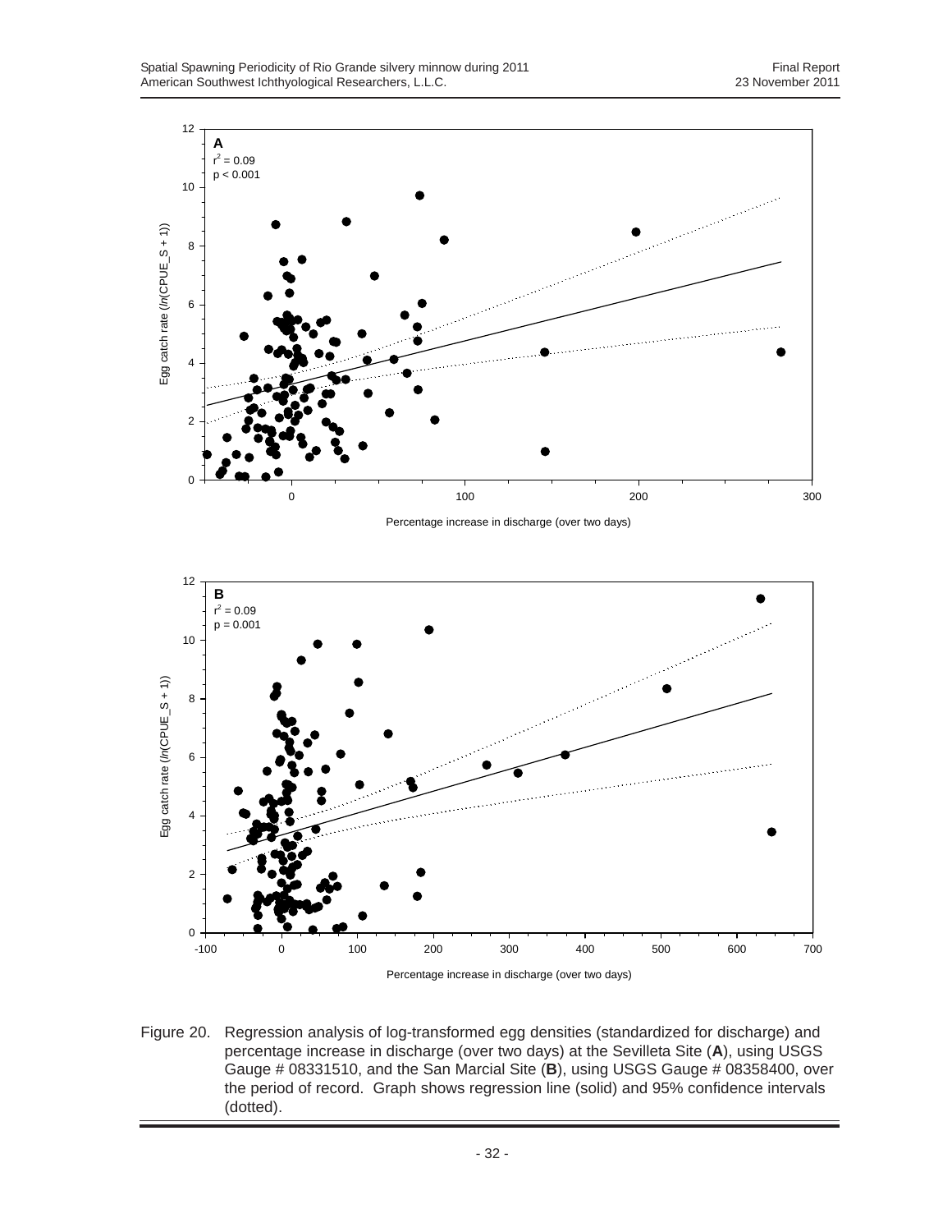Figure 20. Regression analysis of log-transformed egg densities (standardized for discharge) and percentage increase in discharge (over two days) at the Sevilleta Site (**A**), using USGS Gauge # 08331510, and the San Marcial Site (**B**), using USGS Gauge # 08358400, over the period of record. Graph shows regression line (solid) and 95% confidence intervals (dotted).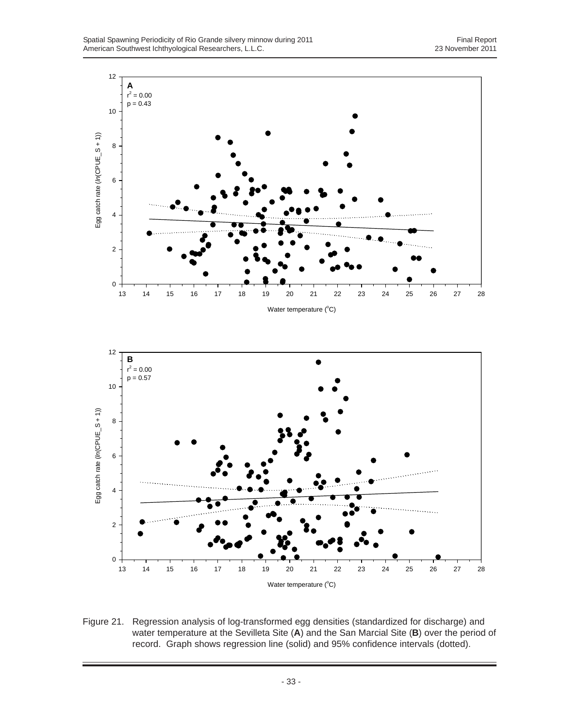Figure 21. Regression analysis of log-transformed egg densities (standardized for discharge) and water temperature at the Sevilleta Site (**A**) and the San Marcial Site (**B**) over the period of record. Graph shows regression line (solid) and 95% confidence intervals (dotted).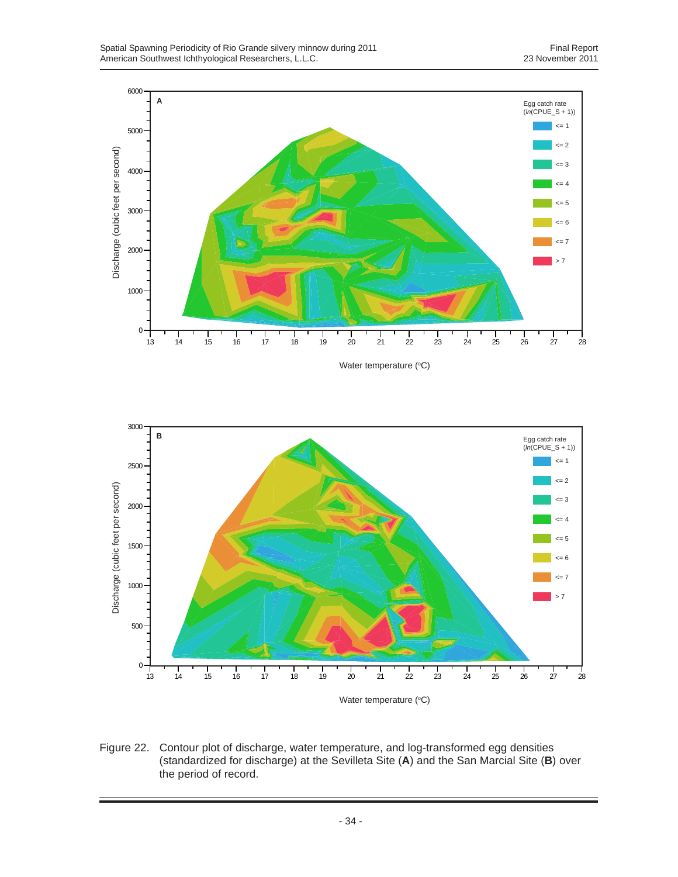Figure 22. Contour plot of discharge, water temperature, and log-transformed egg densities (standardized for discharge) at the Sevilleta Site (**A**) and the San Marcial Site (**B**) over the period of record.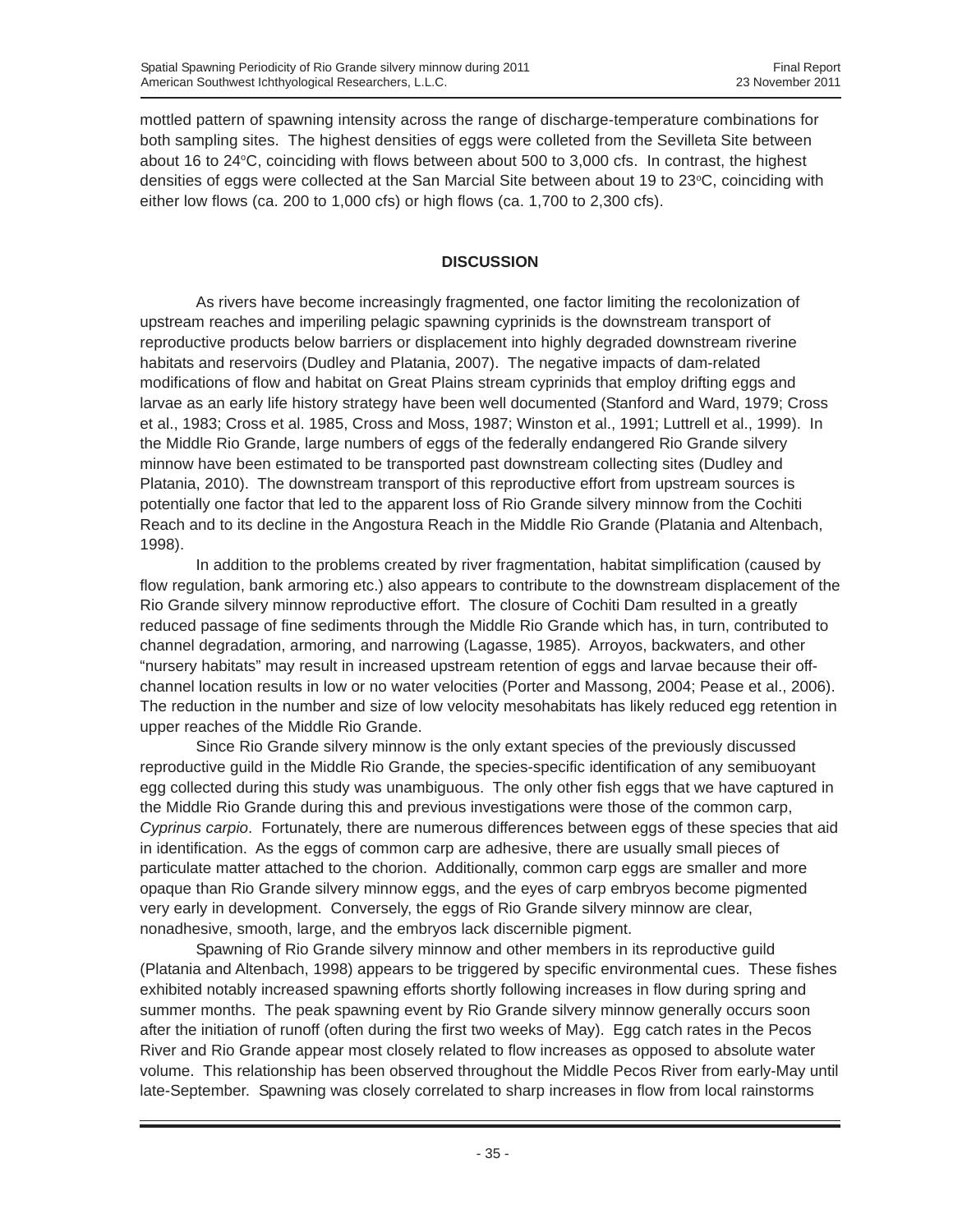mottled pattern of spawning intensity across the range of discharge-temperature combinations for both sampling sites. The highest densities of eggs were colleted from the Sevilleta Site between about 16 to 24°C, coinciding with flows between about 500 to 3,000 cfs. In contrast, the highest densities of eggs were collected at the San Marcial Site between about 19 to 23°C, coinciding with either low flows (ca. 200 to 1,000 cfs) or high flows (ca. 1,700 to 2,300 cfs).

## DISCUSSION

As rivers have become increasingly fragmented, one factor limiting the recolonization of upstream reaches and imperiling pelagic spawning cyprinids is the downstream transport of reproductive products below barriers or displacement into highly degraded downstream riverine habitats and reservoirs (Dudley and Platania, 2007). The negative impacts of dam-related modifications of flow and habitat on Great Plains stream cyprinids that employ drifting eggs and larvae as an early life history strategy have been well documented (Stanford and Ward, 1979; Cross et al., 1983; Cross et al. 1985, Cross and Moss, 1987; Winston et al., 1991; Luttrell et al., 1999). In the Middle Rio Grande, large numbers of eggs of the federally endangered Rio Grande silvery minnow have been estimated to be transported past downstream collecting sites (Dudley and Platania, 2010). The downstream transport of this reproductive effort from upstream sources is potentially one factor that led to the apparent loss of Rio Grande silvery minnow from the Cochiti Reach and to its decline in the Angostura Reach in the Middle Rio Grande (Platania and Altenbach, 1998).

In addition to the problems created by river fragmentation, habitat simplification (caused by flow regulation, bank armoring etc.) also appears to contribute to the downstream displacement of the Rio Grande silvery minnow reproductive effort. The closure of Cochiti Dam resulted in a greatly reduced passage of fine sediments through the Middle Rio Grande which has, in turn, contributed to channel degradation, armoring, and narrowing (Lagasse, 1985). Arroyos, backwaters, and other "nursery habitats" may result in increased upstream retention of eggs and larvae because their off-channel location results in low or no water velocities (Porter and Massong, 2004; Pease et al., 2006). The reduction in the number and size of low velocity mesohabitats has likely reduced egg retention in upper reaches of the Middle Rio Grande.

Since Rio Grande silvery minnow is the only extant species of the previously discussed reproductive guild in the Middle Rio Grande, the species-specific identification of any semibuoyant egg collected during this study was unambiguous. The only other fish eggs that we have captured in the Middle Rio Grande during this and previous investigations were those of the common carp, *Cyprinus carpio*. Fortunately, there are numerous differences between eggs of these species that aid in identification. As the eggs of common carp are adhesive, there are usually small pieces of particulate matter attached to the chorion. Additionally, common carp eggs are smaller and more opaque than Rio Grande silvery minnow eggs, and the eyes of carp embryos become pigmented very early in development. Conversely, the eggs of Rio Grande silvery minnow are clear, nonadhesive, smooth, large, and the embryos lack discernible pigment.

Spawning of Rio Grande silvery minnow and other members in its reproductive guild (Platania and Altenbach, 1998) appears to be triggered by specific environmental cues. These fishes exhibited notably increased spawning efforts shortly following increases in flow during spring and summer months. The peak spawning event by Rio Grande silvery minnow generally occurs soon after the initiation of runoff (often during the first two weeks of May). Egg catch rates in the Pecos River and Rio Grande appear most closely related to flow increases as opposed to absolute water volume. This relationship has been observed throughout the Middle Pecos River from early-May until late-September. Spawning was closely correlated to sharp increases in flow from local rainstorms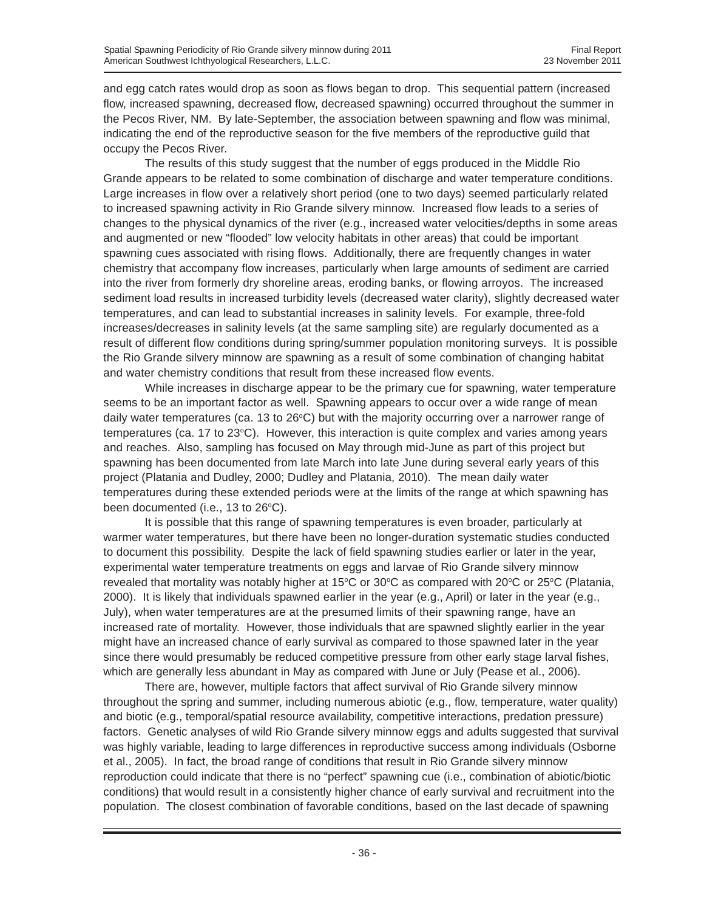and egg catch rates would drop as soon as flows began to drop. This sequential pattern (increased flow, increased spawning, decreased flow, decreased spawning) occurred throughout the summer in the Pecos River, NM. By late-September, the association between spawning and flow was minimal, indicating the end of the reproductive season for the five members of the reproductive guild that occupy the Pecos River.

The results of this study suggest that the number of eggs produced in the Middle Rio Grande appears to be related to some combination of discharge and water temperature conditions. Large increases in flow over a relatively short period (one to two days) seemed particularly related to increased spawning activity in Rio Grande silvery minnow. Increased flow leads to a series of changes to the physical dynamics of the river (e.g., increased water velocities/depths in some areas and augmented or new "flooded" low velocity habitats in other areas) that could be important spawning cues associated with rising flows. Additionally, there are frequently changes in water chemistry that accompany flow increases, particularly when large amounts of sediment are carried into the river from formerly dry shoreline areas, eroding banks, or flowing arroyos. The increased sediment load results in increased turbidity levels (decreased water clarity), slightly decreased water temperatures, and can lead to substantial increases in salinity levels. For example, three-fold increases/decreases in salinity levels (at the same sampling site) are regularly documented as a result of different flow conditions during spring/summer population monitoring surveys. It is possible the Rio Grande silvery minnow are spawning as a result of some combination of changing habitat and water chemistry conditions that result from these increased flow events.

While increases in discharge appear to be the primary cue for spawning, water temperature seems to be an important factor as well. Spawning appears to occur over a wide range of mean daily water temperatures (ca. 13 to 26°C) but with the majority occurring over a narrower range of temperatures (ca. 17 to 23°C). However, this interaction is quite complex and varies among years and reaches. Also, sampling has focused on May through mid-June as part of this project but spawning has been documented from late March into late June during several early years of this project (Platania and Dudley, 2000; Dudley and Platania, 2010). The mean daily water temperatures during these extended periods were at the limits of the range at which spawning has been documented (i.e., 13 to 26°C).

It is possible that this range of spawning temperatures is even broader, particularly at warmer water temperatures, but there have been no longer-duration systematic studies conducted to document this possibility. Despite the lack of field spawning studies earlier or later in the year, experimental water temperature treatments on eggs and larvae of Rio Grande silvery minnow revealed that mortality was notably higher at 15°C or 30°C as compared with 20°C or 25°C (Platania, 2000). It is likely that individuals spawned earlier in the year (e.g., April) or later in the year (e.g., July), when water temperatures are at the presumed limits of their spawning range, have an increased rate of mortality. However, those individuals that are spawned slightly earlier in the year might have an increased chance of early survival as compared to those spawned later in the year since there would presumably be reduced competitive pressure from other early stage larval fishes, which are generally less abundant in May as compared with June or July (Pease et al., 2006).

There are, however, multiple factors that affect survival of Rio Grande silvery minnow throughout the spring and summer, including numerous abiotic (e.g., flow, temperature, water quality) and biotic (e.g., temporal/spatial resource availability, competitive interactions, predation pressure) factors. Genetic analyses of wild Rio Grande silvery minnow eggs and adults suggested that survival was highly variable, leading to large differences in reproductive success among individuals (Osborne et al., 2005). In fact, the broad range of conditions that result in Rio Grande silvery minnow reproduction could indicate that there is no "perfect" spawning cue (i.e., combination of abiotic/biotic conditions) that would result in a consistently higher chance of early survival and recruitment into the population. The closest combination of favorable conditions, based on the last decade of spawning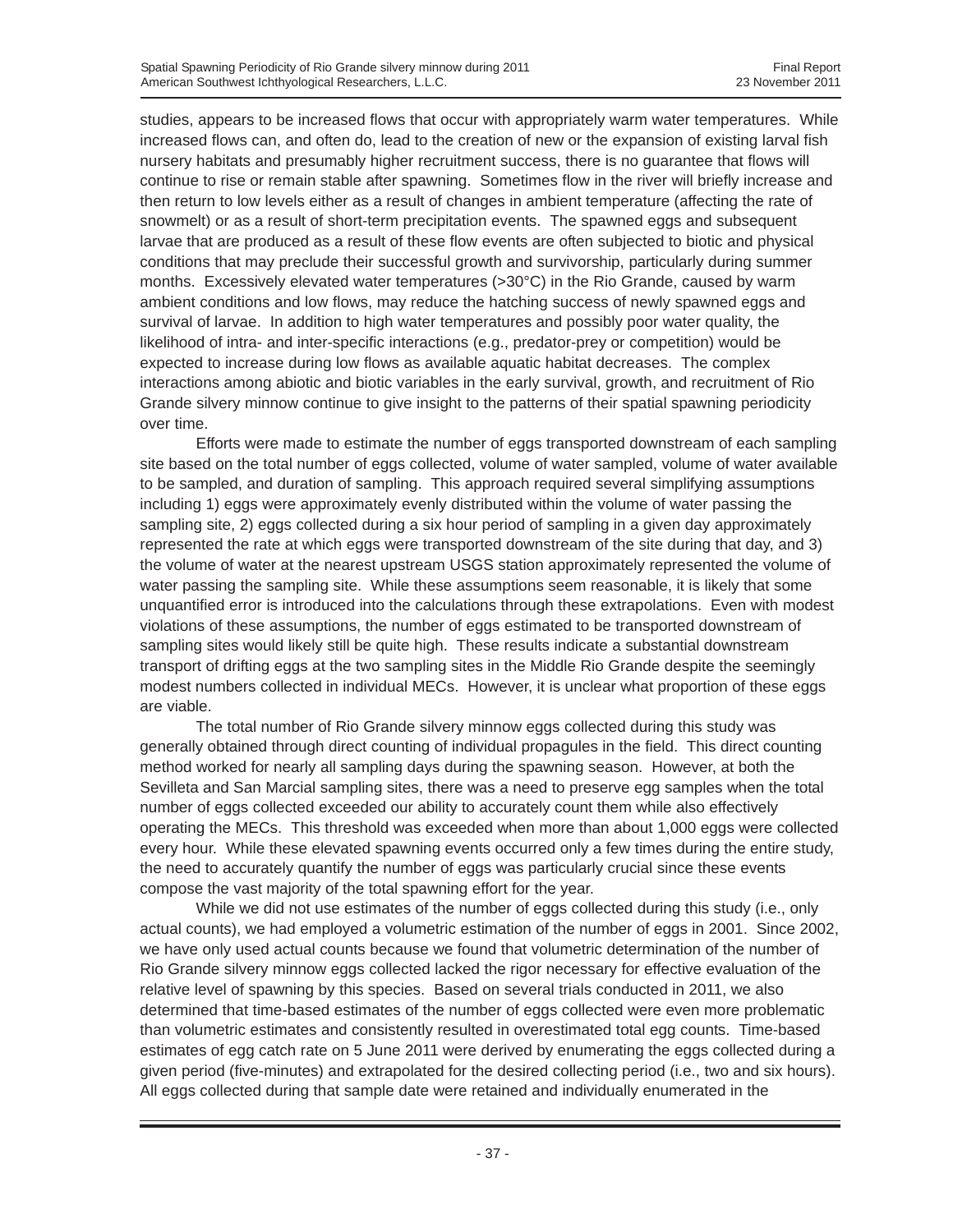studies, appears to be increased flows that occur with appropriately warm water temperatures. While increased flows can, and often do, lead to the creation of new or the expansion of existing larval fish nursery habitats and presumably higher recruitment success, there is no guarantee that flows will continue to rise or remain stable after spawning. Sometimes flow in the river will briefly increase and then return to low levels either as a result of changes in ambient temperature (affecting the rate of snowmelt) or as a result of short-term precipitation events. The spawned eggs and subsequent larvae that are produced as a result of these flow events are often subjected to biotic and physical conditions that may preclude their successful growth and survivorship, particularly during summer months. Excessively elevated water temperatures (>30°C) in the Rio Grande, caused by warm ambient conditions and low flows, may reduce the hatching success of newly spawned eggs and survival of larvae. In addition to high water temperatures and possibly poor water quality, the likelihood of intra- and inter-specific interactions (e.g., predator-prey or competition) would be expected to increase during low flows as available aquatic habitat decreases. The complex interactions among abiotic and biotic variables in the early survival, growth, and recruitment of Rio Grande silvery minnow continue to give insight to the patterns of their spatial spawning periodicity over time.

Efforts were made to estimate the number of eggs transported downstream of each sampling site based on the total number of eggs collected, volume of water sampled, volume of water available to be sampled, and duration of sampling. This approach required several simplifying assumptions including 1) eggs were approximately evenly distributed within the volume of water passing the sampling site, 2) eggs collected during a six hour period of sampling in a given day approximately represented the rate at which eggs were transported downstream of the site during that day, and 3) the volume of water at the nearest upstream USGS station approximately represented the volume of water passing the sampling site. While these assumptions seem reasonable, it is likely that some unquantified error is introduced into the calculations through these extrapolations. Even with modest violations of these assumptions, the number of eggs estimated to be transported downstream of sampling sites would likely still be quite high. These results indicate a substantial downstream transport of drifting eggs at the two sampling sites in the Middle Rio Grande despite the seemingly modest numbers collected in individual MECs. However, it is unclear what proportion of these eggs are viable.

The total number of Rio Grande silvery minnow eggs collected during this study was generally obtained through direct counting of individual propagules in the field. This direct counting method worked for nearly all sampling days during the spawning season. However, at both the Sevilleta and San Marcial sampling sites, there was a need to preserve egg samples when the total number of eggs collected exceeded our ability to accurately count them while also effectively operating the MECs. This threshold was exceeded when more than about 1,000 eggs were collected every hour. While these elevated spawning events occurred only a few times during the entire study, the need to accurately quantify the number of eggs was particularly crucial since these events compose the vast majority of the total spawning effort for the year.

While we did not use estimates of the number of eggs collected during this study (i.e., only actual counts), we had employed a volumetric estimation of the number of eggs in 2001. Since 2002, we have only used actual counts because we found that volumetric determination of the number of Rio Grande silvery minnow eggs collected lacked the rigor necessary for effective evaluation of the relative level of spawning by this species. Based on several trials conducted in 2011, we also determined that time-based estimates of the number of eggs collected were even more problematic than volumetric estimates and consistently resulted in overestimated total egg counts. Time-based estimates of egg catch rate on 5 June 2011 were derived by enumerating the eggs collected during a given period (five-minutes) and extrapolated for the desired collecting period (i.e., two and six hours). All eggs collected during that sample date were retained and individually enumerated in the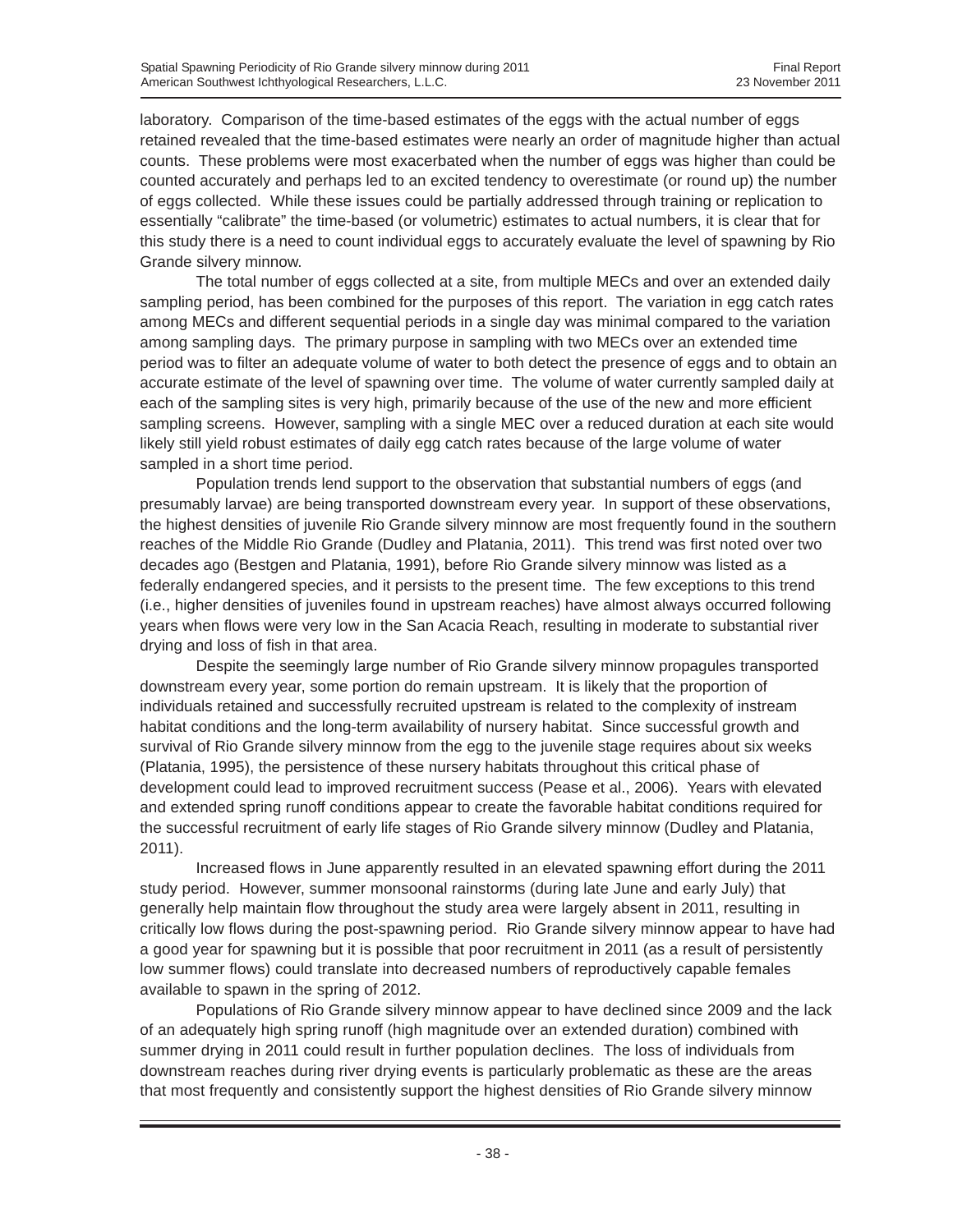laboratory. Comparison of the time-based estimates of the eggs with the actual number of eggs retained revealed that the time-based estimates were nearly an order of magnitude higher than actual counts. These problems were most exacerbated when the number of eggs was higher than could be counted accurately and perhaps led to an excited tendency to overestimate (or round up) the number of eggs collected. While these issues could be partially addressed through training or replication to essentially "calibrate" the time-based (or volumetric) estimates to actual numbers, it is clear that for this study there is a need to count individual eggs to accurately evaluate the level of spawning by Rio Grande silvery minnow.

The total number of eggs collected at a site, from multiple MECs and over an extended daily sampling period, has been combined for the purposes of this report. The variation in egg catch rates among MECs and different sequential periods in a single day was minimal compared to the variation among sampling days. The primary purpose in sampling with two MECs over an extended time period was to filter an adequate volume of water to both detect the presence of eggs and to obtain an accurate estimate of the level of spawning over time. The volume of water currently sampled daily at each of the sampling sites is very high, primarily because of the use of the new and more efficient sampling screens. However, sampling with a single MEC over a reduced duration at each site would likely still yield robust estimates of daily egg catch rates because of the large volume of water sampled in a short time period.

Population trends lend support to the observation that substantial numbers of eggs (and presumably larvae) are being transported downstream every year. In support of these observations, the highest densities of juvenile Rio Grande silvery minnow are most frequently found in the southern reaches of the Middle Rio Grande (Dudley and Platania, 2011). This trend was first noted over two decades ago (Bestgen and Platania, 1991), before Rio Grande silvery minnow was listed as a federally endangered species, and it persists to the present time. The few exceptions to this trend (i.e., higher densities of juveniles found in upstream reaches) have almost always occurred following years when flows were very low in the San Acacia Reach, resulting in moderate to substantial river drying and loss of fish in that area.

Despite the seemingly large number of Rio Grande silvery minnow propagules transported downstream every year, some portion do remain upstream. It is likely that the proportion of individuals retained and successfully recruited upstream is related to the complexity of instream habitat conditions and the long-term availability of nursery habitat. Since successful growth and survival of Rio Grande silvery minnow from the egg to the juvenile stage requires about six weeks (Platania, 1995), the persistence of these nursery habitats throughout this critical phase of development could lead to improved recruitment success (Pease et al., 2006). Years with elevated and extended spring runoff conditions appear to create the favorable habitat conditions required for the successful recruitment of early life stages of Rio Grande silvery minnow (Dudley and Platania, 2011).

Increased flows in June apparently resulted in an elevated spawning effort during the 2011 study period. However, summer monsoonal rainstorms (during late June and early July) that generally help maintain flow throughout the study area were largely absent in 2011, resulting in critically low flows during the post-spawning period. Rio Grande silvery minnow appear to have had a good year for spawning but it is possible that poor recruitment in 2011 (as a result of persistently low summer flows) could translate into decreased numbers of reproductively capable females available to spawn in the spring of 2012.

Populations of Rio Grande silvery minnow appear to have declined since 2009 and the lack of an adequately high spring runoff (high magnitude over an extended duration) combined with summer drying in 2011 could result in further population declines. The loss of individuals from downstream reaches during river drying events is particularly problematic as these are the areas that most frequently and consistently support the highest densities of Rio Grande silvery minnow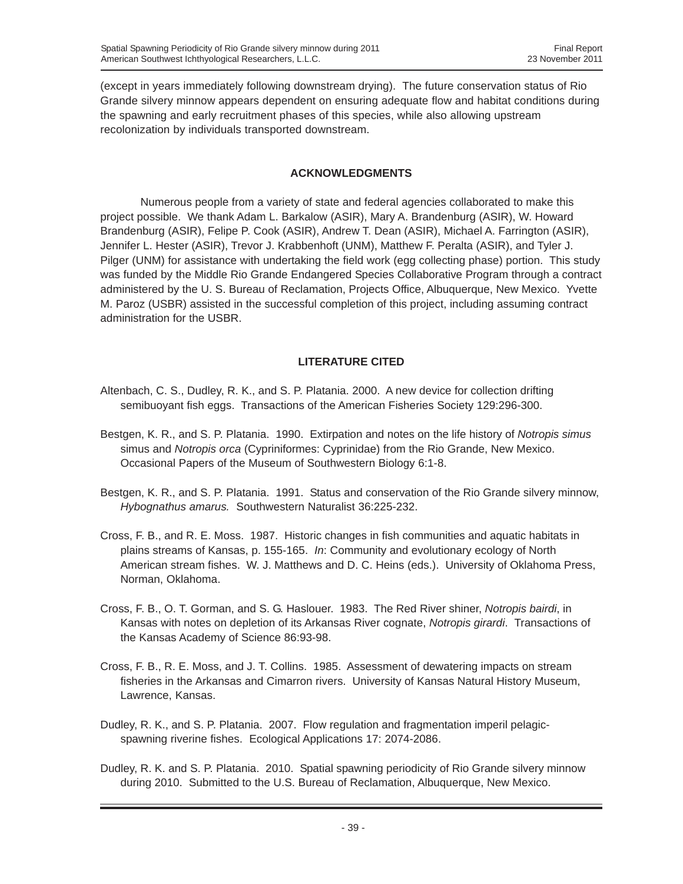(except in years immediately following downstream drying). The future conservation status of Rio Grande silvery minnow appears dependent on ensuring adequate flow and habitat conditions during the spawning and early recruitment phases of this species, while also allowing upstream recolonization by individuals transported downstream.

## ACKNOWLEDGMENTS

Numerous people from a variety of state and federal agencies collaborated to make this project possible. We thank Adam L. Barkalow (ASIR), Mary A. Brandenburg (ASIR), W. Howard Brandenburg (ASIR), Felipe P. Cook (ASIR), Andrew T. Dean (ASIR), Michael A. Farrington (ASIR), Jennifer L. Hester (ASIR), Trevor J. Krabbenhoft (UNM), Matthew F. Peralta (ASIR), and Tyler J. Pilger (UNM) for assistance with undertaking the field work (egg collecting phase) portion. This study was funded by the Middle Rio Grande Endangered Species Collaborative Program through a contract administered by the U. S. Bureau of Reclamation, Projects Office, Albuquerque, New Mexico. Yvette M. Paroz (USBR) assisted in the successful completion of this project, including assuming contract administration for the USBR.

## LITERATURE CITED

Altenbach, C. S., Dudley, R. K., and S. P. Platania. 2000. A new device for collection drifting semibuoyant fish eggs. Transactions of the American Fisheries Society 129:296-300.

Bestgen, K. R., and S. P. Platania. 1990. Extirpation and notes on the life history of *Notropis simus* simus and *Notropis orca* (Cypriniformes: Cyprinidae) from the Rio Grande, New Mexico. Occasional Papers of the Museum of Southwestern Biology 6:1-8.

Bestgen, K. R., and S. P. Platania. 1991. Status and conservation of the Rio Grande silvery minnow, *Hybognathus amarus.* Southwestern Naturalist 36:225-232.

Cross, F. B., and R. E. Moss. 1987. Historic changes in fish communities and aquatic habitats in plains streams of Kansas, p. 155-165. *In*: Community and evolutionary ecology of North American stream fishes. W. J. Matthews and D. C. Heins (eds.). University of Oklahoma Press, Norman, Oklahoma.

Cross, F. B., O. T. Gorman, and S. G. Haslouer. 1983. The Red River shiner, *Notropis bairdi*, in Kansas with notes on depletion of its Arkansas River cognate, *Notropis girardi*. Transactions of the Kansas Academy of Science 86:93-98.

Cross, F. B., R. E. Moss, and J. T. Collins. 1985. Assessment of dewatering impacts on stream fisheries in the Arkansas and Cimarron rivers. University of Kansas Natural History Museum, Lawrence, Kansas.

Dudley, R. K., and S. P. Platania. 2007. Flow regulation and fragmentation imperil pelagic-spawning riverine fishes. Ecological Applications 17: 2074-2086.

Dudley, R. K. and S. P. Platania. 2010. Spatial spawning periodicity of Rio Grande silvery minnow during 2010. Submitted to the U.S. Bureau of Reclamation, Albuquerque, New Mexico.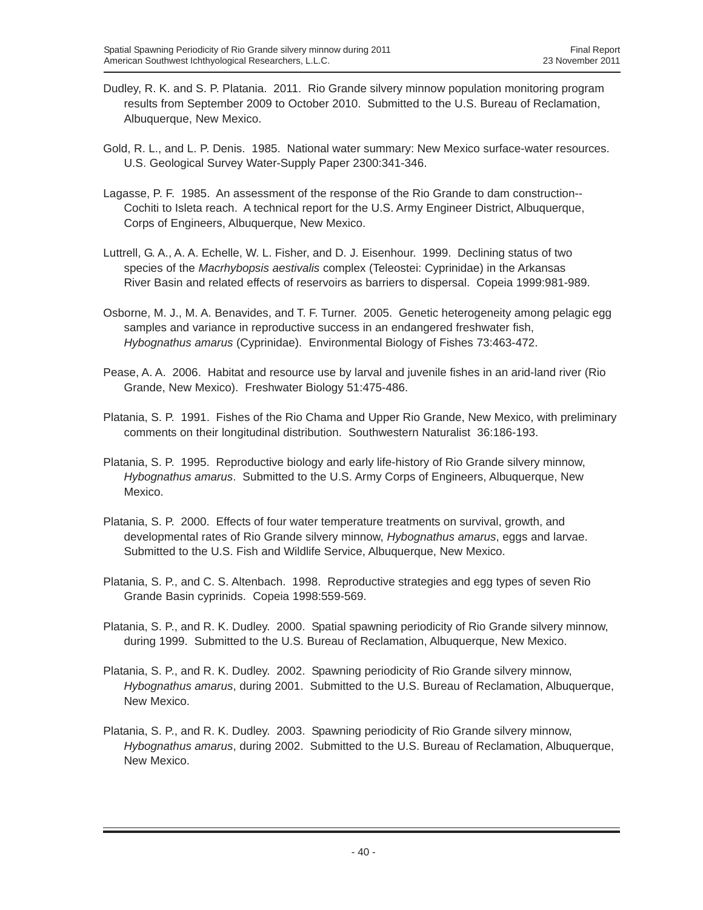Dudley, R. K. and S. P. Platania. 2011. Rio Grande silvery minnow population monitoring program results from September 2009 to October 2010. Submitted to the U.S. Bureau of Reclamation, Albuquerque, New Mexico.

Gold, R. L., and L. P. Denis. 1985. National water summary: New Mexico surface-water resources. U.S. Geological Survey Water-Supply Paper 2300:341-346.

Lagasse, P. F. 1985. An assessment of the response of the Rio Grande to dam construction--Cochiti to Isleta reach. A technical report for the U.S. Army Engineer District, Albuquerque, Corps of Engineers, Albuquerque, New Mexico.

Luttrell, G. A., A. A. Echelle, W. L. Fisher, and D. J. Eisenhour. 1999. Declining status of two species of the *Macrhybopsis aestivalis* complex (Teleostei: Cyprinidae) in the Arkansas River Basin and related effects of reservoirs as barriers to dispersal. Copeia 1999:981-989.

Osborne, M. J., M. A. Benavides, and T. F. Turner. 2005. Genetic heterogeneity among pelagic egg samples and variance in reproductive success in an endangered freshwater fish, *Hybognathus amarus* (Cyprinidae). Environmental Biology of Fishes 73:463-472.

Pease, A. A. 2006. Habitat and resource use by larval and juvenile fishes in an arid-land river (Rio Grande, New Mexico). Freshwater Biology 51:475-486.

Platania, S. P. 1991. Fishes of the Rio Chama and Upper Rio Grande, New Mexico, with preliminary comments on their longitudinal distribution. Southwestern Naturalist 36:186-193.

Platania, S. P. 1995. Reproductive biology and early life-history of Rio Grande silvery minnow, *Hybognathus amarus*. Submitted to the U.S. Army Corps of Engineers, Albuquerque, New Mexico.

Platania, S. P. 2000. Effects of four water temperature treatments on survival, growth, and developmental rates of Rio Grande silvery minnow, *Hybognathus amarus*, eggs and larvae. Submitted to the U.S. Fish and Wildlife Service, Albuquerque, New Mexico.

Platania, S. P., and C. S. Altenbach. 1998. Reproductive strategies and egg types of seven Rio Grande Basin cyprinids. Copeia 1998:559-569.

Platania, S. P., and R. K. Dudley. 2000. Spatial spawning periodicity of Rio Grande silvery minnow, during 1999. Submitted to the U.S. Bureau of Reclamation, Albuquerque, New Mexico.

Platania, S. P., and R. K. Dudley. 2002. Spawning periodicity of Rio Grande silvery minnow, *Hybognathus amarus*, during 2001. Submitted to the U.S. Bureau of Reclamation, Albuquerque, New Mexico.

Platania, S. P., and R. K. Dudley. 2003. Spawning periodicity of Rio Grande silvery minnow, *Hybognathus amarus*, during 2002. Submitted to the U.S. Bureau of Reclamation, Albuquerque, New Mexico.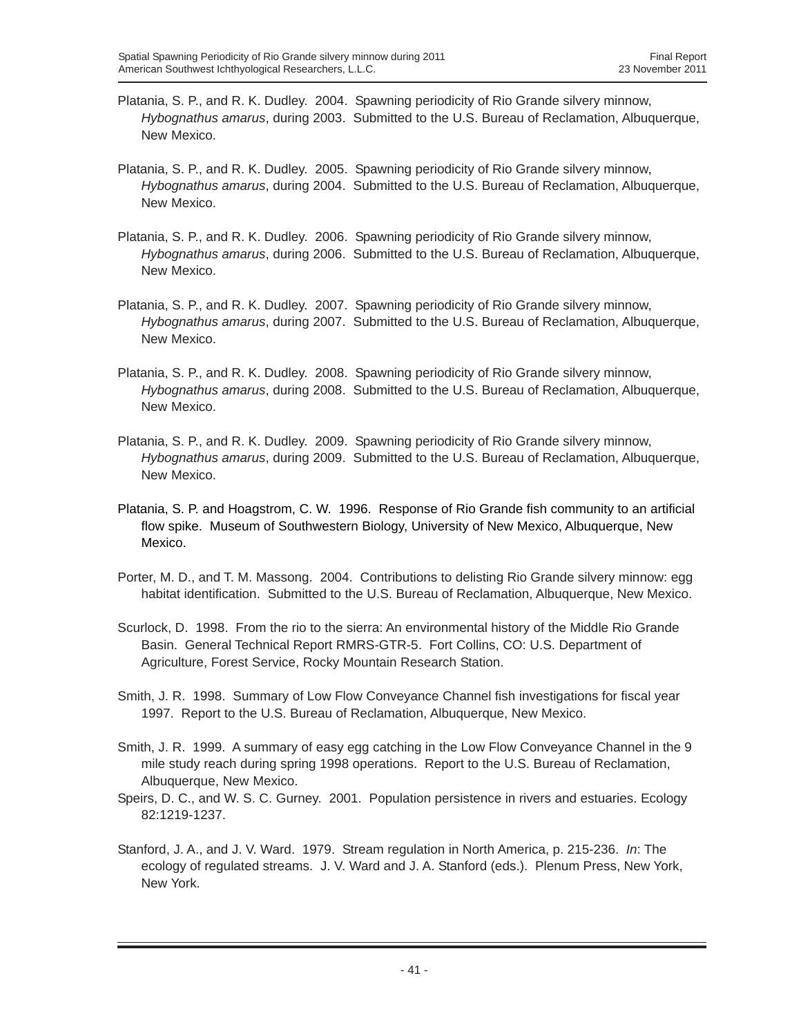Platania, S. P., and R. K. Dudley. 2004. Spawning periodicity of Rio Grande silvery minnow, *Hybognathus amarus*, during 2003. Submitted to the U.S. Bureau of Reclamation, Albuquerque, New Mexico.

Platania, S. P., and R. K. Dudley. 2005. Spawning periodicity of Rio Grande silvery minnow, *Hybognathus amarus*, during 2004. Submitted to the U.S. Bureau of Reclamation, Albuquerque, New Mexico.

Platania, S. P., and R. K. Dudley. 2006. Spawning periodicity of Rio Grande silvery minnow, *Hybognathus amarus*, during 2006. Submitted to the U.S. Bureau of Reclamation, Albuquerque, New Mexico.

Platania, S. P., and R. K. Dudley. 2007. Spawning periodicity of Rio Grande silvery minnow, *Hybognathus amarus*, during 2007. Submitted to the U.S. Bureau of Reclamation, Albuquerque, New Mexico.

Platania, S. P., and R. K. Dudley. 2008. Spawning periodicity of Rio Grande silvery minnow, *Hybognathus amarus*, during 2008. Submitted to the U.S. Bureau of Reclamation, Albuquerque, New Mexico.

Platania, S. P., and R. K. Dudley. 2009. Spawning periodicity of Rio Grande silvery minnow, *Hybognathus amarus*, during 2009. Submitted to the U.S. Bureau of Reclamation, Albuquerque, New Mexico.

Platania, S. P. and Hoagstrom, C. W. 1996. Response of Rio Grande fish community to an artificial flow spike. Museum of Southwestern Biology, University of New Mexico, Albuquerque, New Mexico.

Porter, M. D., and T. M. Massong. 2004. Contributions to delisting Rio Grande silvery minnow: egg habitat identification. Submitted to the U.S. Bureau of Reclamation, Albuquerque, New Mexico.

Scurlock, D. 1998. From the rio to the sierra: An environmental history of the Middle Rio Grande Basin. General Technical Report RMRS-GTR-5. Fort Collins, CO: U.S. Department of Agriculture, Forest Service, Rocky Mountain Research Station.

Smith, J. R. 1998. Summary of Low Flow Conveyance Channel fish investigations for fiscal year 1997. Report to the U.S. Bureau of Reclamation, Albuquerque, New Mexico.

Smith, J. R. 1999. A summary of easy egg catching in the Low Flow Conveyance Channel in the 9 mile study reach during spring 1998 operations. Report to the U.S. Bureau of Reclamation, Albuquerque, New Mexico.

Speirs, D. C., and W. S. C. Gurney. 2001. Population persistence in rivers and estuaries. Ecology 82:1219-1237.

Stanford, J. A., and J. V. Ward. 1979. Stream regulation in North America, p. 215-236. *In*: The ecology of regulated streams. J. V. Ward and J. A. Stanford (eds.). Plenum Press, New York, New York.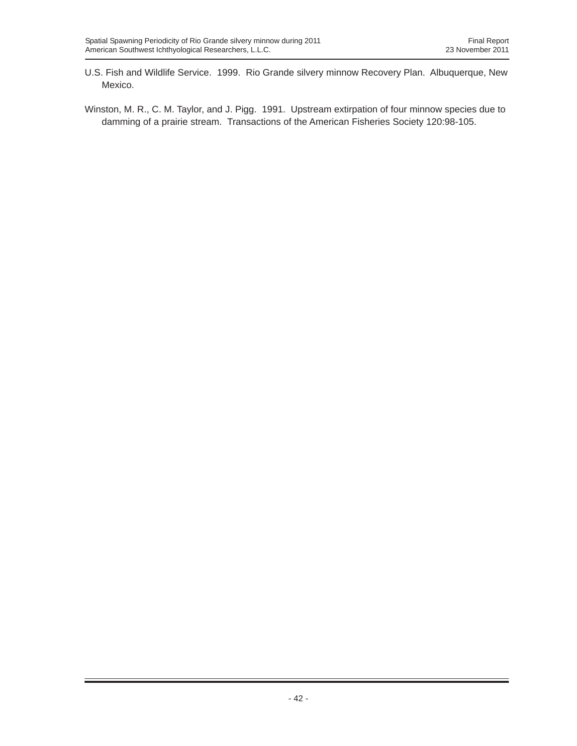U.S. Fish and Wildlife Service. 1999. Rio Grande silvery minnow Recovery Plan. Albuquerque, New Mexico.

Winston, M. R., C. M. Taylor, and J. Pigg. 1991. Upstream extirpation of four minnow species due to damming of a prairie stream. Transactions of the American Fisheries Society 120:98-105.